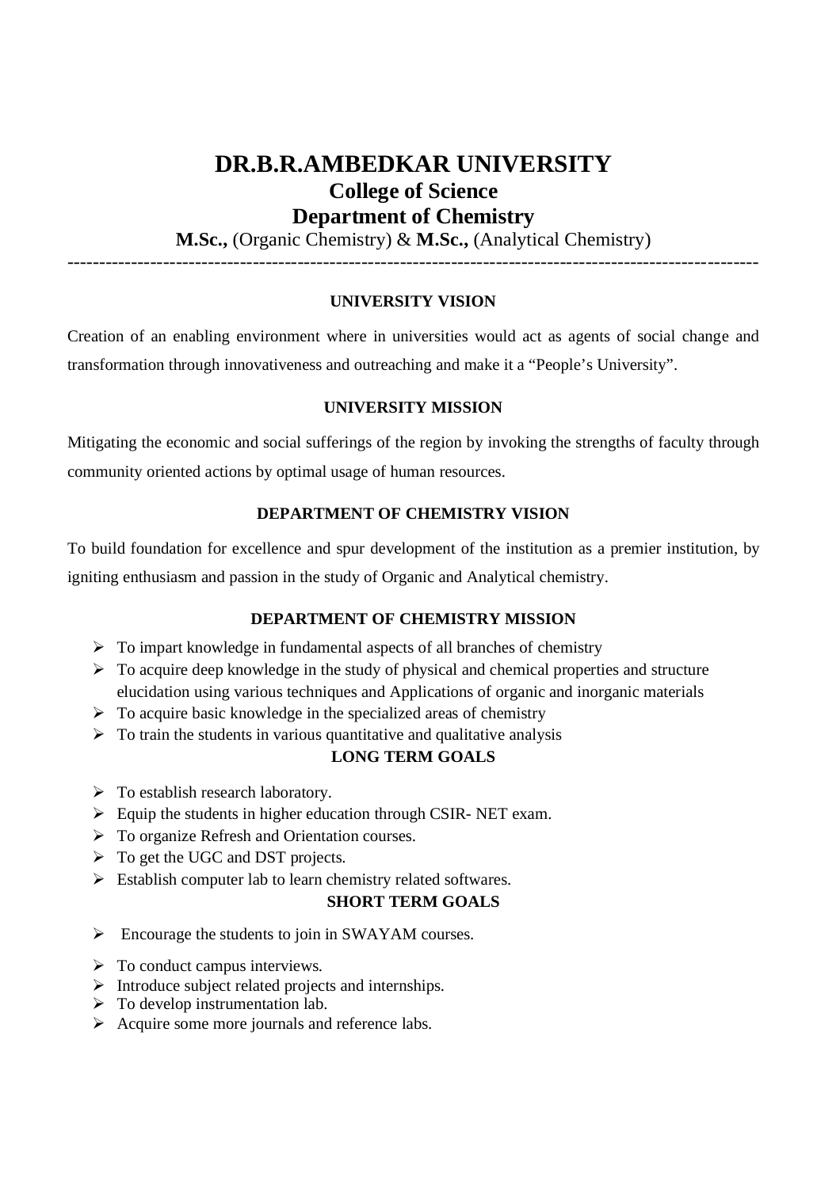# DR.B.R.AMBEDKAR UNIVERSITY

## College of Science

## Department of Chemistry

**M.Sc.,** (Organic Chemistry) & **M.Sc.,** (Analytical Chemistry)

---

### UNIVERSITY VISION

Creation of an enabling environment where in universities would act as agents of social change and transformation through innovativeness and outreaching and make it a "People's University".

### UNIVERSITY MISSION

Mitigating the economic and social sufferings of the region by invoking the strengths of faculty through community oriented actions by optimal usage of human resources.

### DEPARTMENT OF CHEMISTRY VISION

To build foundation for excellence and spur development of the institution as a premier institution, by igniting enthusiasm and passion in the study of Organic and Analytical chemistry.

### DEPARTMENT OF CHEMISTRY MISSION

- To impart knowledge in fundamental aspects of all branches of chemistry
- To acquire deep knowledge in the study of physical and chemical properties and structure elucidation using various techniques and Applications of organic and inorganic materials
- To acquire basic knowledge in the specialized areas of chemistry
- To train the students in various quantitative and qualitative analysis

### LONG TERM GOALS

- To establish research laboratory.
- Equip the students in higher education through CSIR- NET exam.
- To organize Refresh and Orientation courses.
- To get the UGC and DST projects.
- Establish computer lab to learn chemistry related softwares.

### SHORT TERM GOALS

- Encourage the students to join in SWAYAM courses.
- To conduct campus interviews.
- Introduce subject related projects and internships.
- To develop instrumentation lab.
- Acquire some more journals and reference labs.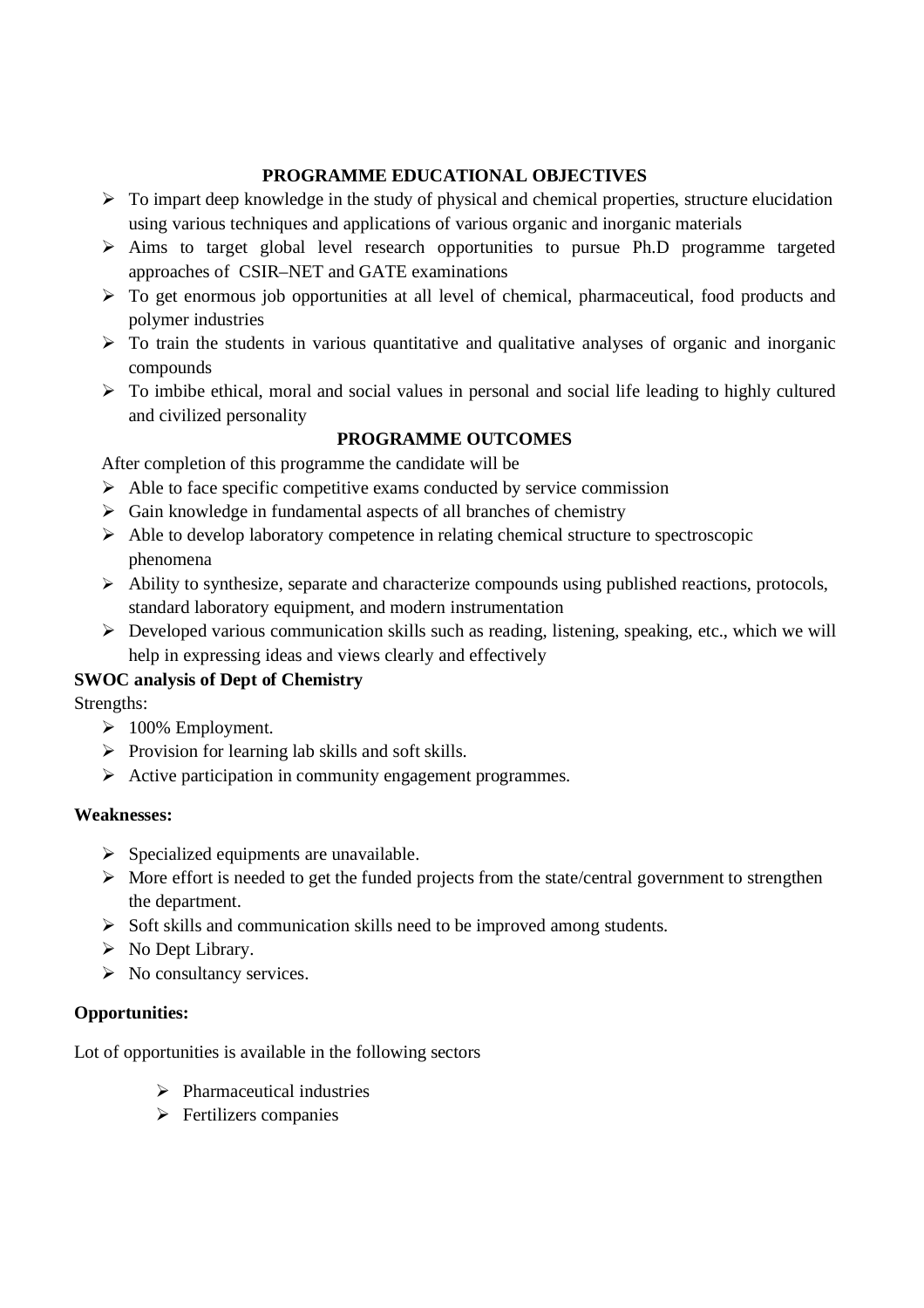## PROGRAMME EDUCATIONAL OBJECTIVES

- To impart deep knowledge in the study of physical and chemical properties, structure elucidation using various techniques and applications of various organic and inorganic materials
- Aims to target global level research opportunities to pursue Ph.D programme targeted approaches of CSIR–NET and GATE examinations
- To get enormous job opportunities at all level of chemical, pharmaceutical, food products and polymer industries
- To train the students in various quantitative and qualitative analyses of organic and inorganic compounds
- To imbibe ethical, moral and social values in personal and social life leading to highly cultured and civilized personality

## PROGRAMME OUTCOMES

After completion of this programme the candidate will be

- Able to face specific competitive exams conducted by service commission
- Gain knowledge in fundamental aspects of all branches of chemistry
- Able to develop laboratory competence in relating chemical structure to spectroscopic phenomena
- Ability to synthesize, separate and characterize compounds using published reactions, protocols, standard laboratory equipment, and modern instrumentation
- Developed various communication skills such as reading, listening, speaking, etc., which we will help in expressing ideas and views clearly and effectively

**SWOC analysis of Dept of Chemistry**

Strengths:

- 100% Employment.
- Provision for learning lab skills and soft skills.
- Active participation in community engagement programmes.

**Weaknesses:**

- Specialized equipments are unavailable.
- More effort is needed to get the funded projects from the state/central government to strengthen the department.
- Soft skills and communication skills need to be improved among students.
- No Dept Library.
- No consultancy services.

**Opportunities:**

Lot of opportunities is available in the following sectors

- Pharmaceutical industries
- Fertilizers companies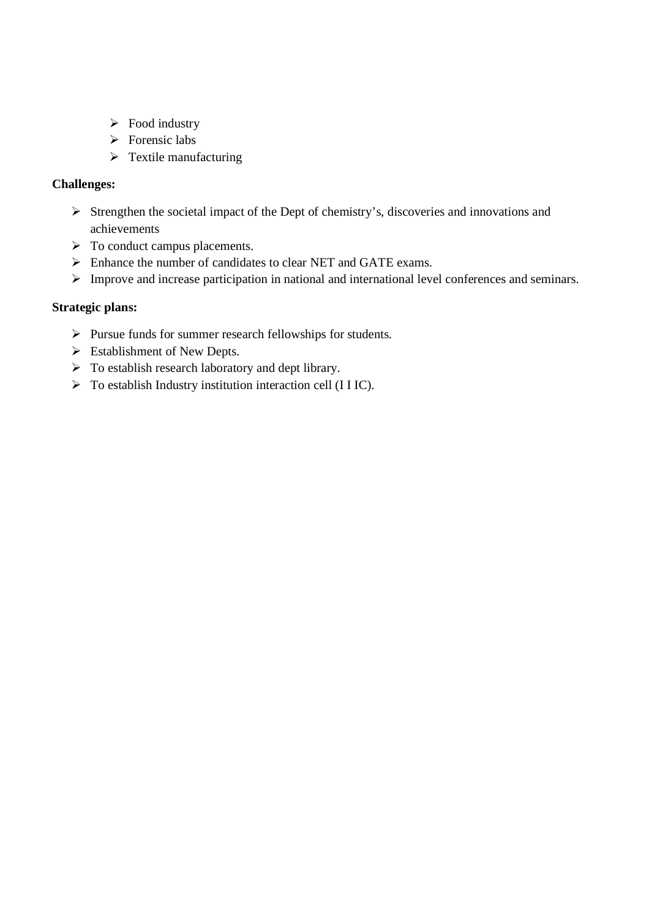- Food industry
- Forensic labs
- Textile manufacturing

**Challenges:**

- Strengthen the societal impact of the Dept of chemistry's, discoveries and innovations and achievements
- To conduct campus placements.
- Enhance the number of candidates to clear NET and GATE exams.
- Improve and increase participation in national and international level conferences and seminars.

**Strategic plans:**

- Pursue funds for summer research fellowships for students.
- Establishment of New Depts.
- To establish research laboratory and dept library.
- To establish Industry institution interaction cell (I I IC).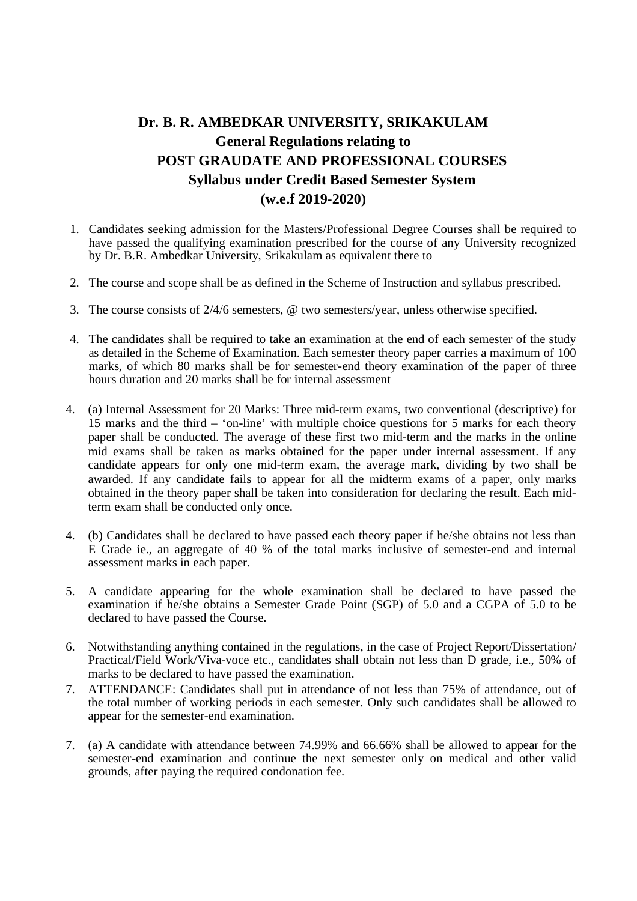# Dr. B. R. AMBEDKAR UNIVERSITY, SRIKAKULAM

## General Regulations relating to

## POST GRAUDATE AND PROFESSIONAL COURSES

## Syllabus under Credit Based Semester System

## (w.e.f 2019-2020)

1. Candidates seeking admission for the Masters/Professional Degree Courses shall be required to have passed the qualifying examination prescribed for the course of any University recognized by Dr. B.R. Ambedkar University, Srikakulam as equivalent there to

2. The course and scope shall be as defined in the Scheme of Instruction and syllabus prescribed.

3. The course consists of 2/4/6 semesters, @ two semesters/year, unless otherwise specified.

4. The candidates shall be required to take an examination at the end of each semester of the study as detailed in the Scheme of Examination. Each semester theory paper carries a maximum of 100 marks, of which 80 marks shall be for semester-end theory examination of the paper of three hours duration and 20 marks shall be for internal assessment

4. (a) Internal Assessment for 20 Marks: Three mid-term exams, two conventional (descriptive) for 15 marks and the third – 'on-line' with multiple choice questions for 5 marks for each theory paper shall be conducted. The average of these first two mid-term and the marks in the online mid exams shall be taken as marks obtained for the paper under internal assessment. If any candidate appears for only one mid-term exam, the average mark, dividing by two shall be awarded. If any candidate fails to appear for all the midterm exams of a paper, only marks obtained in the theory paper shall be taken into consideration for declaring the result. Each mid-term exam shall be conducted only once.

4. (b) Candidates shall be declared to have passed each theory paper if he/she obtains not less than E Grade ie., an aggregate of 40 % of the total marks inclusive of semester-end and internal assessment marks in each paper.

5. A candidate appearing for the whole examination shall be declared to have passed the examination if he/she obtains a Semester Grade Point (SGP) of 5.0 and a CGPA of 5.0 to be declared to have passed the Course.

6. Notwithstanding anything contained in the regulations, in the case of Project Report/Dissertation/ Practical/Field Work/Viva-voce etc., candidates shall obtain not less than D grade, i.e., 50% of marks to be declared to have passed the examination.

7. ATTENDANCE: Candidates shall put in attendance of not less than 75% of attendance, out of the total number of working periods in each semester. Only such candidates shall be allowed to appear for the semester-end examination.

7. (a) A candidate with attendance between 74.99% and 66.66% shall be allowed to appear for the semester-end examination and continue the next semester only on medical and other valid grounds, after paying the required condonation fee.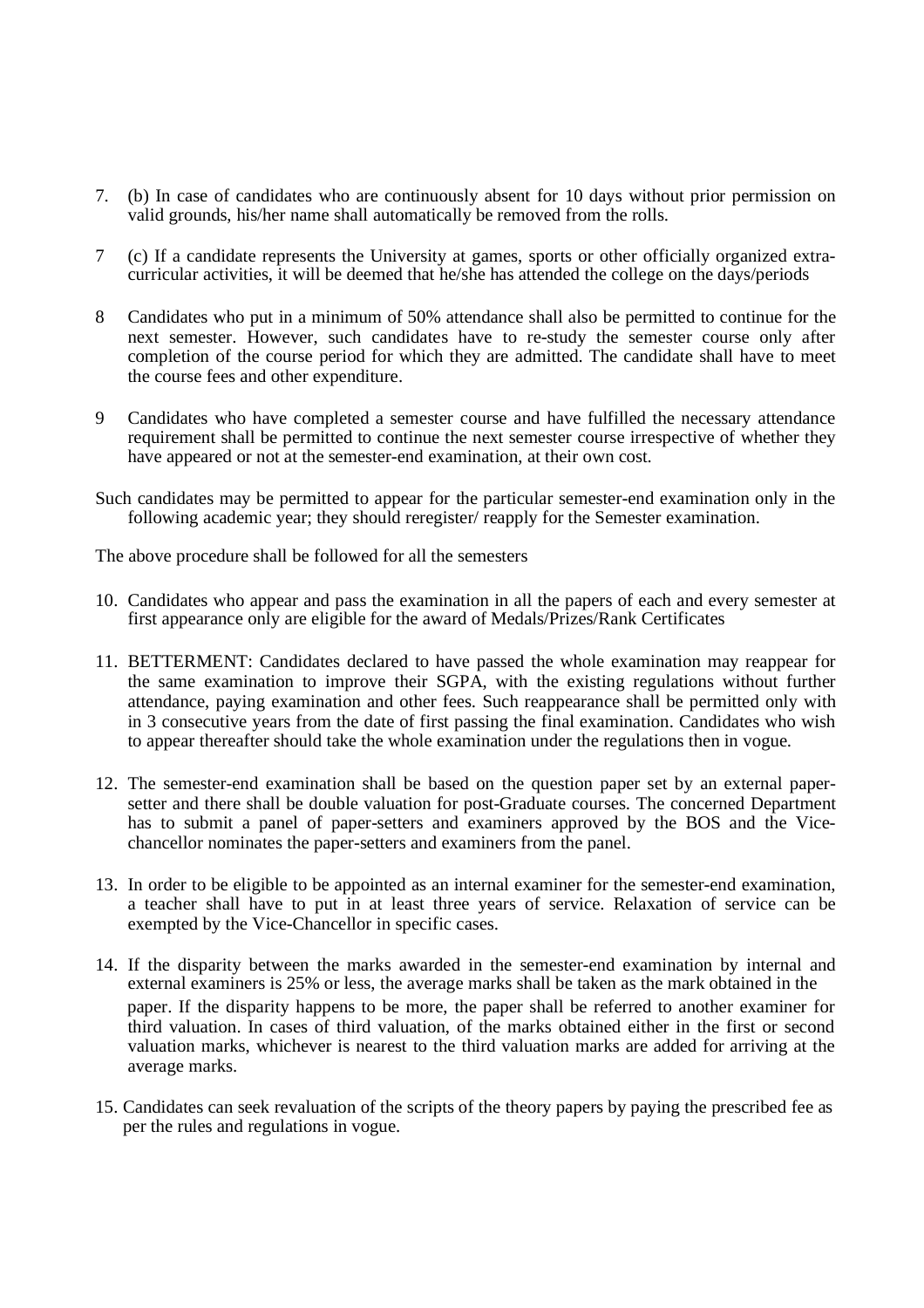7. (b) In case of candidates who are continuously absent for 10 days without prior permission on valid grounds, his/her name shall automatically be removed from the rolls.

7 (c) If a candidate represents the University at games, sports or other officially organized extra-curricular activities, it will be deemed that he/she has attended the college on the days/periods

8 Candidates who put in a minimum of 50% attendance shall also be permitted to continue for the next semester. However, such candidates have to re-study the semester course only after completion of the course period for which they are admitted. The candidate shall have to meet the course fees and other expenditure.

9 Candidates who have completed a semester course and have fulfilled the necessary attendance requirement shall be permitted to continue the next semester course irrespective of whether they have appeared or not at the semester-end examination, at their own cost.

Such candidates may be permitted to appear for the particular semester-end examination only in the following academic year; they should reregister/ reapply for the Semester examination.

The above procedure shall be followed for all the semesters

10. Candidates who appear and pass the examination in all the papers of each and every semester at first appearance only are eligible for the award of Medals/Prizes/Rank Certificates

11. BETTERMENT: Candidates declared to have passed the whole examination may reappear for the same examination to improve their SGPA, with the existing regulations without further attendance, paying examination and other fees. Such reappearance shall be permitted only with in 3 consecutive years from the date of first passing the final examination. Candidates who wish to appear thereafter should take the whole examination under the regulations then in vogue.

12. The semester-end examination shall be based on the question paper set by an external paper-setter and there shall be double valuation for post-Graduate courses. The concerned Department has to submit a panel of paper-setters and examiners approved by the BOS and the Vice-chancellor nominates the paper-setters and examiners from the panel.

13. In order to be eligible to be appointed as an internal examiner for the semester-end examination, a teacher shall have to put in at least three years of service. Relaxation of service can be exempted by the Vice-Chancellor in specific cases.

14. If the disparity between the marks awarded in the semester-end examination by internal and external examiners is 25% or less, the average marks shall be taken as the mark obtained in the paper. If the disparity happens to be more, the paper shall be referred to another examiner for third valuation. In cases of third valuation, of the marks obtained either in the first or second valuation marks, whichever is nearest to the third valuation marks are added for arriving at the average marks.

15. Candidates can seek revaluation of the scripts of the theory papers by paying the prescribed fee as per the rules and regulations in vogue.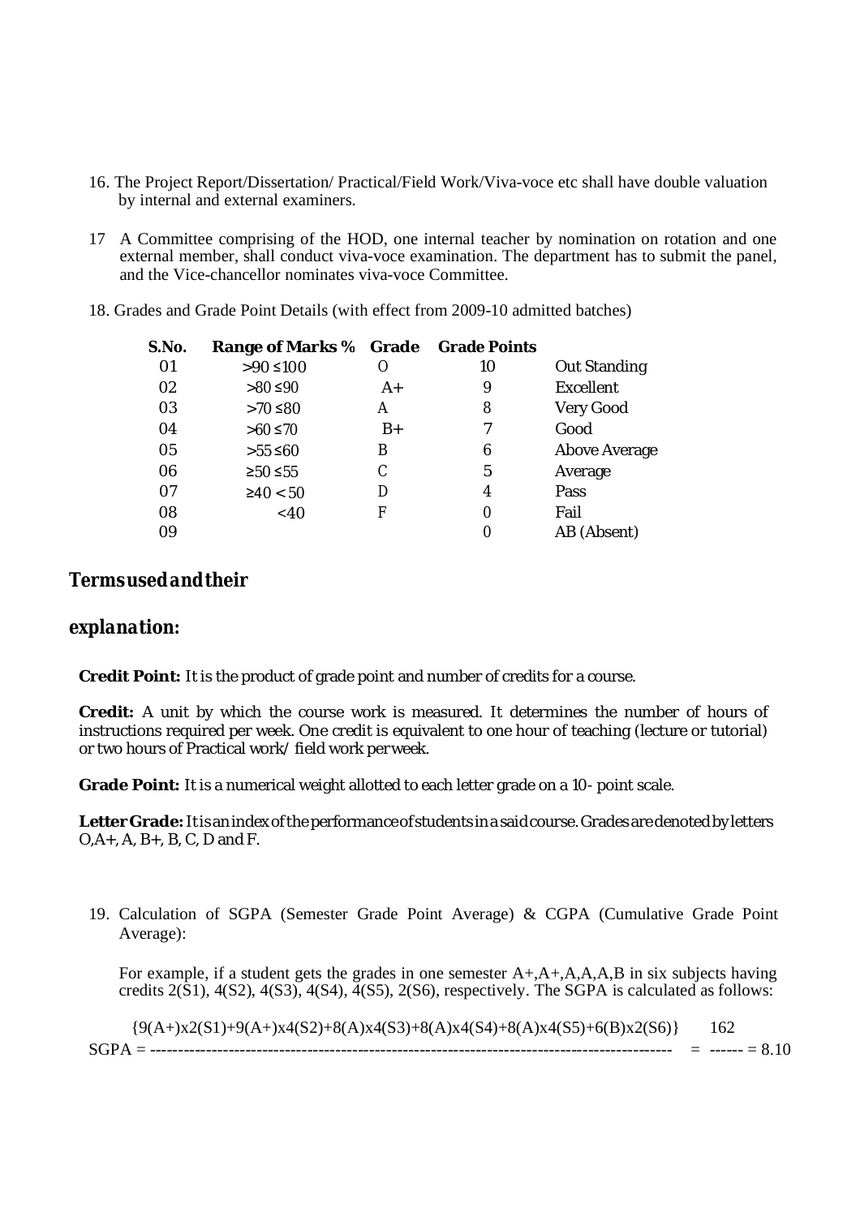16. The Project Report/Dissertation/ Practical/Field Work/Viva-voce etc shall have double valuation by internal and external examiners.

17 A Committee comprising of the HOD, one internal teacher by nomination on rotation and one external member, shall conduct viva-voce examination. The department has to submit the panel, and the Vice-chancellor nominates viva-voce Committee.

18. Grades and Grade Point Details (with effect from 2009-10 admitted batches)

| S.No. | Range of Marks % | Grade | Grade Points | |
|---|---|---|---|---|
| 01 | >90 ≤100 | O | 10 | Out Standing |
| 02 | >80 ≤90 | A+ | 9 | Excellent |
| 03 | >70 ≤80 | A | 8 | Very Good |
| 04 | >60 ≤70 | B+ | 7 | Good |
| 05 | >55 ≤60 | B | 6 | Above Average |
| 06 | ≥50 ≤55 | C | 5 | Average |
| 07 | ≥40 < 50 | D | 4 | Pass |
| 08 | <40 | F | 0 | Fail |
| 09 | | | 0 | AB (Absent) |

## *Terms used and their explanation:*

**Credit Point:** It is the product of grade point and number of credits for a course.

**Credit:** A unit by which the course work is measured. It determines the number of hours of instructions required per week. One credit is equivalent to one hour of teaching (lecture or tutorial) or two hours of Practical work/ field work per week.

**Grade Point:** It is a numerical weight allotted to each letter grade on a 10- point scale.

**Letter Grade:** It is an index of the performance of students in a said course. Grades are denoted by letters O,A+, A, B+, B, C, D and F.

19. Calculation of SGPA (Semester Grade Point Average) & CGPA (Cumulative Grade Point Average):

For example, if a student gets the grades in one semester A+,A+,A,A,A,B in six subjects having credits 2(S1), 4(S2), 4(S3), 4(S4), 4(S5), 2(S6), respectively. The SGPA is calculated as follows:

$$SGPA = \frac{\{9(A+)x2(S1)+9(A+)x4(S2)+8(A)x4(S3)+8(A)x4(S4)+8(A)x4(S5)+6(B)x2(S6)\}}{} = \frac{162}{} = 8.10$$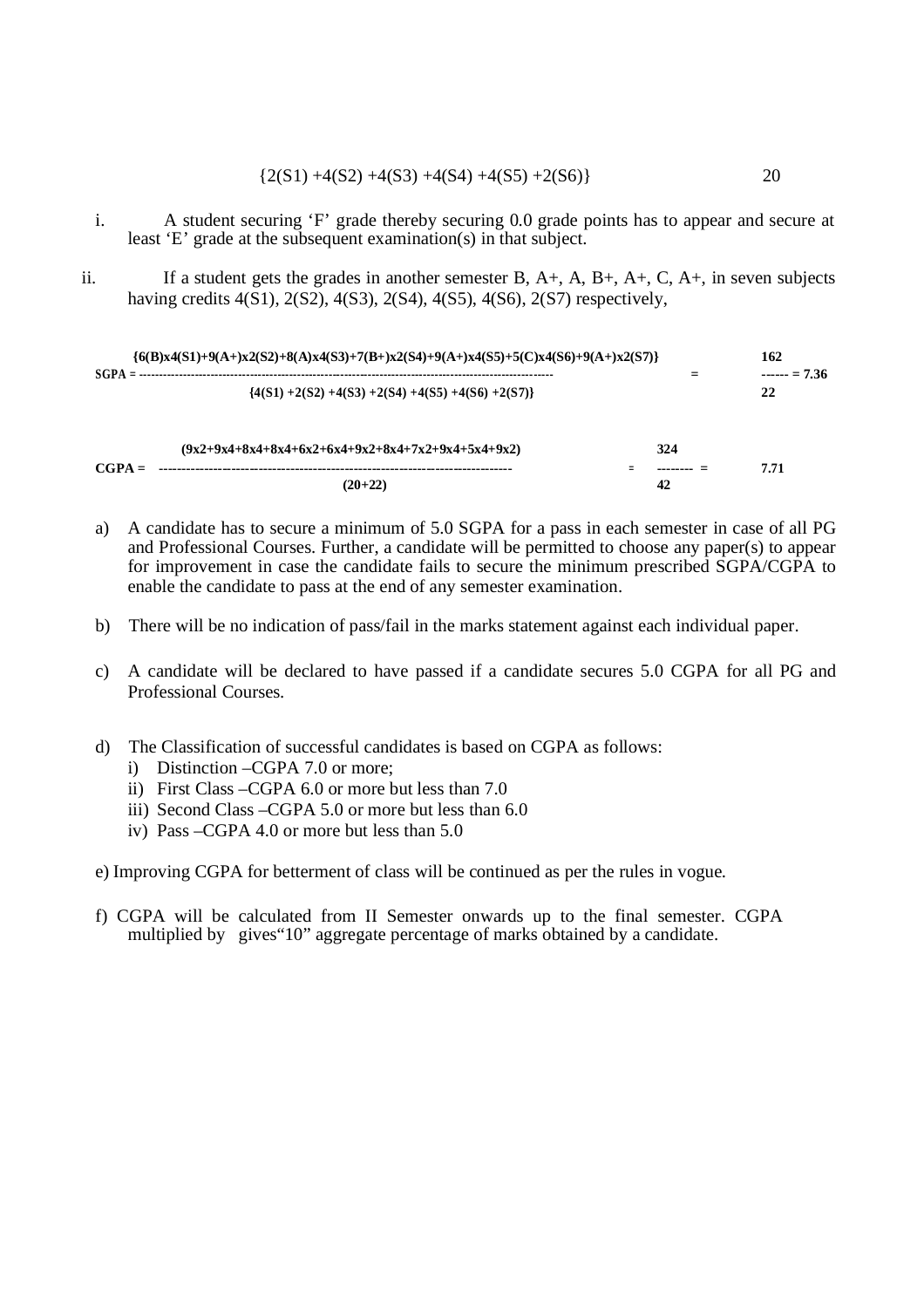$$\{2(S1) + 4(S2) + 4(S3) + 4(S4) + 4(S5) + 2(S6)\} \qquad 20$$

i. A student securing 'F' grade thereby securing 0.0 grade points has to appear and secure at least 'E' grade at the subsequent examination(s) in that subject.

ii. If a student gets the grades in another semester B, A+, A, B+, A+, C, A+, in seven subjects having credits 4(S1), 2(S2), 4(S3), 2(S4), 4(S5), 4(S6), 2(S7) respectively,

$$\text{SGPA} = \frac{\{6(B)x4(S1)+9(A+)x2(S2)+8(A)x4(S3)+7(B+)x2(S4)+9(A+)x4(S5)+5(C)x4(S6)+9(A+)x2(S7)\}}{\{4(S1)+2(S2)+4(S3)+2(S4)+4(S5)+4(S6)+2(S7)\}} = \frac{162}{22} = 7.36$$

$$\text{CGPA} = \frac{(9x2+9x4+8x4+8x4+6x2+6x4+9x2+8x4+7x2+9x4+5x4+9x2)}{(20+22)} = \frac{324}{42} = 7.71$$

a) A candidate has to secure a minimum of 5.0 SGPA for a pass in each semester in case of all PG and Professional Courses. Further, a candidate will be permitted to choose any paper(s) to appear for improvement in case the candidate fails to secure the minimum prescribed SGPA/CGPA to enable the candidate to pass at the end of any semester examination.

b) There will be no indication of pass/fail in the marks statement against each individual paper.

c) A candidate will be declared to have passed if a candidate secures 5.0 CGPA for all PG and Professional Courses.

d) The Classification of successful candidates is based on CGPA as follows:
   - i) Distinction –CGPA 7.0 or more;
   - ii) First Class –CGPA 6.0 or more but less than 7.0
   - iii) Second Class –CGPA 5.0 or more but less than 6.0
   - iv) Pass –CGPA 4.0 or more but less than 5.0

e) Improving CGPA for betterment of class will be continued as per the rules in vogue.

f) CGPA will be calculated from II Semester onwards up to the final semester. CGPA multiplied by gives"10" aggregate percentage of marks obtained by a candidate.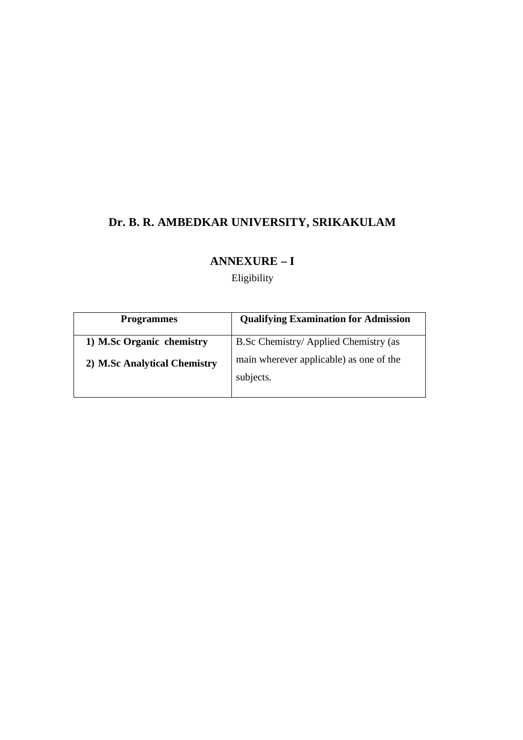# Dr. B. R. AMBEDKAR UNIVERSITY, SRIKAKULAM

## ANNEXURE – I

Eligibility

| Programmes | Qualifying Examination for Admission |
|---|---|
| **1) M.Sc Organic chemistry**<br>**2) M.Sc Analytical Chemistry** | B.Sc Chemistry/ Applied Chemistry (as main wherever applicable) as one of the subjects. |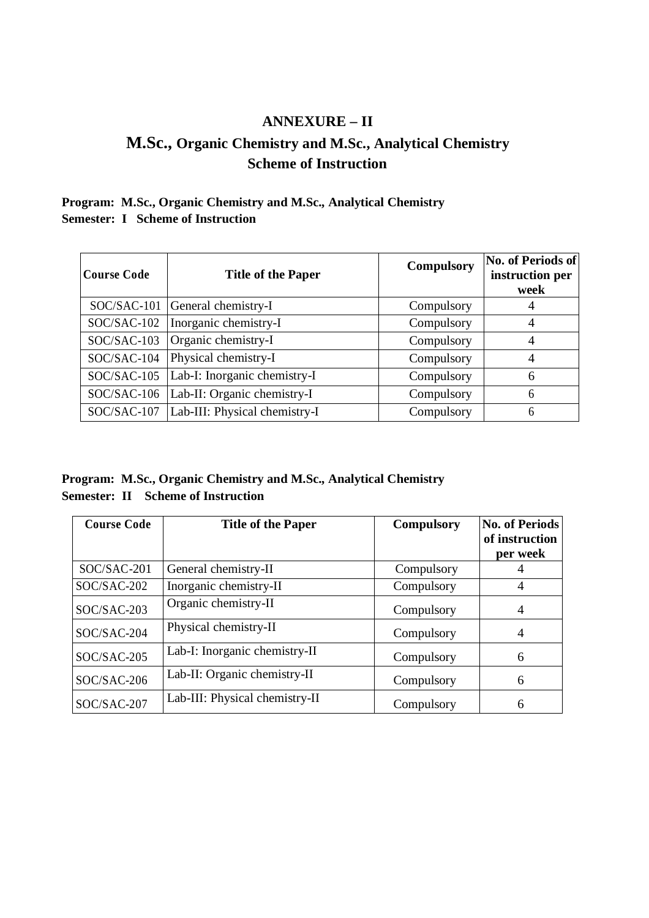# ANNEXURE – II

## M.Sc., Organic Chemistry and M.Sc., Analytical Chemistry

## Scheme of Instruction

**Program: M.Sc., Organic Chemistry and M.Sc., Analytical Chemistry**
**Semester: I Scheme of Instruction**

| Course Code | Title of the Paper | Compulsory | No. of Periods of instruction per week |
|---|---|---|---|
| SOC/SAC-101 | General chemistry-I | Compulsory | 4 |
| SOC/SAC-102 | Inorganic chemistry-I | Compulsory | 4 |
| SOC/SAC-103 | Organic chemistry-I | Compulsory | 4 |
| SOC/SAC-104 | Physical chemistry-I | Compulsory | 4 |
| SOC/SAC-105 | Lab-I: Inorganic chemistry-I | Compulsory | 6 |
| SOC/SAC-106 | Lab-II: Organic chemistry-I | Compulsory | 6 |
| SOC/SAC-107 | Lab-III: Physical chemistry-I | Compulsory | 6 |

**Program: M.Sc., Organic Chemistry and M.Sc., Analytical Chemistry**
**Semester: II Scheme of Instruction**

| Course Code | Title of the Paper | Compulsory | No. of Periods of instruction per week |
|---|---|---|---|
| SOC/SAC-201 | General chemistry-II | Compulsory | 4 |
| SOC/SAC-202 | Inorganic chemistry-II | Compulsory | 4 |
| SOC/SAC-203 | Organic chemistry-II | Compulsory | 4 |
| SOC/SAC-204 | Physical chemistry-II | Compulsory | 4 |
| SOC/SAC-205 | Lab-I: Inorganic chemistry-II | Compulsory | 6 |
| SOC/SAC-206 | Lab-II: Organic chemistry-II | Compulsory | 6 |
| SOC/SAC-207 | Lab-III: Physical chemistry-II | Compulsory | 6 |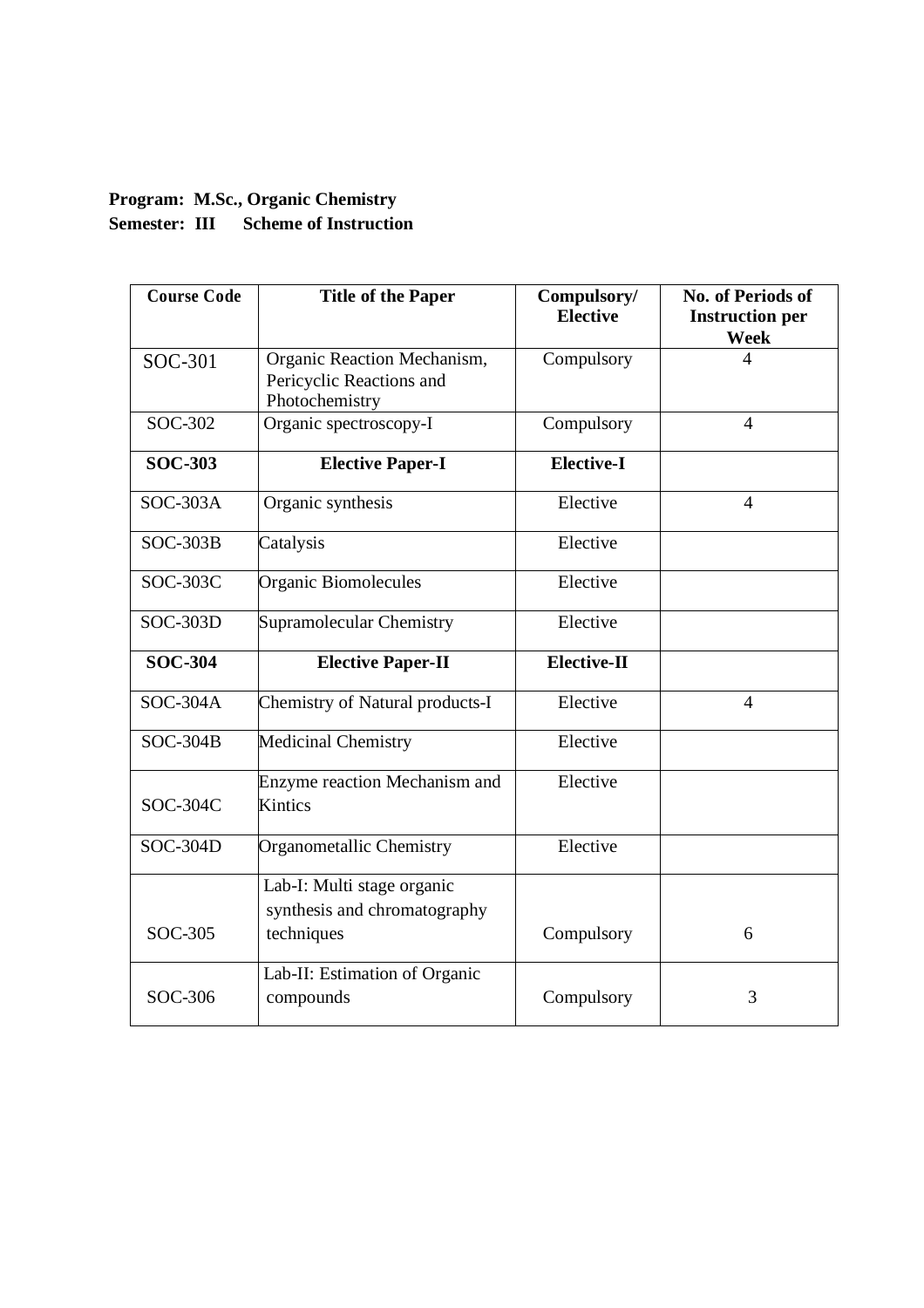**Program: M.Sc., Organic Chemistry**
**Semester: III Scheme of Instruction**

| Course Code | Title of the Paper | Compulsory/ Elective | No. of Periods of Instruction per Week |
|---|---|---|---|
| SOC-301 | Organic Reaction Mechanism, Pericyclic Reactions and Photochemistry | Compulsory | 4 |
| SOC-302 | Organic spectroscopy-I | Compulsory | 4 |
| **SOC-303** | **Elective Paper-I** | **Elective-I** | |
| SOC-303A | Organic synthesis | Elective | 4 |
| SOC-303B | Catalysis | Elective | |
| SOC-303C | Organic Biomolecules | Elective | |
| SOC-303D | Supramolecular Chemistry | Elective | |
| **SOC-304** | **Elective Paper-II** | **Elective-II** | |
| SOC-304A | Chemistry of Natural products-I | Elective | 4 |
| SOC-304B | Medicinal Chemistry | Elective | |
| SOC-304C | Enzyme reaction Mechanism and Kintics | Elective | |
| SOC-304D | Organometallic Chemistry | Elective | |
| SOC-305 | Lab-I: Multi stage organic synthesis and chromatography techniques | Compulsory | 6 |
| SOC-306 | Lab-II: Estimation of Organic compounds | Compulsory | 3 |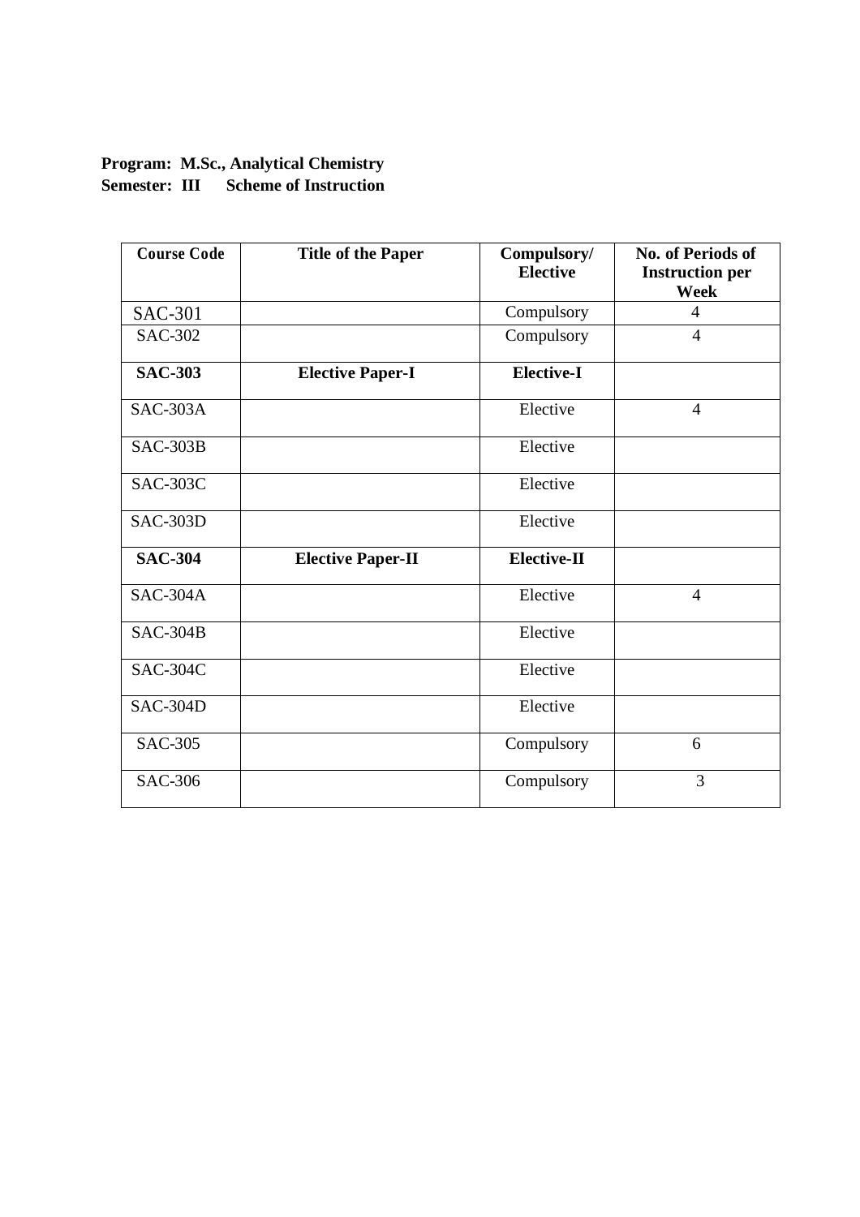**Program: M.Sc., Analytical Chemistry**
**Semester: III Scheme of Instruction**

| Course Code | Title of the Paper | Compulsory/ Elective | No. of Periods of Instruction per Week |
|---|---|---|---|
| SAC-301 | | Compulsory | 4 |
| SAC-302 | | Compulsory | 4 |
| **SAC-303** | **Elective Paper-I** | **Elective-I** | |
| SAC-303A | | Elective | 4 |
| SAC-303B | | Elective | |
| SAC-303C | | Elective | |
| SAC-303D | | Elective | |
| **SAC-304** | **Elective Paper-II** | **Elective-II** | |
| SAC-304A | | Elective | 4 |
| SAC-304B | | Elective | |
| SAC-304C | | Elective | |
| SAC-304D | | Elective | |
| SAC-305 | | Compulsory | 6 |
| SAC-306 | | Compulsory | 3 |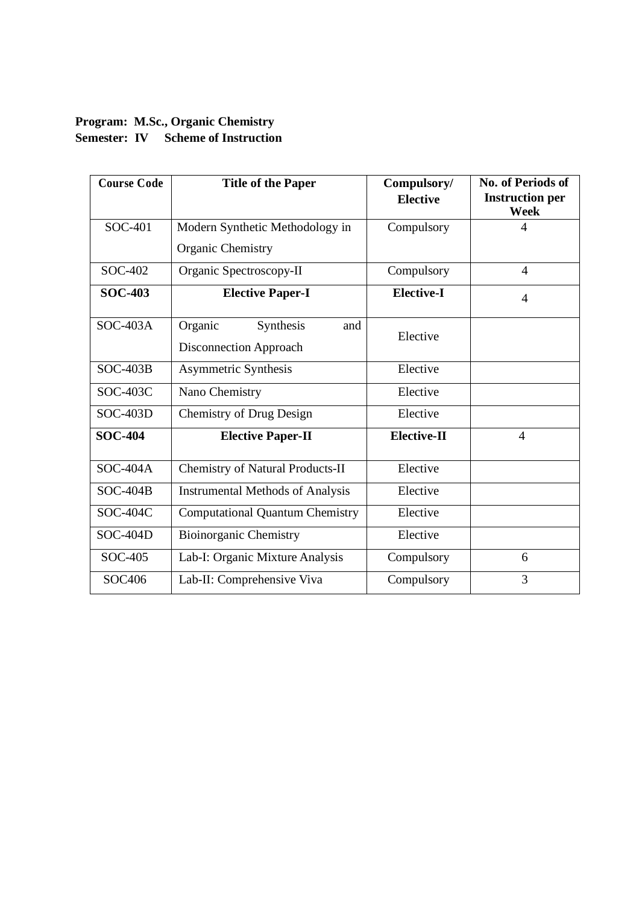**Program: M.Sc., Organic Chemistry**
**Semester: IV Scheme of Instruction**

| Course Code | Title of the Paper | Compulsory/ Elective | No. of Periods of Instruction per Week |
|---|---|---|---|
| SOC-401 | Modern Synthetic Methodology in Organic Chemistry | Compulsory | 4 |
| SOC-402 | Organic Spectroscopy-II | Compulsory | 4 |
| **SOC-403** | **Elective Paper-I** | **Elective-I** | 4 |
| SOC-403A | Organic Synthesis and Disconnection Approach | Elective | |
| SOC-403B | Asymmetric Synthesis | Elective | |
| SOC-403C | Nano Chemistry | Elective | |
| SOC-403D | Chemistry of Drug Design | Elective | |
| **SOC-404** | **Elective Paper-II** | **Elective-II** | 4 |
| SOC-404A | Chemistry of Natural Products-II | Elective | |
| SOC-404B | Instrumental Methods of Analysis | Elective | |
| SOC-404C | Computational Quantum Chemistry | Elective | |
| SOC-404D | Bioinorganic Chemistry | Elective | |
| SOC-405 | Lab-I: Organic Mixture Analysis | Compulsory | 6 |
| SOC406 | Lab-II: Comprehensive Viva | Compulsory | 3 |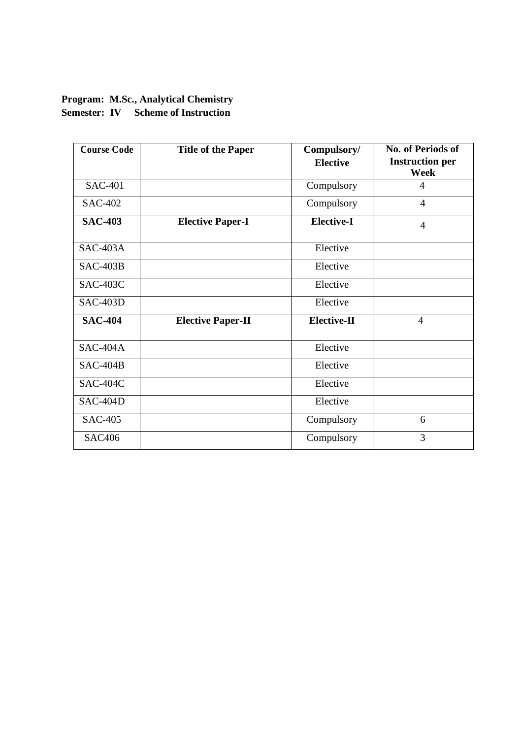**Program: M.Sc., Analytical Chemistry**
**Semester: IV Scheme of Instruction**

| Course Code | Title of the Paper | Compulsory/ Elective | No. of Periods of Instruction per Week |
|---|---|---|---|
| SAC-401 | | Compulsory | 4 |
| SAC-402 | | Compulsory | 4 |
| **SAC-403** | **Elective Paper-I** | **Elective-I** | 4 |
| SAC-403A | | Elective | |
| SAC-403B | | Elective | |
| SAC-403C | | Elective | |
| SAC-403D | | Elective | |
| **SAC-404** | **Elective Paper-II** | **Elective-II** | 4 |
| SAC-404A | | Elective | |
| SAC-404B | | Elective | |
| SAC-404C | | Elective | |
| SAC-404D | | Elective | |
| SAC-405 | | Compulsory | 6 |
| SAC406 | | Compulsory | 3 |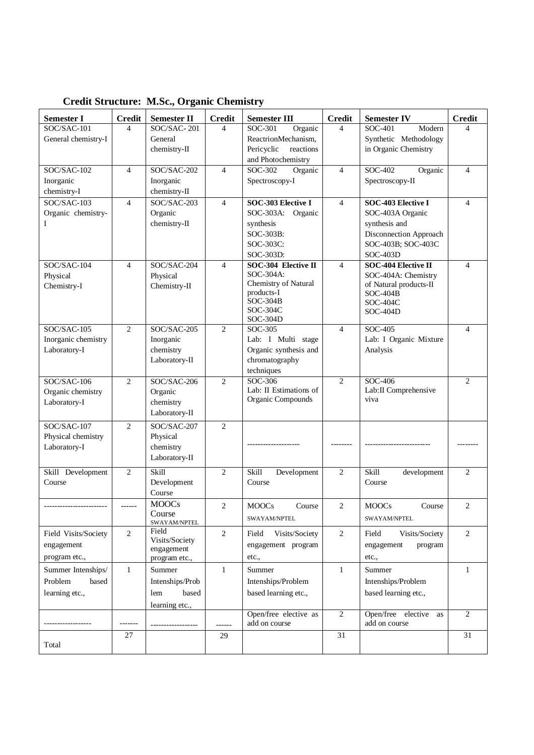### Credit Structure: M.Sc., Organic Chemistry

| Semester I | Credit | Semester II | Credit | Semester III | Credit | Semester IV | Credit |
|---|---|---|---|---|---|---|---|
| SOC/SAC-101 General chemistry-I | 4 | SOC/SAC- 201 General chemistry-II | 4 | SOC-301 Organic ReactrionMechanism, Pericyclic reactions and Photochemistry | 4 | SOC-401 Modern Synthetic Methodology in Organic Chemistry | 4 |
| SOC/SAC-102 Inorganic chemistry-I | 4 | SOC/SAC-202 Inorganic chemistry-II | 4 | SOC-302 Organic Spectroscopy-I | 4 | SOC-402 Organic Spectroscopy-II | 4 |
| SOC/SAC-103 Organic chemistry-I | 4 | SOC/SAC-203 Organic chemistry-II | 4 | **SOC-303 Elective I** SOC-303A: Organic synthesis SOC-303B: SOC-303C: SOC-303D: | 4 | **SOC-403 Elective I** SOC-403A Organic synthesis and Disconnection Approach SOC-403B; SOC-403C SOC-403D | 4 |
| SOC/SAC-104 Physical Chemistry-I | 4 | SOC/SAC-204 Physical Chemistry-II | 4 | **SOC-304 Elective II** SOC-304A: Chemistry of Natural products-I SOC-304B SOC-304C SOC-304D | 4 | **SOC-404 Elective II** SOC-404A: Chemistry of Natural products-II SOC-404B SOC-404C SOC-404D | 4 |
| SOC/SAC-105 Inorganic chemistry Laboratory-I | 2 | SOC/SAC-205 Inorganic chemistry Laboratory-II | 2 | SOC-305 Lab: I Multi stage Organic synthesis and chromatography techniques | 4 | SOC-405 Lab: I Organic Mixture Analysis | 4 |
| SOC/SAC-106 Organic chemistry Laboratory-I | 2 | SOC/SAC-206 Organic chemistry Laboratory-II | 2 | SOC-306 Lab: II Estimations of Organic Compounds | 2 | SOC-406 Lab:II Comprehensive viva | 2 |
| SOC/SAC-107 Physical chemistry Laboratory-I | 2 | SOC/SAC-207 Physical chemistry Laboratory-II | 2 | -------------------- | -------- | ------------------------- | -------- |
| Skill Development Course | 2 | Skill Development Course | 2 | Skill Development Course | 2 | Skill development Course | 2 |
| ------------------------ | ------ | MOOCs Course SWAYAM/NPTEL | 2 | MOOCs Course SWAYAM/NPTEL | 2 | MOOCs Course SWAYAM/NPTEL | 2 |
| Field Visits/Society engagement program etc., | 2 | Field Visits/Society engagement program etc., | 2 | Field Visits/Society engagement program etc., | 2 | Field Visits/Society engagement program etc., | 2 |
| Summer Intenships/ Problem based learning etc., | 1 | Summer Intenships/Problem based learning etc., | 1 | Summer Intenships/Problem based learning etc., | 1 | Summer Intenships/Problem based learning etc., | 1 |
| ------------------ | ------- | ------------------ | ------ | Open/free elective as add on course | 2 | Open/free elective as add on course | 2 |
| Total | 27 | | 29 | | 31 | | 31 |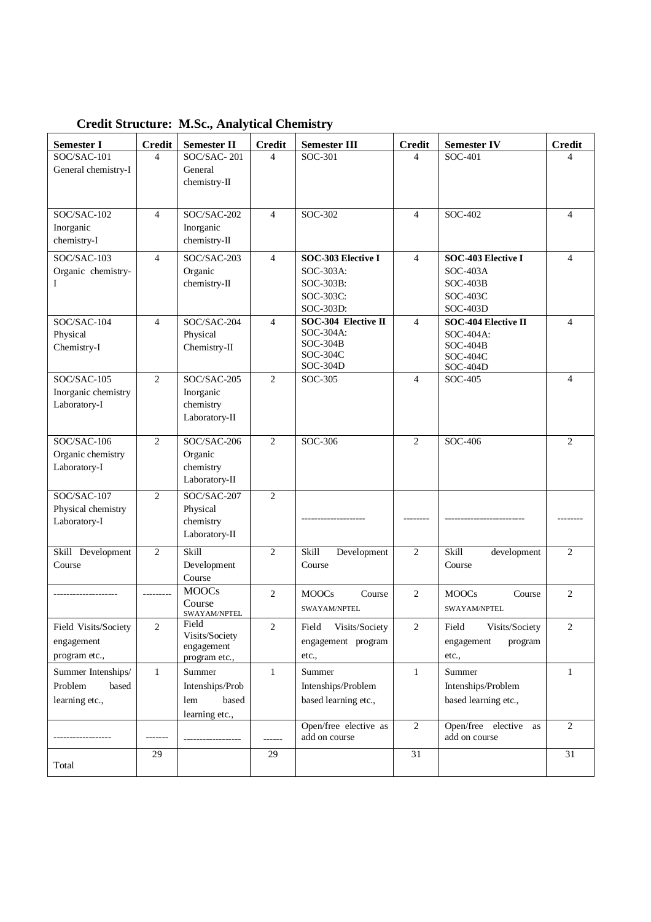## Credit Structure: M.Sc., Analytical Chemistry

| Semester I | Credit | Semester II | Credit | Semester III | Credit | Semester IV | Credit |
|---|---|---|---|---|---|---|---|
| SOC/SAC-101 General chemistry-I | 4 | SOC/SAC- 201 General chemistry-II | 4 | SOC-301 | 4 | SOC-401 | 4 |
| SOC/SAC-102 Inorganic chemistry-I | 4 | SOC/SAC-202 Inorganic chemistry-II | 4 | SOC-302 | 4 | SOC-402 | 4 |
| SOC/SAC-103 Organic chemistry-I | 4 | SOC/SAC-203 Organic chemistry-II | 4 | **SOC-303 Elective I** SOC-303A: SOC-303B: SOC-303C: SOC-303D: | 4 | **SOC-403 Elective I** SOC-403A SOC-403B SOC-403C SOC-403D | 4 |
| SOC/SAC-104 Physical Chemistry-I | 4 | SOC/SAC-204 Physical Chemistry-II | 4 | **SOC-304 Elective II** SOC-304A: SOC-304B SOC-304C SOC-304D | 4 | **SOC-404 Elective II** SOC-404A: SOC-404B SOC-404C SOC-404D | 4 |
| SOC/SAC-105 Inorganic chemistry Laboratory-I | 2 | SOC/SAC-205 Inorganic chemistry Laboratory-II | 2 | SOC-305 | 4 | SOC-405 | 4 |
| SOC/SAC-106 Organic chemistry Laboratory-I | 2 | SOC/SAC-206 Organic chemistry Laboratory-II | 2 | SOC-306 | 2 | SOC-406 | 2 |
| SOC/SAC-107 Physical chemistry Laboratory-I | 2 | SOC/SAC-207 Physical chemistry Laboratory-II | 2 | -------------------- | -------- | ------------------------ | -------- |
| Skill Development Course | 2 | Skill Development Course | 2 | Skill Development Course | 2 | Skill development Course | 2 |
| -------------------- | --------- | MOOCs Course SWAYAM/NPTEL | 2 | MOOCs Course SWAYAM/NPTEL | 2 | MOOCs Course SWAYAM/NPTEL | 2 |
| Field Visits/Society engagement program etc., | 2 | Field Visits/Society engagement program etc., | 2 | Field Visits/Society engagement program etc., | 2 | Field Visits/Society engagement program etc., | 2 |
| Summer Intenships/ Problem based learning etc., | 1 | Summer Intenships/Problem based learning etc., | 1 | Summer Intenships/Problem based learning etc., | 1 | Summer Intenships/Problem based learning etc., | 1 |
| ------------------ | ------- | ------------------ | ------ | Open/free elective as add on course | 2 | Open/free elective as add on course | 2 |
| Total | 29 | | 29 | | 31 | | 31 |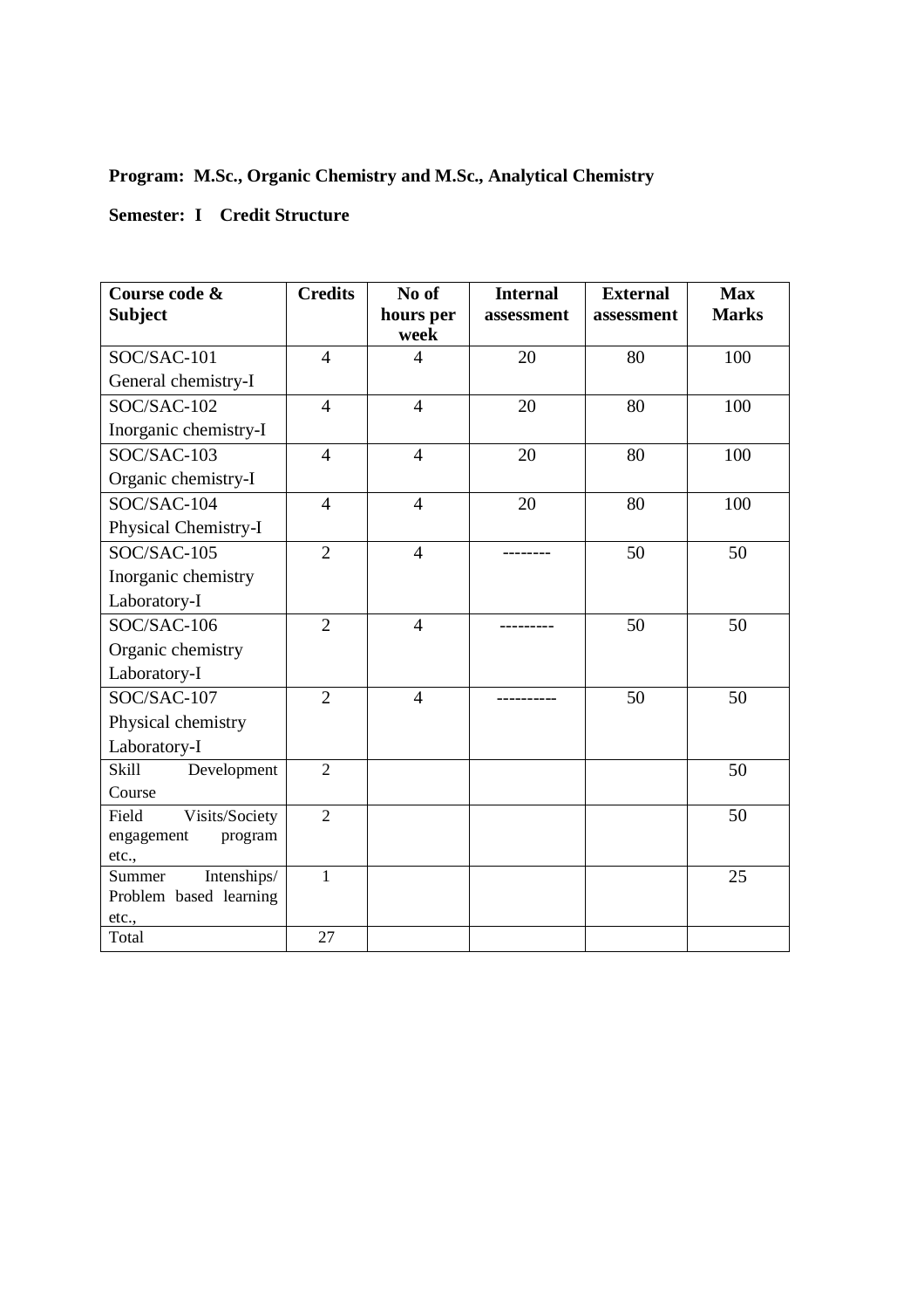**Program: M.Sc., Organic Chemistry and M.Sc., Analytical Chemistry**

**Semester: I Credit Structure**

| Course code & Subject | Credits | No of hours per week | Internal assessment | External assessment | Max Marks |
|---|---|---|---|---|---|
| SOC/SAC-101 General chemistry-I | 4 | 4 | 20 | 80 | 100 |
| SOC/SAC-102 Inorganic chemistry-I | 4 | 4 | 20 | 80 | 100 |
| SOC/SAC-103 Organic chemistry-I | 4 | 4 | 20 | 80 | 100 |
| SOC/SAC-104 Physical Chemistry-I | 4 | 4 | 20 | 80 | 100 |
| SOC/SAC-105 Inorganic chemistry Laboratory-I | 2 | 4 | -------- | 50 | 50 |
| SOC/SAC-106 Organic chemistry Laboratory-I | 2 | 4 | --------- | 50 | 50 |
| SOC/SAC-107 Physical chemistry Laboratory-I | 2 | 4 | ---------- | 50 | 50 |
| Skill Development Course | 2 | | | | 50 |
| Field Visits/Society engagement program etc., | 2 | | | | 50 |
| Summer Intenships/ Problem based learning etc., | 1 | | | | 25 |
| Total | 27 | | | | |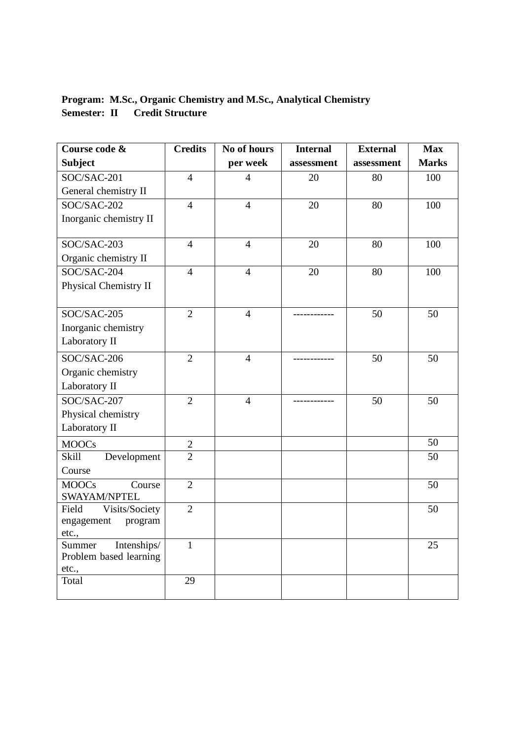**Program: M.Sc., Organic Chemistry and M.Sc., Analytical Chemistry**
**Semester: II   Credit Structure**

| Course code & Subject | Credits | No of hours per week | Internal assessment | External assessment | Max Marks |
|---|---|---|---|---|---|
| SOC/SAC-201 General chemistry II | 4 | 4 | 20 | 80 | 100 |
| SOC/SAC-202 Inorganic chemistry II | 4 | 4 | 20 | 80 | 100 |
| SOC/SAC-203 Organic chemistry II | 4 | 4 | 20 | 80 | 100 |
| SOC/SAC-204 Physical Chemistry II | 4 | 4 | 20 | 80 | 100 |
| SOC/SAC-205 Inorganic chemistry Laboratory II | 2 | 4 | ------------ | 50 | 50 |
| SOC/SAC-206 Organic chemistry Laboratory II | 2 | 4 | ------------ | 50 | 50 |
| SOC/SAC-207 Physical chemistry Laboratory II | 2 | 4 | ------------ | 50 | 50 |
| MOOCs | 2 | | | | 50 |
| Skill Development Course | 2 | | | | 50 |
| MOOCs Course SWAYAM/NPTEL | 2 | | | | 50 |
| Field Visits/Society engagement program etc., | 2 | | | | 50 |
| Summer Intenships/ Problem based learning etc., | 1 | | | | 25 |
| Total | 29 | | | | |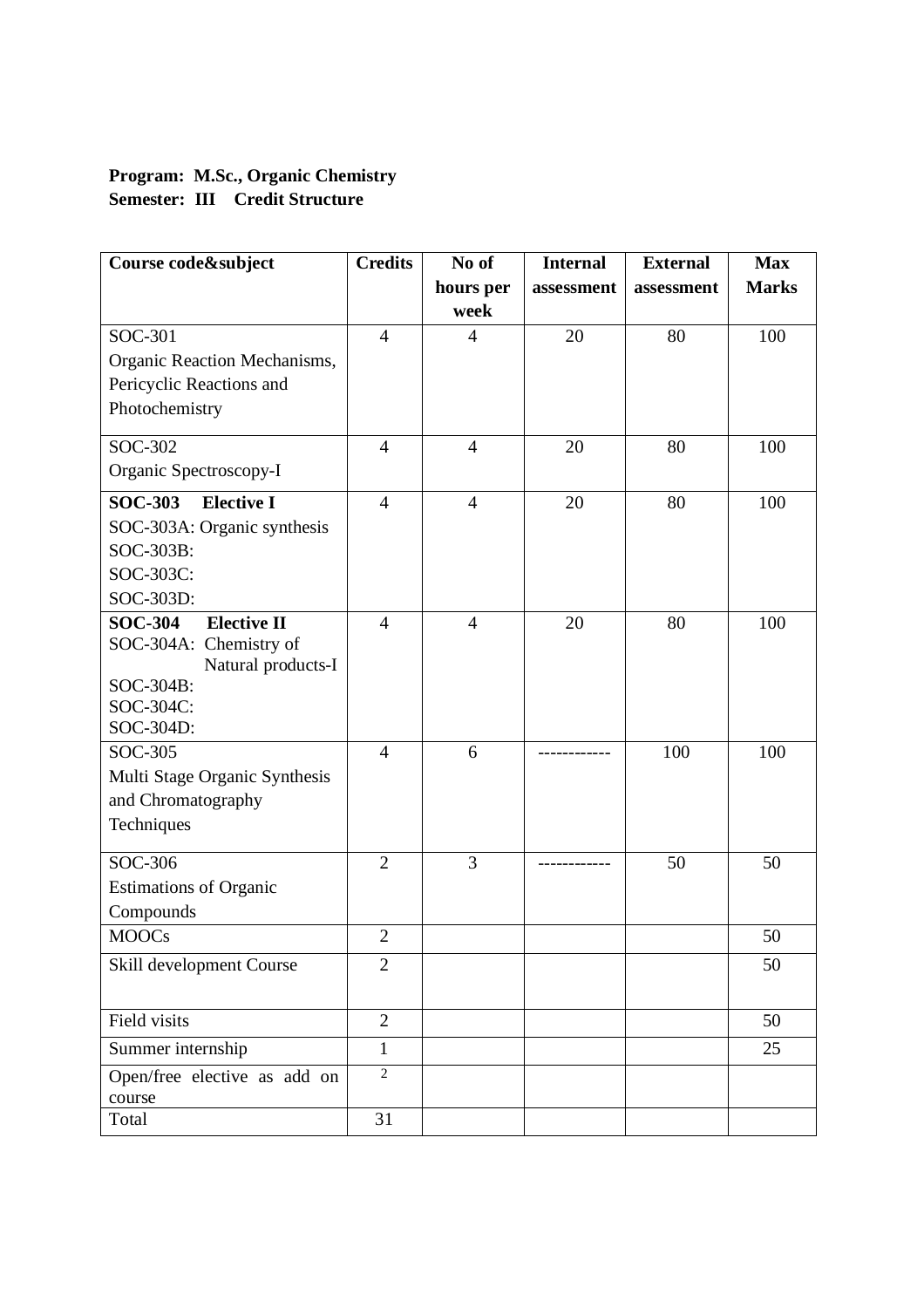**Program: M.Sc., Organic Chemistry**
**Semester: III Credit Structure**

| Course code&subject | Credits | No of hours per week | Internal assessment | External assessment | Max Marks |
|---|---|---|---|---|---|
| SOC-301 Organic Reaction Mechanisms, Pericyclic Reactions and Photochemistry | 4 | 4 | 20 | 80 | 100 |
| SOC-302 Organic Spectroscopy-I | 4 | 4 | 20 | 80 | 100 |
| **SOC-303 Elective I** SOC-303A: Organic synthesis SOC-303B: SOC-303C: SOC-303D: | 4 | 4 | 20 | 80 | 100 |
| **SOC-304 Elective II** SOC-304A: Chemistry of Natural products-I SOC-304B: SOC-304C: SOC-304D: | 4 | 4 | 20 | 80 | 100 |
| SOC-305 Multi Stage Organic Synthesis and Chromatography Techniques | 4 | 6 | ------------ | 100 | 100 |
| SOC-306 Estimations of Organic Compounds | 2 | 3 | ------------ | 50 | 50 |
| MOOCs | 2 | | | | 50 |
| Skill development Course | 2 | | | | 50 |
| Field visits | 2 | | | | 50 |
| Summer internship | 1 | | | | 25 |
| Open/free elective as add on course | 2 | | | | |
| Total | 31 | | | | |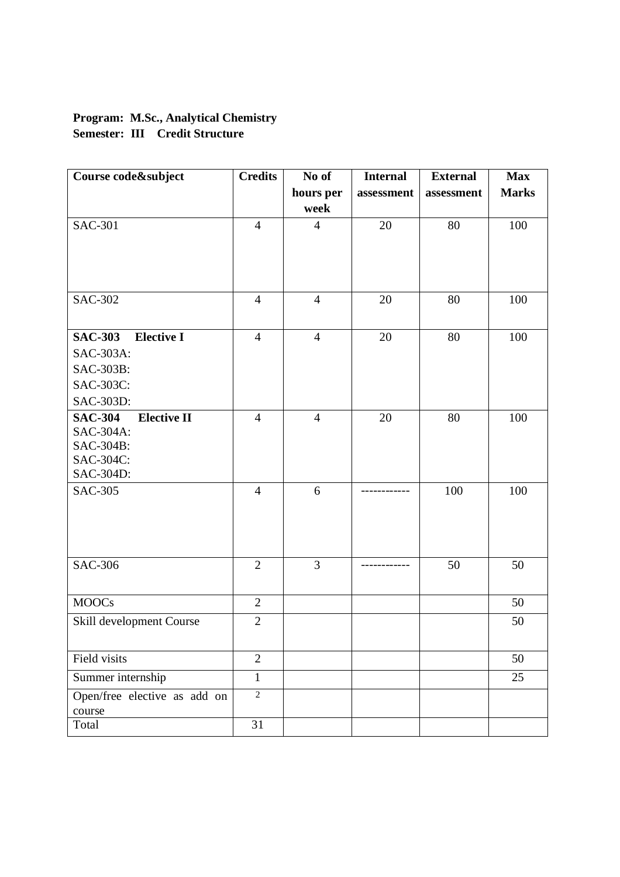**Program: M.Sc., Analytical Chemistry**
**Semester: III Credit Structure**

| Course code&subject | Credits | No of hours per week | Internal assessment | External assessment | Max Marks |
|---|---|---|---|---|---|
| SAC-301 | 4 | 4 | 20 | 80 | 100 |
| SAC-302 | 4 | 4 | 20 | 80 | 100 |
| **SAC-303 Elective I**<br>SAC-303A:<br>SAC-303B:<br>SAC-303C:<br>SAC-303D: | 4 | 4 | 20 | 80 | 100 |
| **SAC-304 Elective II**<br>SAC-304A:<br>SAC-304B:<br>SAC-304C:<br>SAC-304D: | 4 | 4 | 20 | 80 | 100 |
| SAC-305 | 4 | 6 | ------------ | 100 | 100 |
| SAC-306 | 2 | 3 | ------------ | 50 | 50 |
| MOOCs | 2 | | | | 50 |
| Skill development Course | 2 | | | | 50 |
| Field visits | 2 | | | | 50 |
| Summer internship | 1 | | | | 25 |
| Open/free elective as add on course | 2 | | | | |
| Total | 31 | | | | |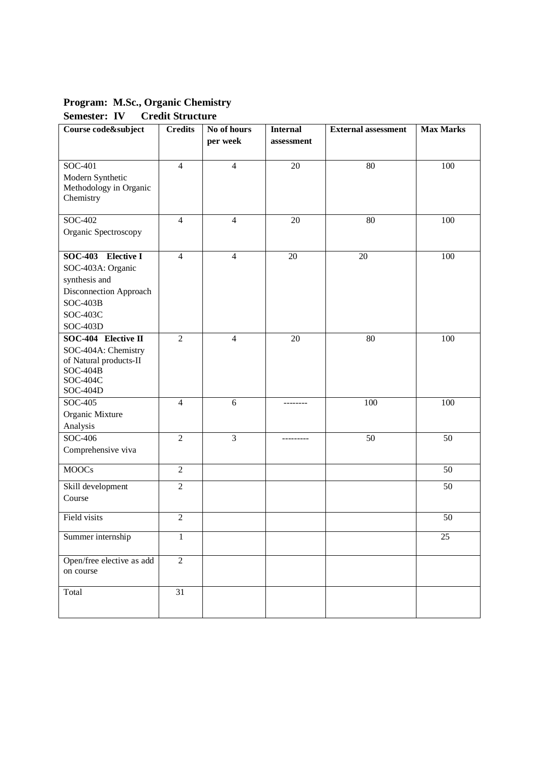**Program: M.Sc., Organic Chemistry**

**Semester: IV Credit Structure**

| Course code&subject | Credits | No of hours per week | Internal assessment | External assessment | Max Marks |
|---|---|---|---|---|---|
| SOC-401<br>Modern Synthetic Methodology in Organic Chemistry | 4 | 4 | 20 | 80 | 100 |
| SOC-402<br>Organic Spectroscopy | 4 | 4 | 20 | 80 | 100 |
| **SOC-403 Elective I**<br>SOC-403A: Organic synthesis and Disconnection Approach<br>SOC-403B<br>SOC-403C<br>SOC-403D | 4 | 4 | 20 | 20 | 100 |
| **SOC-404 Elective II**<br>SOC-404A: Chemistry of Natural products-II<br>SOC-404B<br>SOC-404C<br>SOC-404D | 2 | 4 | 20 | 80 | 100 |
| SOC-405<br>Organic Mixture Analysis | 4 | 6 | -------- | 100 | 100 |
| SOC-406<br>Comprehensive viva | 2 | 3 | --------- | 50 | 50 |
| MOOCs | 2 | | | | 50 |
| Skill development Course | 2 | | | | 50 |
| Field visits | 2 | | | | 50 |
| Summer internship | 1 | | | | 25 |
| Open/free elective as add on course | 2 | | | | |
| Total | 31 | | | | |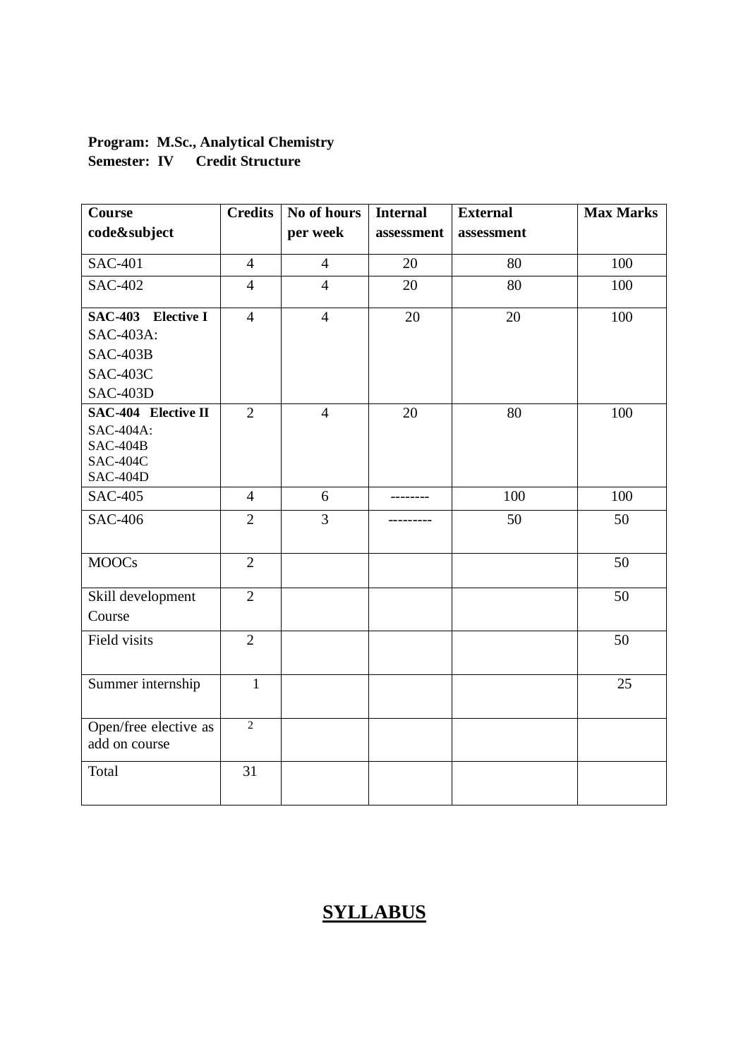**Program: M.Sc., Analytical Chemistry**
**Semester: IV Credit Structure**

| Course code&subject | Credits | No of hours per week | Internal assessment | External assessment | Max Marks |
|---|---|---|---|---|---|
| SAC-401 | 4 | 4 | 20 | 80 | 100 |
| SAC-402 | 4 | 4 | 20 | 80 | 100 |
| **SAC-403 Elective I**<br>SAC-403A:<br>SAC-403B<br>SAC-403C<br>SAC-403D | 4 | 4 | 20 | 20 | 100 |
| **SAC-404 Elective II**<br>SAC-404A:<br>SAC-404B<br>SAC-404C<br>SAC-404D | 2 | 4 | 20 | 80 | 100 |
| SAC-405 | 4 | 6 | -------- | 100 | 100 |
| SAC-406 | 2 | 3 | --------- | 50 | 50 |
| MOOCs | 2 | | | | 50 |
| Skill development Course | 2 | | | | 50 |
| Field visits | 2 | | | | 50 |
| Summer internship | 1 | | | | 25 |
| Open/free elective as add on course | 2 | | | | |
| Total | 31 | | | | |

# **SYLLABUS**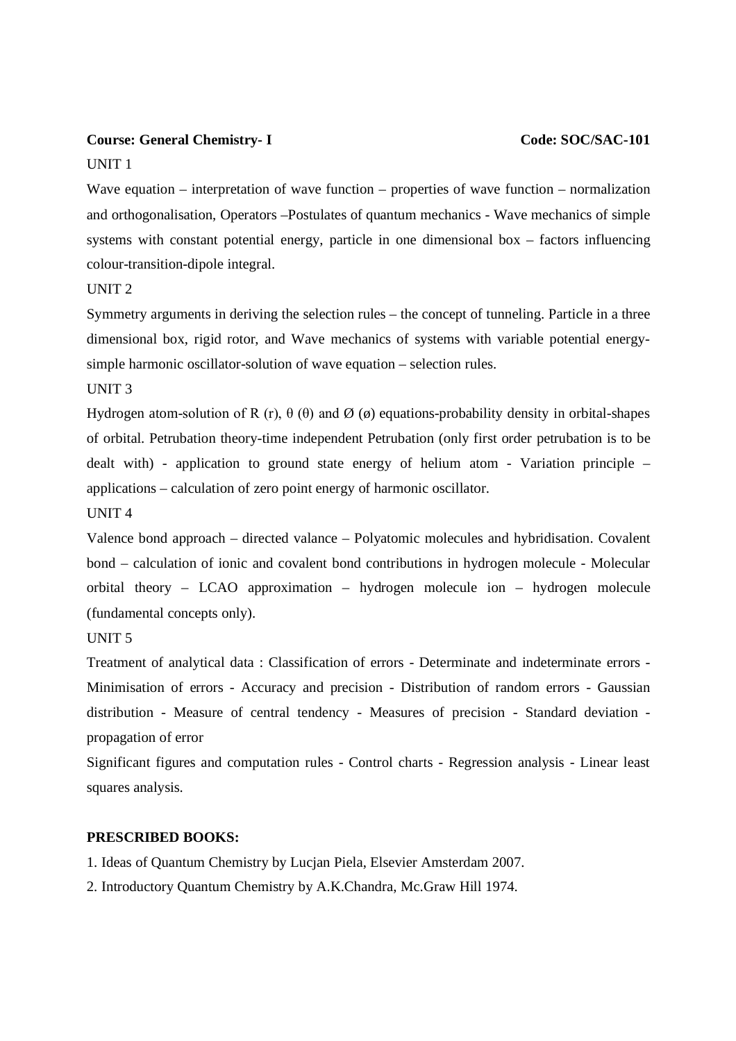**Course: General Chemistry- I** **Code: SOC/SAC-101**

UNIT 1

Wave equation – interpretation of wave function – properties of wave function – normalization and orthogonalisation, Operators –Postulates of quantum mechanics - Wave mechanics of simple systems with constant potential energy, particle in one dimensional box – factors influencing colour-transition-dipole integral.

UNIT 2

Symmetry arguments in deriving the selection rules – the concept of tunneling. Particle in a three dimensional box, rigid rotor, and Wave mechanics of systems with variable potential energy- simple harmonic oscillator-solution of wave equation – selection rules.

UNIT 3

Hydrogen atom-solution of R (r), θ (θ) and Ø (ø) equations-probability density in orbital-shapes of orbital. Petrubation theory-time independent Petrubation (only first order petrubation is to be dealt with) - application to ground state energy of helium atom - Variation principle – applications – calculation of zero point energy of harmonic oscillator.

UNIT 4

Valence bond approach – directed valance – Polyatomic molecules and hybridisation. Covalent bond – calculation of ionic and covalent bond contributions in hydrogen molecule - Molecular orbital theory – LCAO approximation – hydrogen molecule ion – hydrogen molecule (fundamental concepts only).

UNIT 5

Treatment of analytical data : Classification of errors - Determinate and indeterminate errors - Minimisation of errors - Accuracy and precision - Distribution of random errors - Gaussian distribution - Measure of central tendency - Measures of precision - Standard deviation - propagation of error

Significant figures and computation rules - Control charts - Regression analysis - Linear least squares analysis.

**PRESCRIBED BOOKS:**

1. Ideas of Quantum Chemistry by Lucjan Piela, Elsevier Amsterdam 2007.
2. Introductory Quantum Chemistry by A.K.Chandra, Mc.Graw Hill 1974.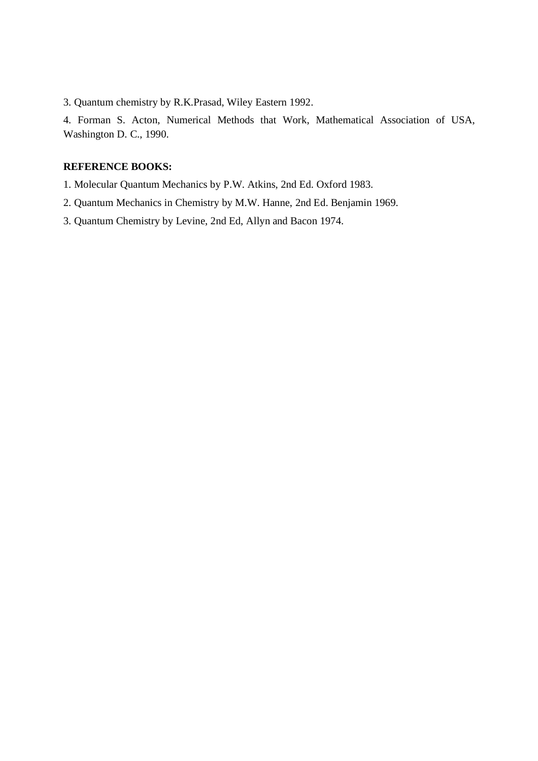3. Quantum chemistry by R.K.Prasad, Wiley Eastern 1992.

4. Forman S. Acton, Numerical Methods that Work, Mathematical Association of USA, Washington D. C., 1990.

**REFERENCE BOOKS:**

1. Molecular Quantum Mechanics by P.W. Atkins, 2nd Ed. Oxford 1983.
2. Quantum Mechanics in Chemistry by M.W. Hanne, 2nd Ed. Benjamin 1969.
3. Quantum Chemistry by Levine, 2nd Ed, Allyn and Bacon 1974.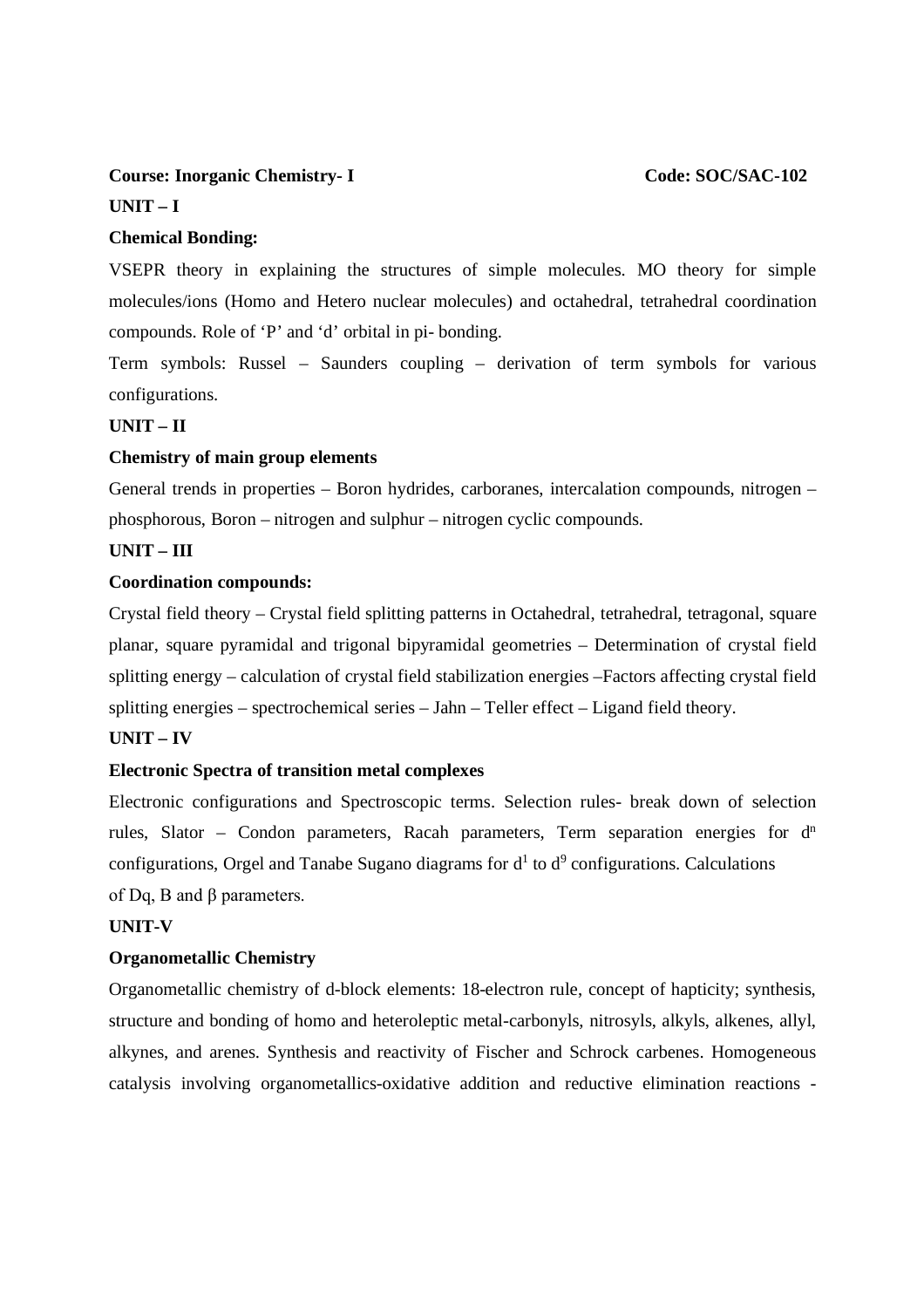**Course: Inorganic Chemistry- I** **Code: SOC/SAC-102**

**UNIT – I**

**Chemical Bonding:**

VSEPR theory in explaining the structures of simple molecules. MO theory for simple molecules/ions (Homo and Hetero nuclear molecules) and octahedral, tetrahedral coordination compounds. Role of 'P' and 'd' orbital in pi- bonding.

Term symbols: Russel – Saunders coupling – derivation of term symbols for various configurations.

**UNIT – II**

**Chemistry of main group elements**

General trends in properties – Boron hydrides, carboranes, intercalation compounds, nitrogen – phosphorous, Boron – nitrogen and sulphur – nitrogen cyclic compounds.

**UNIT – III**

**Coordination compounds:**

Crystal field theory – Crystal field splitting patterns in Octahedral, tetrahedral, tetragonal, square planar, square pyramidal and trigonal bipyramidal geometries – Determination of crystal field splitting energy – calculation of crystal field stabilization energies –Factors affecting crystal field splitting energies – spectrochemical series – Jahn – Teller effect – Ligand field theory.

**UNIT – IV**

**Electronic Spectra of transition metal complexes**

Electronic configurations and Spectroscopic terms. Selection rules- break down of selection rules, Slator – Condon parameters, Racah parameters, Term separation energies for $d^n$ configurations, Orgel and Tanabe Sugano diagrams for $d^1$ to $d^9$ configurations. Calculations of Dq, B and $\beta$ parameters.

**UNIT-V**

**Organometallic Chemistry**

Organometallic chemistry of d-block elements: 18-electron rule, concept of hapticity; synthesis, structure and bonding of homo and heteroleptic metal-carbonyls, nitrosyls, alkyls, alkenes, allyl, alkynes, and arenes. Synthesis and reactivity of Fischer and Schrock carbenes. Homogeneous catalysis involving organometallics-oxidative addition and reductive elimination reactions -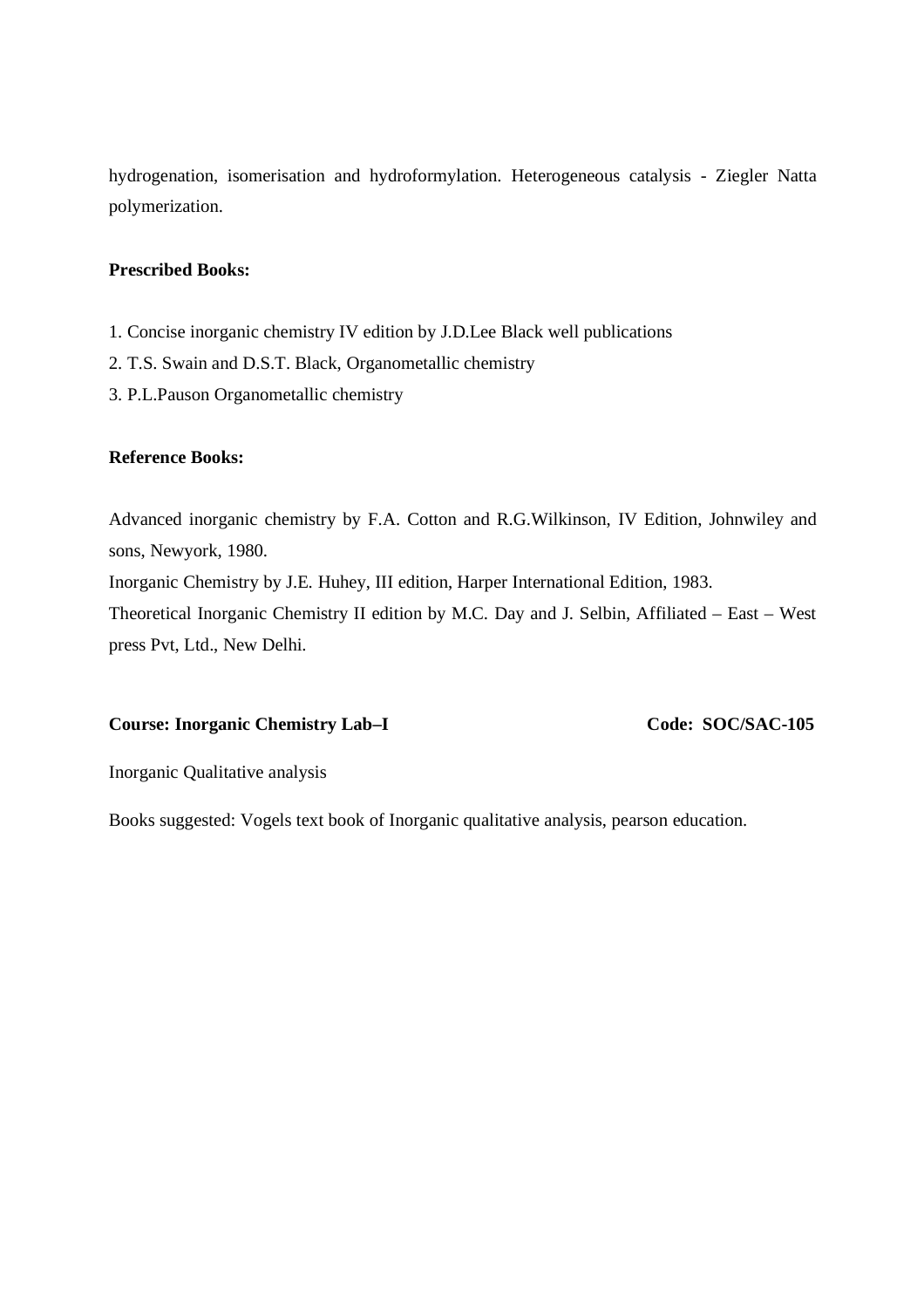hydrogenation, isomerisation and hydroformylation. Heterogeneous catalysis - Ziegler Natta polymerization.

**Prescribed Books:**

1. Concise inorganic chemistry IV edition by J.D.Lee Black well publications
2. T.S. Swain and D.S.T. Black, Organometallic chemistry
3. P.L.Pauson Organometallic chemistry

**Reference Books:**

Advanced inorganic chemistry by F.A. Cotton and R.G.Wilkinson, IV Edition, Johnwiley and sons, Newyork, 1980.

Inorganic Chemistry by J.E. Huhey, III edition, Harper International Edition, 1983.

Theoretical Inorganic Chemistry II edition by M.C. Day and J. Selbin, Affiliated – East – West press Pvt, Ltd., New Delhi.

**Course: Inorganic Chemistry Lab–I** **Code: SOC/SAC-105**

Inorganic Qualitative analysis

Books suggested: Vogels text book of Inorganic qualitative analysis, pearson education.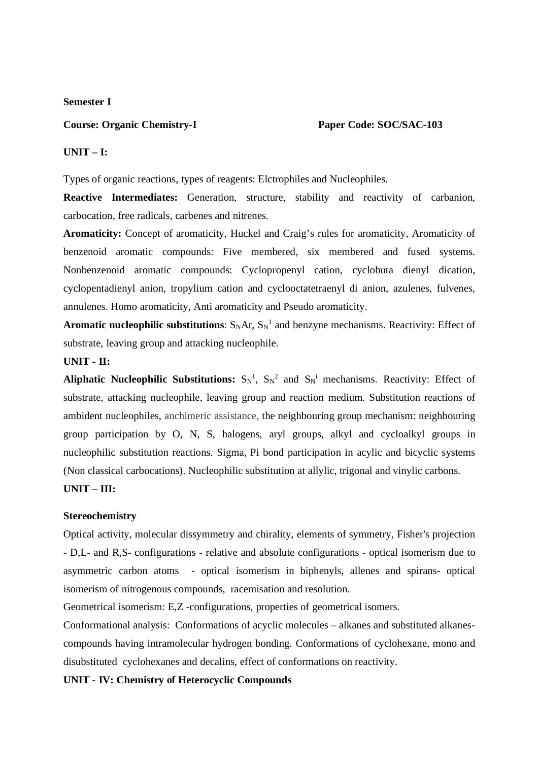**Semester I**

**Course: Organic Chemistry-I** **Paper Code: SOC/SAC-103**

**UNIT – I:**

Types of organic reactions, types of reagents: Elctrophiles and Nucleophiles.

**Reactive Intermediates:** Generation, structure, stability and reactivity of carbanion, carbocation, free radicals, carbenes and nitrenes.

**Aromaticity:** Concept of aromaticity, Huckel and Craig's rules for aromaticity, Aromaticity of benzenoid aromatic compounds: Five membered, six membered and fused systems. Nonbenzenoid aromatic compounds: Cyclopropenyl cation, cyclobuta dienyl dication, cyclopentadienyl anion, tropylium cation and cyclooctatetraenyl di anion, azulenes, fulvenes, annulenes. Homo aromaticity, Anti aromaticity and Pseudo aromaticity.

**Aromatic nucleophilic substitutions**: $S_NAr$, $S_N^1$ and benzyne mechanisms. Reactivity: Effect of substrate, leaving group and attacking nucleophile.

**UNIT - II:**

**Aliphatic Nucleophilic Substitutions:** $S_N^1$, $S_N^2$ and $S_N^i$ mechanisms. Reactivity: Effect of substrate, attacking nucleophile, leaving group and reaction medium. Substitution reactions of ambident nucleophiles, anchimeric assistance, the neighbouring group mechanism: neighbouring group participation by O, N, S, halogens, aryl groups, alkyl and cycloalkyl groups in nucleophilic substitution reactions. Sigma, Pi bond participation in acylic and bicyclic systems (Non classical carbocations). Nucleophilic substitution at allylic, trigonal and vinylic carbons.

**UNIT – III:**

**Stereochemistry**

Optical activity, molecular dissymmetry and chirality, elements of symmetry, Fisher's projection - D,L- and R,S- configurations - relative and absolute configurations - optical isomerism due to asymmetric carbon atoms - optical isomerism in biphenyls, allenes and spirans- optical isomerism of nitrogenous compounds, racemisation and resolution.

Geometrical isomerism: E,Z -configurations, properties of geometrical isomers.

Conformational analysis: Conformations of acyclic molecules – alkanes and substituted alkanes-compounds having intramolecular hydrogen bonding. Conformations of cyclohexane, mono and disubstituted cyclohexanes and decalins, effect of conformations on reactivity.

**UNIT - IV: Chemistry of Heterocyclic Compounds**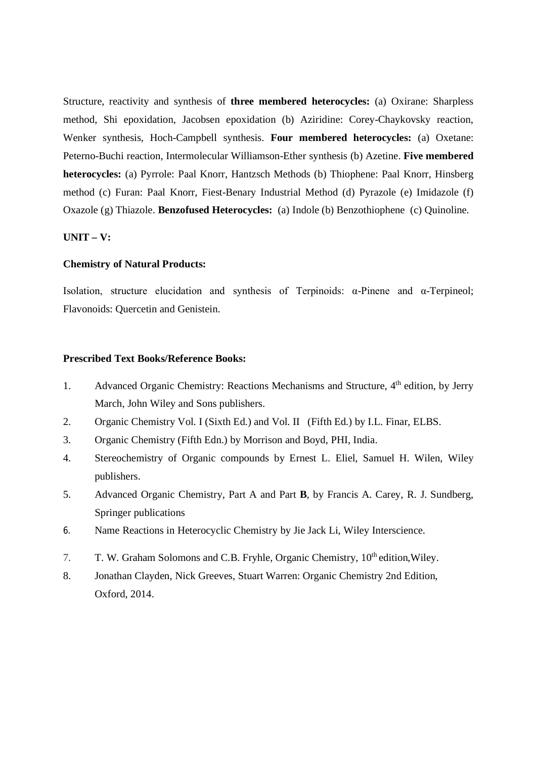Structure, reactivity and synthesis of **three membered heterocycles:** (a) Oxirane: Sharpless method, Shi epoxidation, Jacobsen epoxidation (b) Aziridine: Corey-Chaykovsky reaction, Wenker synthesis, Hoch-Campbell synthesis. **Four membered heterocycles:** (a) Oxetane: Peterno-Buchi reaction, Intermolecular Williamson-Ether synthesis (b) Azetine. **Five membered heterocycles:** (a) Pyrrole: Paal Knorr, Hantzsch Methods (b) Thiophene: Paal Knorr, Hinsberg method (c) Furan: Paal Knorr, Fiest-Benary Industrial Method (d) Pyrazole (e) Imidazole (f) Oxazole (g) Thiazole. **Benzofused Heterocycles:** (a) Indole (b) Benzothiophene (c) Quinoline.

**UNIT – V:**

**Chemistry of Natural Products:**

Isolation, structure elucidation and synthesis of Terpinoids: α-Pinene and α-Terpineol; Flavonoids: Quercetin and Genistein.

**Prescribed Text Books/Reference Books:**

1. Advanced Organic Chemistry: Reactions Mechanisms and Structure, 4$^{th}$ edition, by Jerry March, John Wiley and Sons publishers.
2. Organic Chemistry Vol. I (Sixth Ed.) and Vol. II (Fifth Ed.) by I.L. Finar, ELBS.
3. Organic Chemistry (Fifth Edn.) by Morrison and Boyd, PHI, India.
4. Stereochemistry of Organic compounds by Ernest L. Eliel, Samuel H. Wilen, Wiley publishers.
5. Advanced Organic Chemistry, Part A and Part **B**, by Francis A. Carey, R. J. Sundberg, Springer publications
6. Name Reactions in Heterocyclic Chemistry by Jie Jack Li, Wiley Interscience.
7. T. W. Graham Solomons and C.B. Fryhle, Organic Chemistry, 10$^{th}$ edition,Wiley.
8. Jonathan Clayden, Nick Greeves, Stuart Warren: Organic Chemistry 2nd Edition, Oxford, 2014.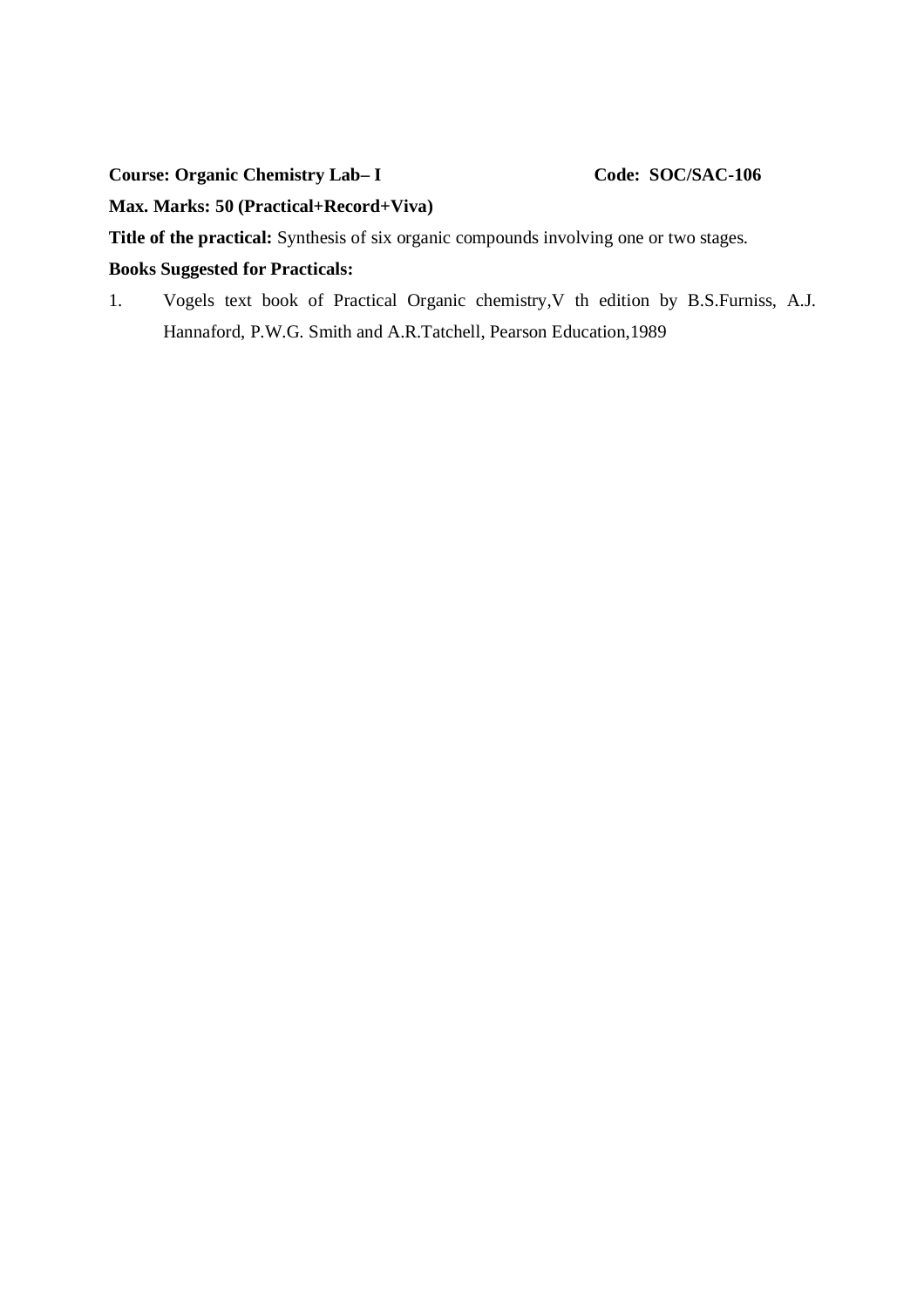**Course: Organic Chemistry Lab– I** **Code: SOC/SAC-106**

**Max. Marks: 50 (Practical+Record+Viva)**

**Title of the practical:** Synthesis of six organic compounds involving one or two stages.

**Books Suggested for Practicals:**

1. Vogels text book of Practical Organic chemistry,V th edition by B.S.Furniss, A.J. Hannaford, P.W.G. Smith and A.R.Tatchell, Pearson Education,1989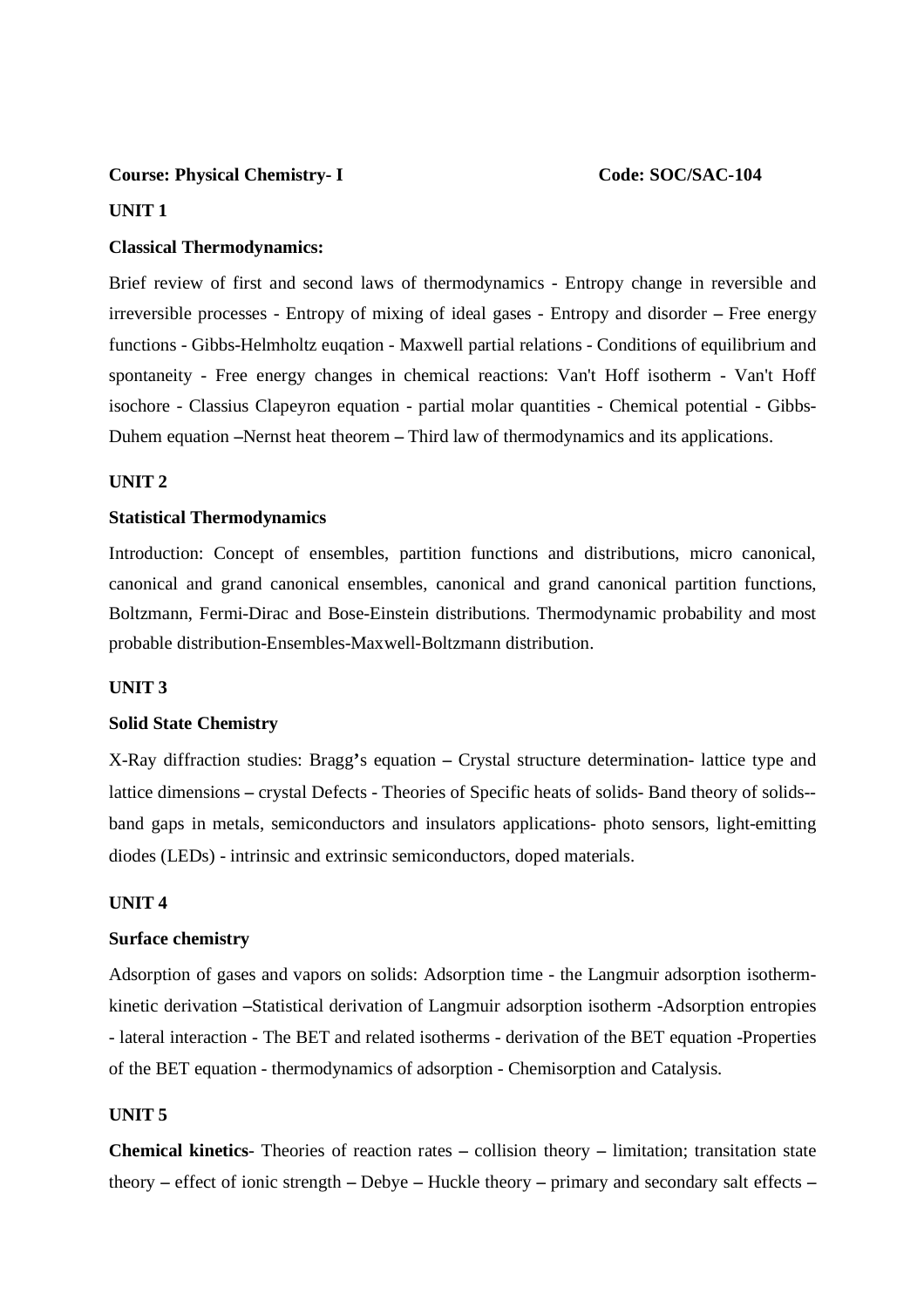**Course: Physical Chemistry- I** **Code: SOC/SAC-104**

**UNIT 1**

**Classical Thermodynamics:**

Brief review of first and second laws of thermodynamics - Entropy change in reversible and irreversible processes - Entropy of mixing of ideal gases - Entropy and disorder – Free energy functions - Gibbs-Helmholtz euqation - Maxwell partial relations - Conditions of equilibrium and spontaneity - Free energy changes in chemical reactions: Van't Hoff isotherm - Van't Hoff isochore - Classius Clapeyron equation - partial molar quantities - Chemical potential - Gibbs-Duhem equation –Nernst heat theorem – Third law of thermodynamics and its applications.

**UNIT 2**

**Statistical Thermodynamics**

Introduction: Concept of ensembles, partition functions and distributions, micro canonical, canonical and grand canonical ensembles, canonical and grand canonical partition functions, Boltzmann, Fermi-Dirac and Bose-Einstein distributions. Thermodynamic probability and most probable distribution-Ensembles-Maxwell-Boltzmann distribution.

**UNIT 3**

**Solid State Chemistry**

X-Ray diffraction studies: Bragg's equation – Crystal structure determination- lattice type and lattice dimensions – crystal Defects - Theories of Specific heats of solids- Band theory of solids--band gaps in metals, semiconductors and insulators applications- photo sensors, light-emitting diodes (LEDs) - intrinsic and extrinsic semiconductors, doped materials.

**UNIT 4**

**Surface chemistry**

Adsorption of gases and vapors on solids: Adsorption time - the Langmuir adsorption isotherm-kinetic derivation –Statistical derivation of Langmuir adsorption isotherm -Adsorption entropies - lateral interaction - The BET and related isotherms - derivation of the BET equation -Properties of the BET equation - thermodynamics of adsorption - Chemisorption and Catalysis.

**UNIT 5**

**Chemical kinetics**- Theories of reaction rates – collision theory – limitation; transitation state theory – effect of ionic strength – Debye – Huckle theory – primary and secondary salt effects –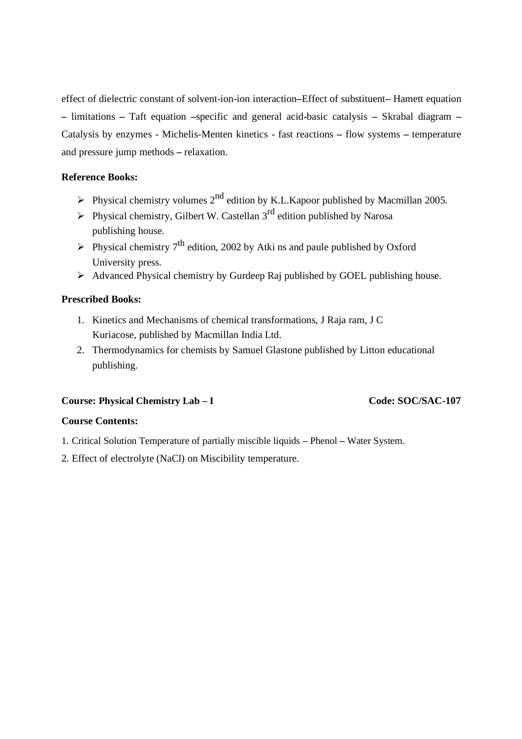effect of dielectric constant of solvent-ion-ion interaction–Effect of substituent– Hamett equation – limitations – Taft equation –specific and general acid-basic catalysis – Skrabal diagram – Catalysis by enzymes - Michelis-Menten kinetics - fast reactions – flow systems – temperature and pressure jump methods – relaxation.

**Reference Books:**

- Physical chemistry volumes 2$^{nd}$ edition by K.L.Kapoor published by Macmillan 2005.
- Physical chemistry, Gilbert W. Castellan 3$^{rd}$ edition published by Narosa publishing house.
- Physical chemistry 7$^{th}$ edition, 2002 by Atki ns and paule published by Oxford University press.
- Advanced Physical chemistry by Gurdeep Raj published by GOEL publishing house.

**Prescribed Books:**

1. Kinetics and Mechanisms of chemical transformations, J Raja ram, J C Kuriacose, published by Macmillan India Ltd.
2. Thermodynamics for chemists by Samuel Glastone published by Litton educational publishing.

**Course: Physical Chemistry Lab – I** **Code: SOC/SAC-107**

**Course Contents:**

1. Critical Solution Temperature of partially miscible liquids – Phenol – Water System.
2. Effect of electrolyte (NaCl) on Miscibility temperature.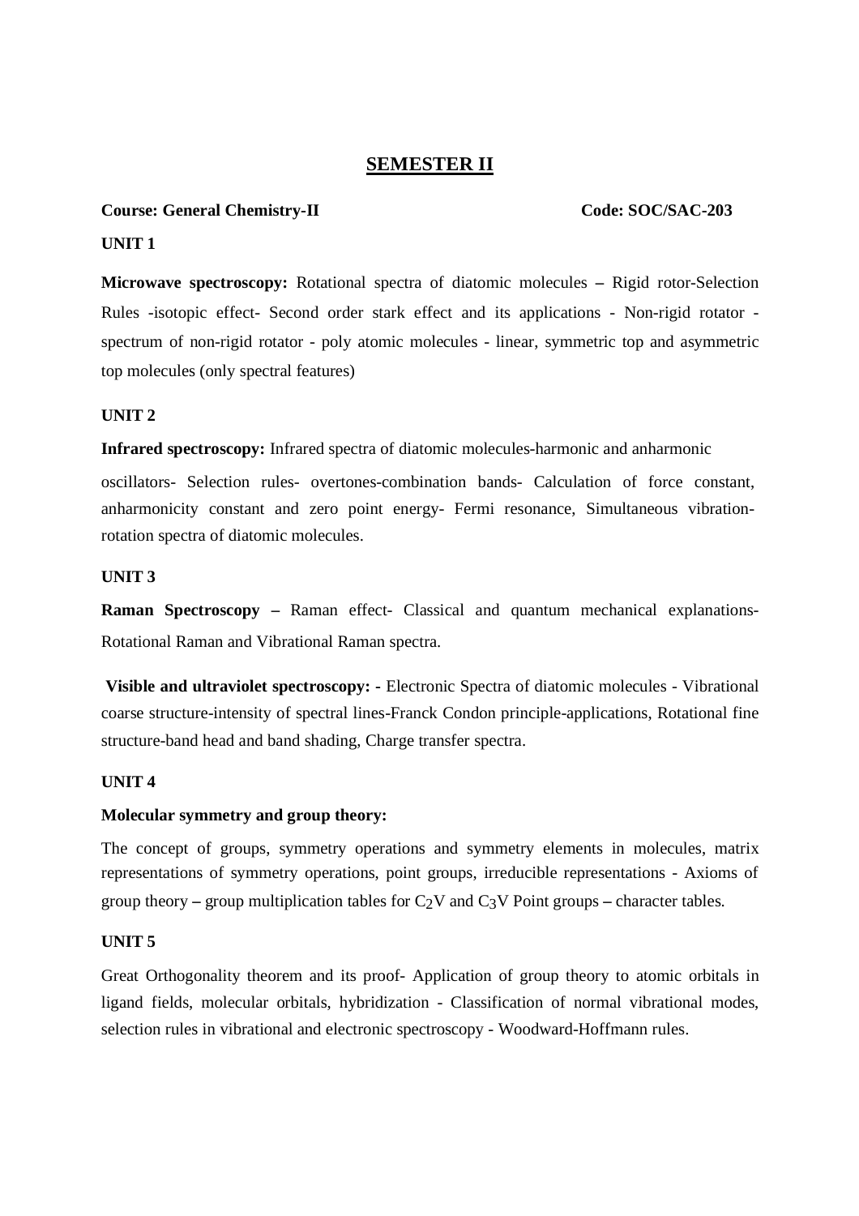# SEMESTER II

**Course: General Chemistry-II** **Code: SOC/SAC-203**

**UNIT 1**

**Microwave spectroscopy:** Rotational spectra of diatomic molecules **–** Rigid rotor-Selection Rules -isotopic effect- Second order stark effect and its applications - Non-rigid rotator - spectrum of non-rigid rotator - poly atomic molecules - linear, symmetric top and asymmetric top molecules (only spectral features)

**UNIT 2**

**Infrared spectroscopy:** Infrared spectra of diatomic molecules-harmonic and anharmonic oscillators- Selection rules- overtones-combination bands- Calculation of force constant, anharmonicity constant and zero point energy- Fermi resonance, Simultaneous vibration-rotation spectra of diatomic molecules.

**UNIT 3**

**Raman Spectroscopy –** Raman effect- Classical and quantum mechanical explanations- Rotational Raman and Vibrational Raman spectra.

**Visible and ultraviolet spectroscopy: -** Electronic Spectra of diatomic molecules - Vibrational coarse structure-intensity of spectral lines-Franck Condon principle-applications, Rotational fine structure-band head and band shading, Charge transfer spectra.

**UNIT 4**

**Molecular symmetry and group theory:**

The concept of groups, symmetry operations and symmetry elements in molecules, matrix representations of symmetry operations, point groups, irreducible representations - Axioms of group theory **–** group multiplication tables for $C_2V$ and $C_3V$ Point groups **–** character tables.

**UNIT 5**

Great Orthogonality theorem and its proof- Application of group theory to atomic orbitals in ligand fields, molecular orbitals, hybridization - Classification of normal vibrational modes, selection rules in vibrational and electronic spectroscopy - Woodward-Hoffmann rules.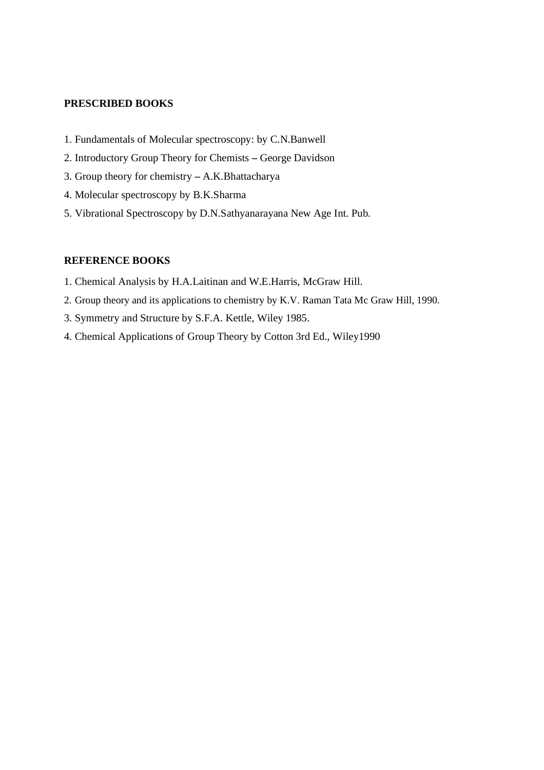**PRESCRIBED BOOKS**

1. Fundamentals of Molecular spectroscopy: by C.N.Banwell
2. Introductory Group Theory for Chemists – George Davidson
3. Group theory for chemistry – A.K.Bhattacharya
4. Molecular spectroscopy by B.K.Sharma
5. Vibrational Spectroscopy by D.N.Sathyanarayana New Age Int. Pub.

**REFERENCE BOOKS**

1. Chemical Analysis by H.A.Laitinan and W.E.Harris, McGraw Hill.
2. Group theory and its applications to chemistry by K.V. Raman Tata Mc Graw Hill, 1990.
3. Symmetry and Structure by S.F.A. Kettle, Wiley 1985.
4. Chemical Applications of Group Theory by Cotton 3rd Ed., Wiley1990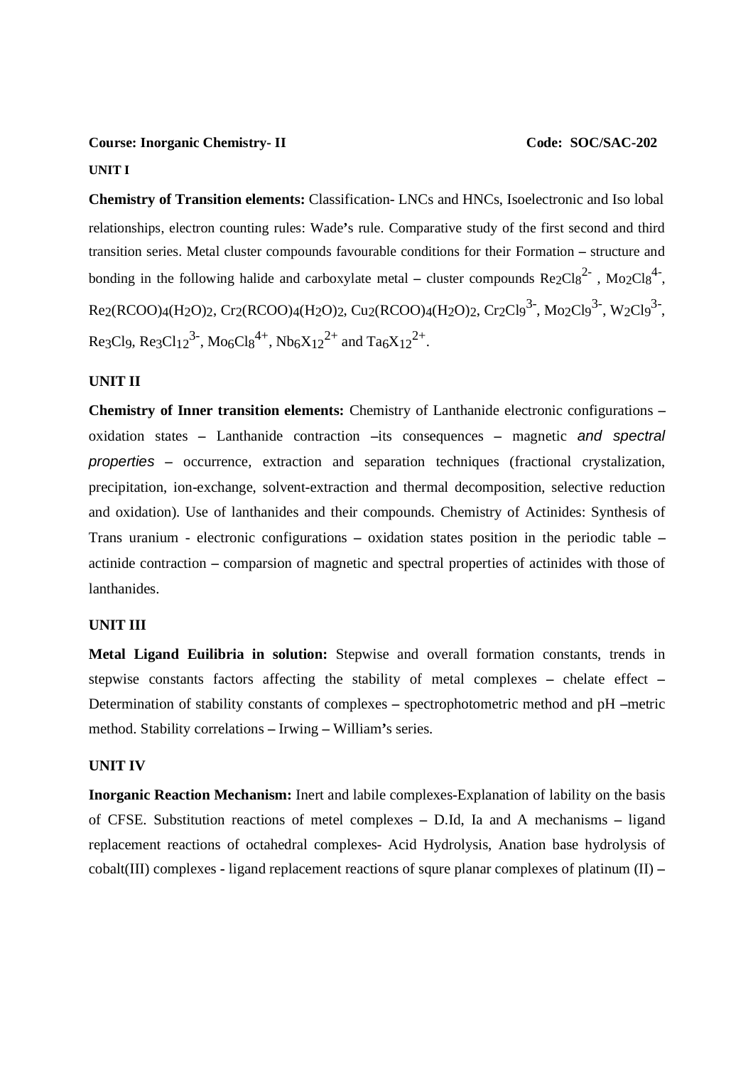**Course: Inorganic Chemistry- II** **Code: SOC/SAC-202**

**UNIT I**

**Chemistry of Transition elements:** Classification- LNCs and HNCs, Isoelectronic and Iso lobal relationships, electron counting rules: Wade's rule. Comparative study of the first second and third transition series. Metal cluster compounds favourable conditions for their Formation – structure and bonding in the following halide and carboxylate metal – cluster compounds $Re_2Cl_8^{2-}$ , $Mo_2Cl_8^{4-}$, $Re_2(RCOO)_4(H_2O)_2$, $Cr_2(RCOO)_4(H_2O)_2$, $Cu_2(RCOO)_4(H_2O)_2$, $Cr_2Cl_9^{3-}$, $Mo_2Cl_9^{3-}$, $W_2Cl_9^{3-}$, $Re_3Cl_9$, $Re_3Cl_{12}^{3-}$, $Mo_6Cl_8^{4+}$, $Nb_6X_{12}^{2+}$ and $Ta_6X_{12}^{2+}$.

**UNIT II**

**Chemistry of Inner transition elements:** Chemistry of Lanthanide electronic configurations – oxidation states – Lanthanide contraction –its consequences – magnetic *and spectral properties* – occurrence, extraction and separation techniques (fractional crystalization, precipitation, ion-exchange, solvent-extraction and thermal decomposition, selective reduction and oxidation). Use of lanthanides and their compounds. Chemistry of Actinides: Synthesis of Trans uranium - electronic configurations – oxidation states position in the periodic table – actinide contraction – comparsion of magnetic and spectral properties of actinides with those of lanthanides.

**UNIT III**

**Metal Ligand Euilibria in solution:** Stepwise and overall formation constants, trends in stepwise constants factors affecting the stability of metal complexes – chelate effect – Determination of stability constants of complexes – spectrophotometric method and pH –metric method. Stability correlations – Irwing – William's series.

**UNIT IV**

**Inorganic Reaction Mechanism:** Inert and labile complexes-Explanation of lability on the basis of CFSE. Substitution reactions of metel complexes – D.Id, Ia and A mechanisms – ligand replacement reactions of octahedral complexes- Acid Hydrolysis, Anation base hydrolysis of cobalt(III) complexes - ligand replacement reactions of squre planar complexes of platinum (II) –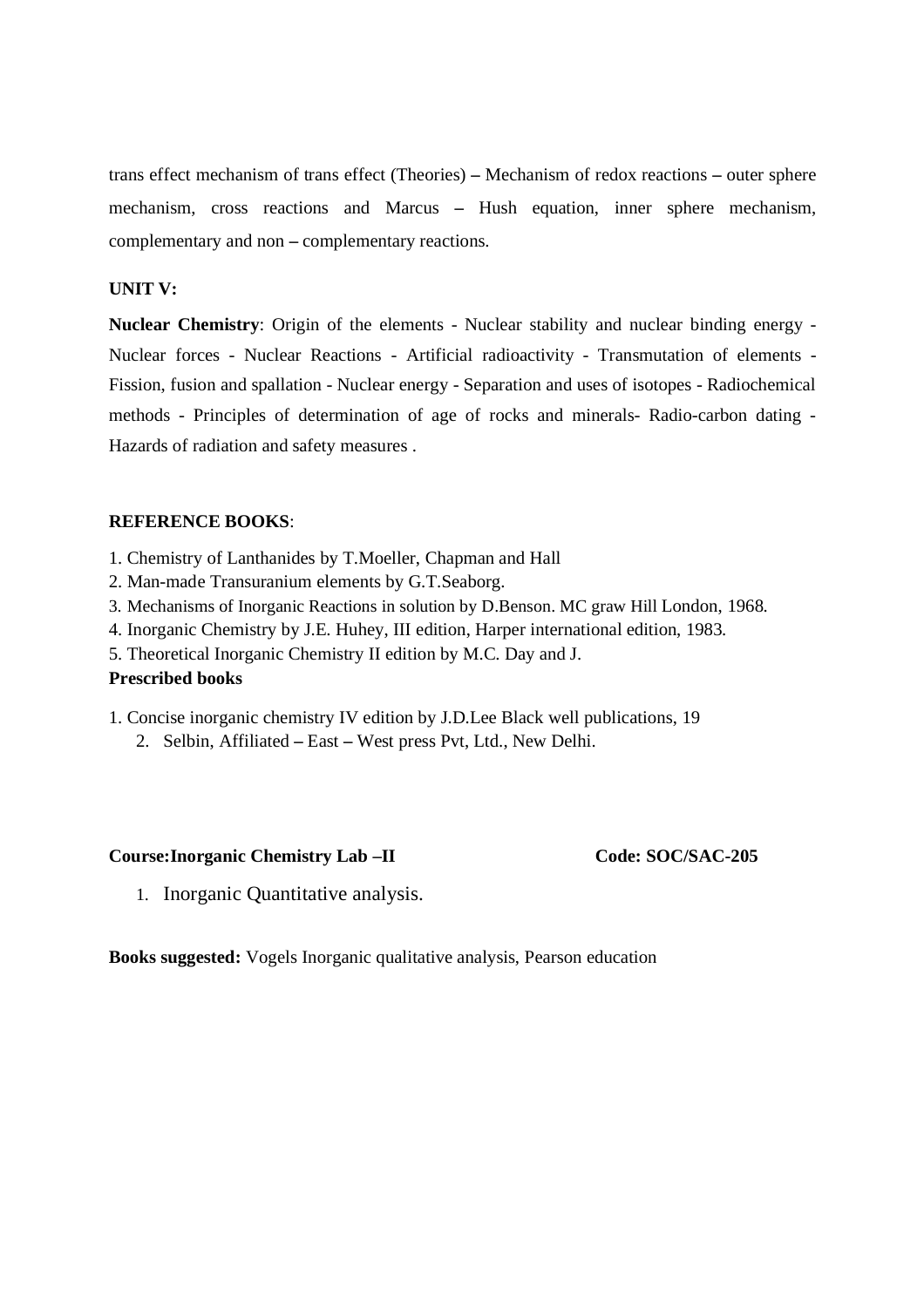trans effect mechanism of trans effect (Theories) – Mechanism of redox reactions – outer sphere mechanism, cross reactions and Marcus – Hush equation, inner sphere mechanism, complementary and non – complementary reactions.

**UNIT V:**

**Nuclear Chemistry**: Origin of the elements - Nuclear stability and nuclear binding energy - Nuclear forces - Nuclear Reactions - Artificial radioactivity - Transmutation of elements - Fission, fusion and spallation - Nuclear energy - Separation and uses of isotopes - Radiochemical methods - Principles of determination of age of rocks and minerals- Radio-carbon dating - Hazards of radiation and safety measures .

**REFERENCE BOOKS**:

1. Chemistry of Lanthanides by T.Moeller, Chapman and Hall
2. Man-made Transuranium elements by G.T.Seaborg.
3. Mechanisms of Inorganic Reactions in solution by D.Benson. MC graw Hill London, 1968.
4. Inorganic Chemistry by J.E. Huhey, III edition, Harper international edition, 1983.
5. Theoretical Inorganic Chemistry II edition by M.C. Day and J.

**Prescribed books**

1. Concise inorganic chemistry IV edition by J.D.Lee Black well publications, 19
2. Selbin, Affiliated – East – West press Pvt, Ltd., New Delhi.

**Course:Inorganic Chemistry Lab –II** **Code: SOC/SAC-205**

1. Inorganic Quantitative analysis.

**Books suggested:** Vogels Inorganic qualitative analysis, Pearson education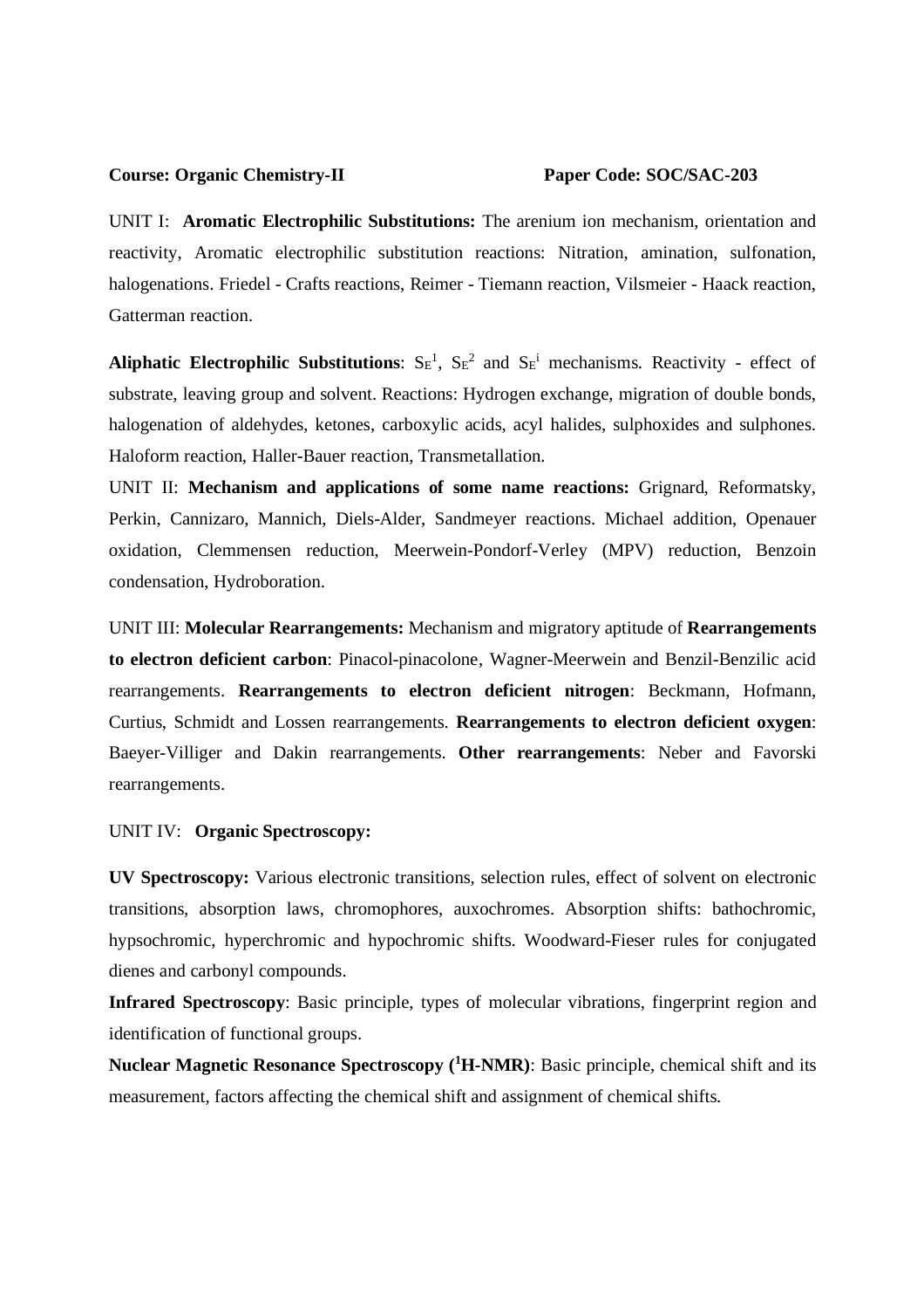**Course: Organic Chemistry-II** **Paper Code: SOC/SAC-203**

UNIT I: **Aromatic Electrophilic Substitutions:** The arenium ion mechanism, orientation and reactivity, Aromatic electrophilic substitution reactions: Nitration, amination, sulfonation, halogenations. Friedel - Crafts reactions, Reimer - Tiemann reaction, Vilsmeier - Haack reaction, Gatterman reaction.

**Aliphatic Electrophilic Substitutions**: $S_E^1$, $S_E^2$ and $S_E^i$ mechanisms. Reactivity - effect of substrate, leaving group and solvent. Reactions: Hydrogen exchange, migration of double bonds, halogenation of aldehydes, ketones, carboxylic acids, acyl halides, sulphoxides and sulphones. Haloform reaction, Haller-Bauer reaction, Transmetallation.

UNIT II: **Mechanism and applications of some name reactions:** Grignard, Reformatsky, Perkin, Cannizaro, Mannich, Diels-Alder, Sandmeyer reactions. Michael addition, Openauer oxidation, Clemmensen reduction, Meerwein-Pondorf-Verley (MPV) reduction, Benzoin condensation, Hydroboration.

UNIT III: **Molecular Rearrangements:** Mechanism and migratory aptitude of **Rearrangements to electron deficient carbon**: Pinacol-pinacolone, Wagner-Meerwein and Benzil-Benzilic acid rearrangements. **Rearrangements to electron deficient nitrogen**: Beckmann, Hofmann, Curtius, Schmidt and Lossen rearrangements. **Rearrangements to electron deficient oxygen**: Baeyer-Villiger and Dakin rearrangements. **Other rearrangements**: Neber and Favorski rearrangements.

UNIT IV: **Organic Spectroscopy:**

**UV Spectroscopy:** Various electronic transitions, selection rules, effect of solvent on electronic transitions, absorption laws, chromophores, auxochromes. Absorption shifts: bathochromic, hypsochromic, hyperchromic and hypochromic shifts. Woodward-Fieser rules for conjugated dienes and carbonyl compounds.

**Infrared Spectroscopy**: Basic principle, types of molecular vibrations, fingerprint region and identification of functional groups.

**Nuclear Magnetic Resonance Spectroscopy ($^1$H-NMR)**: Basic principle, chemical shift and its measurement, factors affecting the chemical shift and assignment of chemical shifts.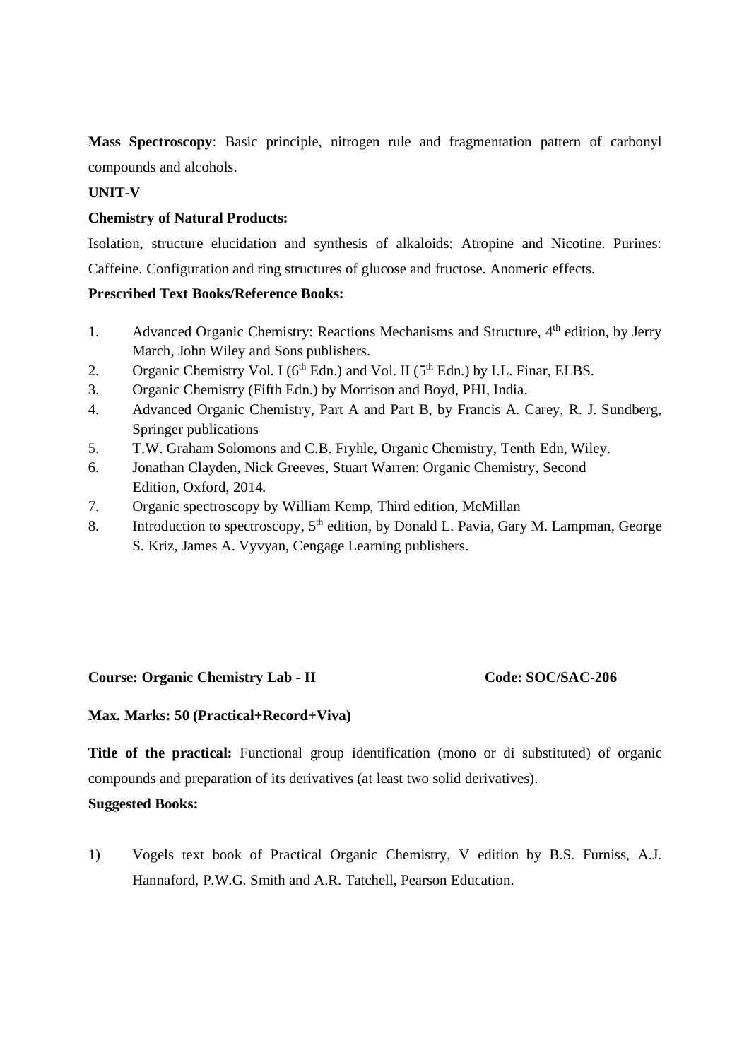**Mass Spectroscopy**: Basic principle, nitrogen rule and fragmentation pattern of carbonyl compounds and alcohols.

**UNIT-V**

**Chemistry of Natural Products:**

Isolation, structure elucidation and synthesis of alkaloids: Atropine and Nicotine. Purines: Caffeine. Configuration and ring structures of glucose and fructose. Anomeric effects.

**Prescribed Text Books/Reference Books:**

1. Advanced Organic Chemistry: Reactions Mechanisms and Structure, 4th edition, by Jerry March, John Wiley and Sons publishers.
2. Organic Chemistry Vol. I (6th Edn.) and Vol. II (5th Edn.) by I.L. Finar, ELBS.
3. Organic Chemistry (Fifth Edn.) by Morrison and Boyd, PHI, India.
4. Advanced Organic Chemistry, Part A and Part B, by Francis A. Carey, R. J. Sundberg, Springer publications
5. T.W. Graham Solomons and C.B. Fryhle, Organic Chemistry, Tenth Edn, Wiley.
6. Jonathan Clayden, Nick Greeves, Stuart Warren: Organic Chemistry, Second Edition, Oxford, 2014.
7. Organic spectroscopy by William Kemp, Third edition, McMillan
8. Introduction to spectroscopy, 5th edition, by Donald L. Pavia, Gary M. Lampman, George S. Kriz, James A. Vyvyan, Cengage Learning publishers.

**Course: Organic Chemistry Lab - II** **Code: SOC/SAC-206**

**Max. Marks: 50 (Practical+Record+Viva)**

**Title of the practical:** Functional group identification (mono or di substituted) of organic compounds and preparation of its derivatives (at least two solid derivatives).

**Suggested Books:**

1) Vogels text book of Practical Organic Chemistry, V edition by B.S. Furniss, A.J. Hannaford, P.W.G. Smith and A.R. Tatchell, Pearson Education.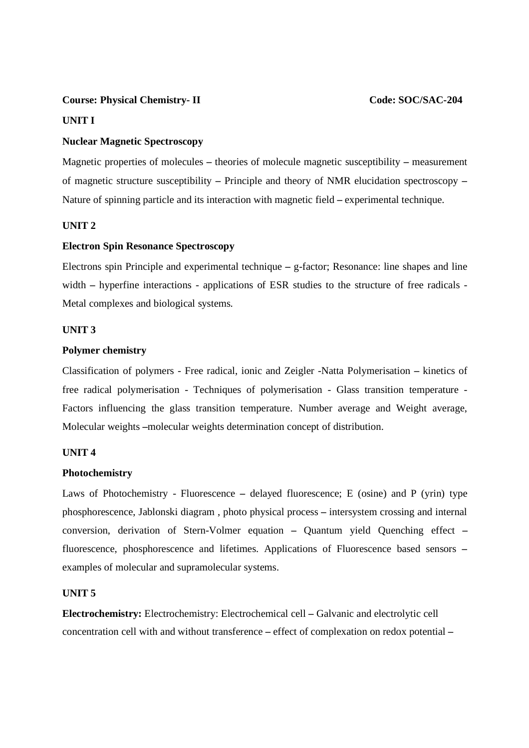**Course: Physical Chemistry- II** **Code: SOC/SAC-204**

**UNIT I**

**Nuclear Magnetic Spectroscopy**

Magnetic properties of molecules – theories of molecule magnetic susceptibility – measurement of magnetic structure susceptibility – Principle and theory of NMR elucidation spectroscopy – Nature of spinning particle and its interaction with magnetic field – experimental technique.

**UNIT 2**

**Electron Spin Resonance Spectroscopy**

Electrons spin Principle and experimental technique – g-factor; Resonance: line shapes and line width – hyperfine interactions - applications of ESR studies to the structure of free radicals - Metal complexes and biological systems.

**UNIT 3**

**Polymer chemistry**

Classification of polymers - Free radical, ionic and Zeigler -Natta Polymerisation – kinetics of free radical polymerisation - Techniques of polymerisation - Glass transition temperature - Factors influencing the glass transition temperature. Number average and Weight average, Molecular weights –molecular weights determination concept of distribution.

**UNIT 4**

**Photochemistry**

Laws of Photochemistry - Fluorescence – delayed fluorescence; E (osine) and P (yrin) type phosphorescence, Jablonski diagram , photo physical process – intersystem crossing and internal conversion, derivation of Stern-Volmer equation – Quantum yield Quenching effect – fluorescence, phosphorescence and lifetimes. Applications of Fluorescence based sensors – examples of molecular and supramolecular systems.

**UNIT 5**

**Electrochemistry:** Electrochemistry: Electrochemical cell – Galvanic and electrolytic cell concentration cell with and without transference – effect of complexation on redox potential –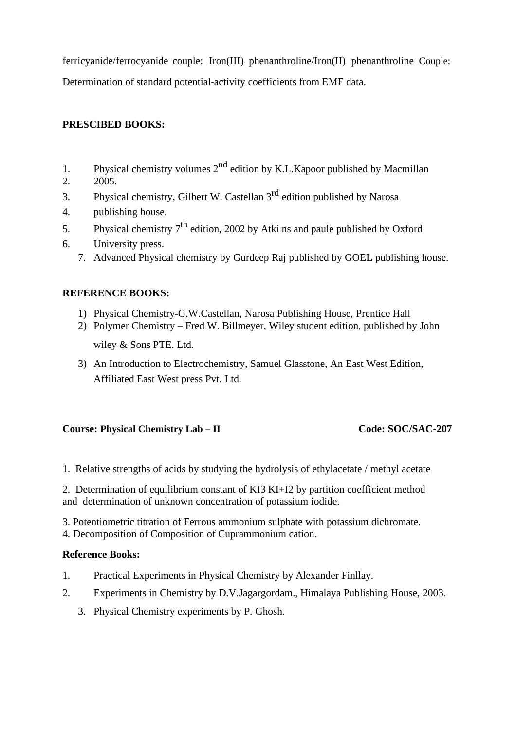ferricyanide/ferrocyanide couple: Iron(III) phenanthroline/Iron(II) phenanthroline Couple: Determination of standard potential-activity coefficients from EMF data.

**PRESCIBED BOOKS:**

1. Physical chemistry volumes 2nd edition by K.L.Kapoor published by Macmillan
2. 2005.
3. Physical chemistry, Gilbert W. Castellan 3rd edition published by Narosa
4. publishing house.
5. Physical chemistry 7th edition, 2002 by Atki ns and paule published by Oxford
6. University press.
7. Advanced Physical chemistry by Gurdeep Raj published by GOEL publishing house.

**REFERENCE BOOKS:**

1) Physical Chemistry-G.W.Castellan, Narosa Publishing House, Prentice Hall
2) Polymer Chemistry – Fred W. Billmeyer, Wiley student edition, published by John wiley & Sons PTE. Ltd.
3) An Introduction to Electrochemistry, Samuel Glasstone, An East West Edition, Affiliated East West press Pvt. Ltd.

**Course: Physical Chemistry Lab – II** **Code: SOC/SAC-207**

1. Relative strengths of acids by studying the hydrolysis of ethylacetate / methyl acetate

2. Determination of equilibrium constant of $KI_3$ KI+$I_2$ by partition coefficient method and determination of unknown concentration of potassium iodide.

3. Potentiometric titration of Ferrous ammonium sulphate with potassium dichromate.
4. Decomposition of Composition of Cuprammonium cation.

**Reference Books:**

1. Practical Experiments in Physical Chemistry by Alexander Finllay.
2. Experiments in Chemistry by D.V.Jagargordam., Himalaya Publishing House, 2003.
3. Physical Chemistry experiments by P. Ghosh.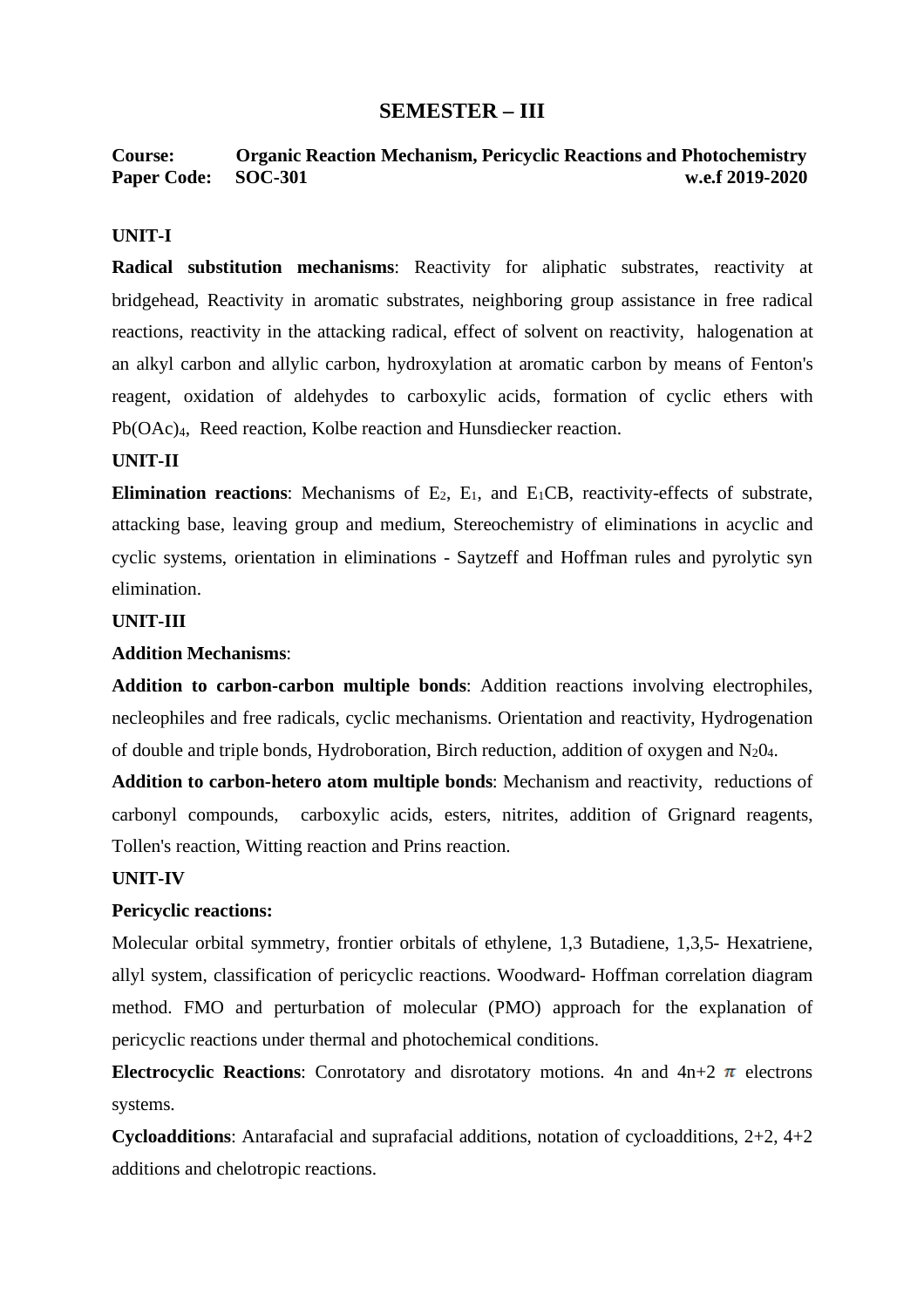## SEMESTER – III

**Course:** **Organic Reaction Mechanism, Pericyclic Reactions and Photochemistry**
**Paper Code:** **SOC-301** **w.e.f 2019-2020**

**UNIT-I**

**Radical substitution mechanisms**: Reactivity for aliphatic substrates, reactivity at bridgehead, Reactivity in aromatic substrates, neighboring group assistance in free radical reactions, reactivity in the attacking radical, effect of solvent on reactivity, halogenation at an alkyl carbon and allylic carbon, hydroxylation at aromatic carbon by means of Fenton's reagent, oxidation of aldehydes to carboxylic acids, formation of cyclic ethers with $Pb(OAc)_4$, Reed reaction, Kolbe reaction and Hunsdiecker reaction.

**UNIT-II**

**Elimination reactions**: Mechanisms of $E_2$, $E_1$, and $E_1CB$, reactivity-effects of substrate, attacking base, leaving group and medium, Stereochemistry of eliminations in acyclic and cyclic systems, orientation in eliminations - Saytzeff and Hoffman rules and pyrolytic syn elimination.

**UNIT-III**

**Addition Mechanisms**:

**Addition to carbon-carbon multiple bonds**: Addition reactions involving electrophiles, necleophiles and free radicals, cyclic mechanisms. Orientation and reactivity, Hydrogenation of double and triple bonds, Hydroboration, Birch reduction, addition of oxygen and $N_20_4$.

**Addition to carbon-hetero atom multiple bonds**: Mechanism and reactivity, reductions of carbonyl compounds, carboxylic acids, esters, nitrites, addition of Grignard reagents, Tollen's reaction, Witting reaction and Prins reaction.

**UNIT-IV**

**Pericyclic reactions:**

Molecular orbital symmetry, frontier orbitals of ethylene, 1,3 Butadiene, 1,3,5- Hexatriene, allyl system, classification of pericyclic reactions. Woodward- Hoffman correlation diagram method. FMO and perturbation of molecular (PMO) approach for the explanation of pericyclic reactions under thermal and photochemical conditions.

**Electrocyclic Reactions**: Conrotatory and disrotatory motions. 4n and 4n+2 $\pi$ electrons systems.

**Cycloadditions**: Antarafacial and suprafacial additions, notation of cycloadditions, 2+2, 4+2 additions and chelotropic reactions.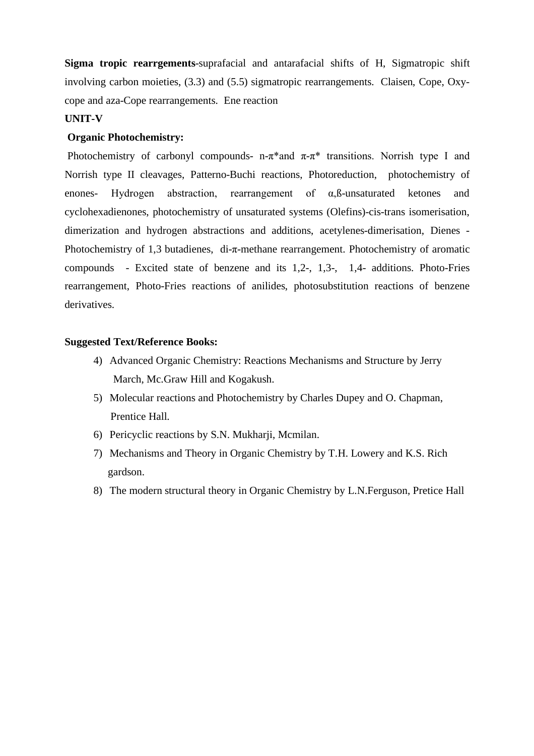**Sigma tropic rearrgements**-suprafacial and antarafacial shifts of H, Sigmatropic shift involving carbon moieties, (3.3) and (5.5) sigmatropic rearrangements. Claisen, Cope, Oxy-cope and aza-Cope rearrangements. Ene reaction

**UNIT-V**

**Organic Photochemistry:**

Photochemistry of carbonyl compounds- n-π*and π-π* transitions. Norrish type I and Norrish type II cleavages, Patterno-Buchi reactions, Photoreduction, photochemistry of enones- Hydrogen abstraction, rearrangement of α,ß-unsaturated ketones and cyclohexadienones, photochemistry of unsaturated systems (Olefins)-cis-trans isomerisation, dimerization and hydrogen abstractions and additions, acetylenes-dimerisation, Dienes - Photochemistry of 1,3 butadienes, di-π-methane rearrangement. Photochemistry of aromatic compounds - Excited state of benzene and its 1,2-, 1,3-, 1,4- additions. Photo-Fries rearrangement, Photo-Fries reactions of anilides, photosubstitution reactions of benzene derivatives.

**Suggested Text/Reference Books:**

4) Advanced Organic Chemistry: Reactions Mechanisms and Structure by Jerry March, Mc.Graw Hill and Kogakush.
5) Molecular reactions and Photochemistry by Charles Dupey and O. Chapman, Prentice Hall.
6) Pericyclic reactions by S.N. Mukharji, Mcmilan.
7) Mechanisms and Theory in Organic Chemistry by T.H. Lowery and K.S. Rich gardson.
8) The modern structural theory in Organic Chemistry by L.N.Ferguson, Pretice Hall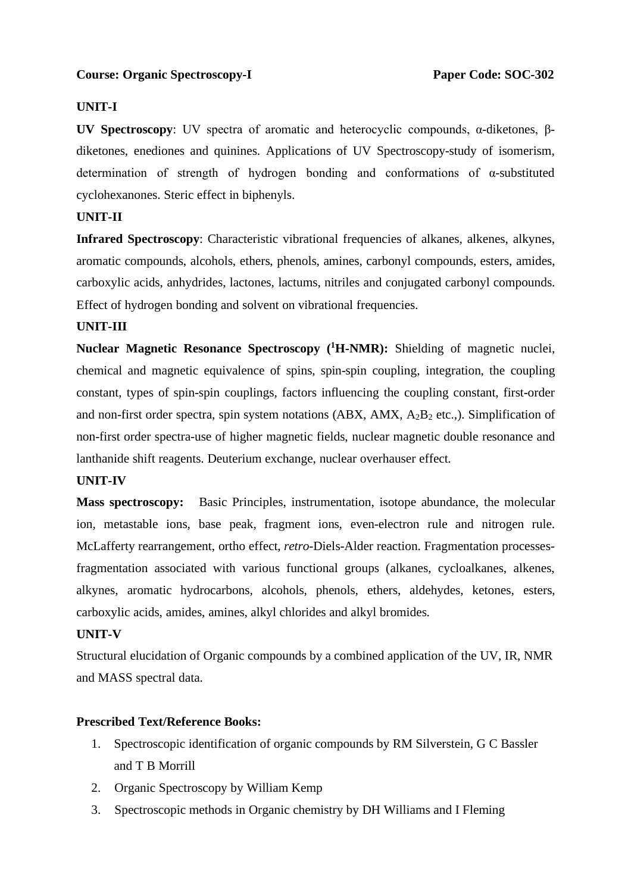**Course: Organic Spectroscopy-I** **Paper Code: SOC-302**

### UNIT-I

**UV Spectroscopy**: UV spectra of aromatic and heterocyclic compounds, α-diketones, β-diketones, enediones and quinines. Applications of UV Spectroscopy-study of isomerism, determination of strength of hydrogen bonding and conformations of α-substituted cyclohexanones. Steric effect in biphenyls.

### UNIT-II

**Infrared Spectroscopy**: Characteristic vibrational frequencies of alkanes, alkenes, alkynes, aromatic compounds, alcohols, ethers, phenols, amines, carbonyl compounds, esters, amides, carboxylic acids, anhydrides, lactones, lactums, nitriles and conjugated carbonyl compounds. Effect of hydrogen bonding and solvent on vibrational frequencies.

### UNIT-III

**Nuclear Magnetic Resonance Spectroscopy ($^1$H-NMR):** Shielding of magnetic nuclei, chemical and magnetic equivalence of spins, spin-spin coupling, integration, the coupling constant, types of spin-spin couplings, factors influencing the coupling constant, first-order and non-first order spectra, spin system notations (ABX, AMX, $A_2B_2$ etc.,). Simplification of non-first order spectra-use of higher magnetic fields, nuclear magnetic double resonance and lanthanide shift reagents. Deuterium exchange, nuclear overhauser effect.

### UNIT-IV

**Mass spectroscopy:** Basic Principles, instrumentation, isotope abundance, the molecular ion, metastable ions, base peak, fragment ions, even-electron rule and nitrogen rule. McLafferty rearrangement, ortho effect, *retro*-Diels-Alder reaction. Fragmentation processes-fragmentation associated with various functional groups (alkanes, cycloalkanes, alkenes, alkynes, aromatic hydrocarbons, alcohols, phenols, ethers, aldehydes, ketones, esters, carboxylic acids, amides, amines, alkyl chlorides and alkyl bromides.

### UNIT-V

Structural elucidation of Organic compounds by a combined application of the UV, IR, NMR and MASS spectral data.

**Prescribed Text/Reference Books:**

1. Spectroscopic identification of organic compounds by RM Silverstein, G C Bassler and T B Morrill
2. Organic Spectroscopy by William Kemp
3. Spectroscopic methods in Organic chemistry by DH Williams and I Fleming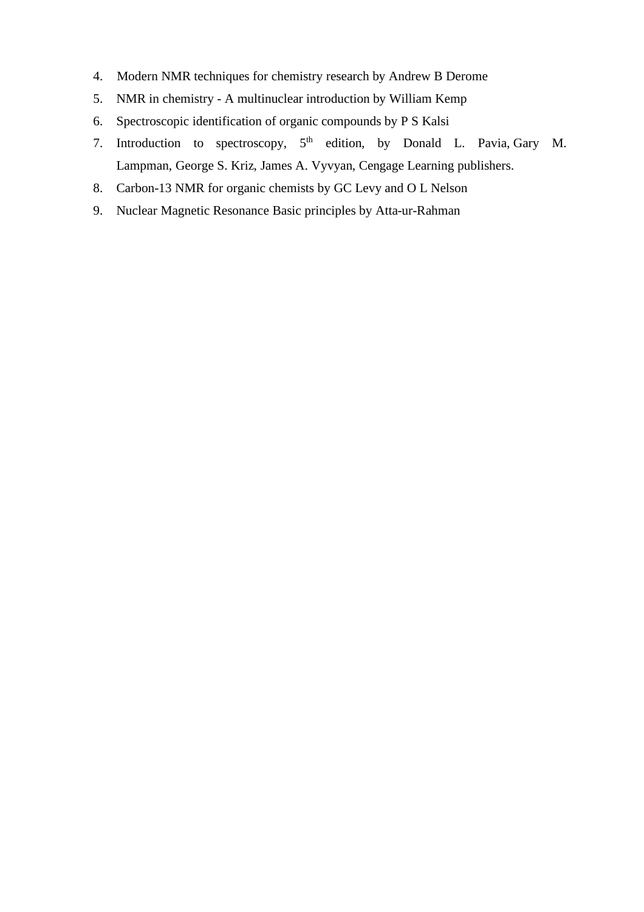4. Modern NMR techniques for chemistry research by Andrew B Derome
5. NMR in chemistry - A multinuclear introduction by William Kemp
6. Spectroscopic identification of organic compounds by P S Kalsi
7. Introduction to spectroscopy, $5^{th}$ edition, by Donald L. Pavia, Gary M. Lampman, George S. Kriz, James A. Vyvyan, Cengage Learning publishers.
8. Carbon-13 NMR for organic chemists by GC Levy and O L Nelson
9. Nuclear Magnetic Resonance Basic principles by Atta-ur-Rahman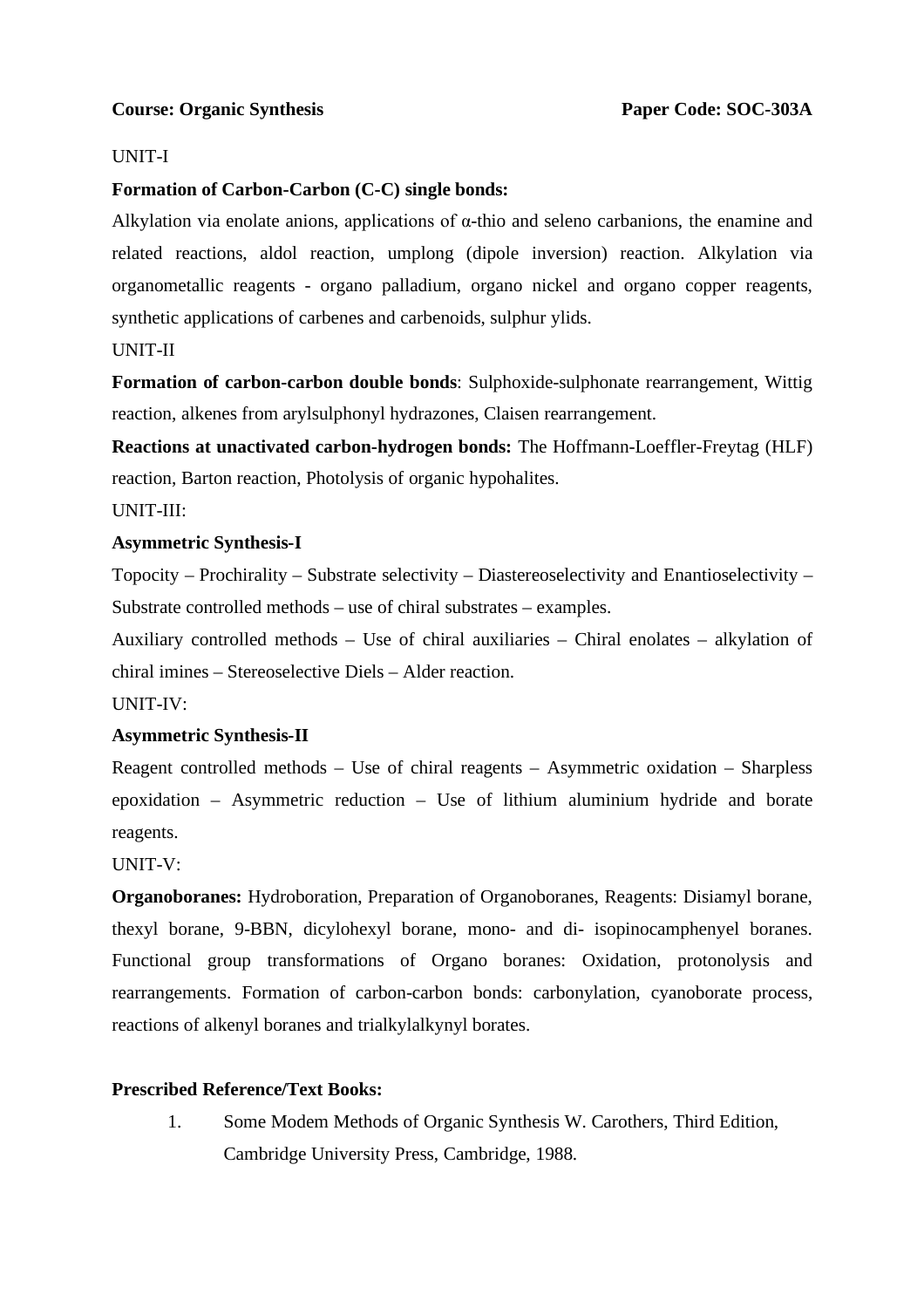**Course: Organic Synthesis** **Paper Code: SOC-303A**

UNIT-I

**Formation of Carbon-Carbon (C-C) single bonds:**

Alkylation via enolate anions, applications of α-thio and seleno carbanions, the enamine and related reactions, aldol reaction, umplong (dipole inversion) reaction. Alkylation via organometallic reagents - organo palladium, organo nickel and organo copper reagents, synthetic applications of carbenes and carbenoids, sulphur ylids.

UNIT-II

**Formation of carbon-carbon double bonds**: Sulphoxide-sulphonate rearrangement, Wittig reaction, alkenes from arylsulphonyl hydrazones, Claisen rearrangement.

**Reactions at unactivated carbon-hydrogen bonds:** The Hoffmann-Loeffler-Freytag (HLF) reaction, Barton reaction, Photolysis of organic hypohalites.

UNIT-III:

**Asymmetric Synthesis-I**

Topocity – Prochirality – Substrate selectivity – Diastereoselectivity and Enantioselectivity – Substrate controlled methods – use of chiral substrates – examples.

Auxiliary controlled methods – Use of chiral auxiliaries – Chiral enolates – alkylation of chiral imines – Stereoselective Diels – Alder reaction.

UNIT-IV:

**Asymmetric Synthesis-II**

Reagent controlled methods – Use of chiral reagents – Asymmetric oxidation – Sharpless epoxidation – Asymmetric reduction – Use of lithium aluminium hydride and borate reagents.

UNIT-V:

**Organoboranes:** Hydroboration, Preparation of Organoboranes, Reagents: Disiamyl borane, thexyl borane, 9-BBN, dicylohexyl borane, mono- and di- isopinocamphenyel boranes. Functional group transformations of Organo boranes: Oxidation, protonolysis and rearrangements. Formation of carbon-carbon bonds: carbonylation, cyanoborate process, reactions of alkenyl boranes and trialkylalkynyl borates.

**Prescribed Reference/Text Books:**

1. Some Modem Methods of Organic Synthesis W. Carothers, Third Edition, Cambridge University Press, Cambridge, 1988.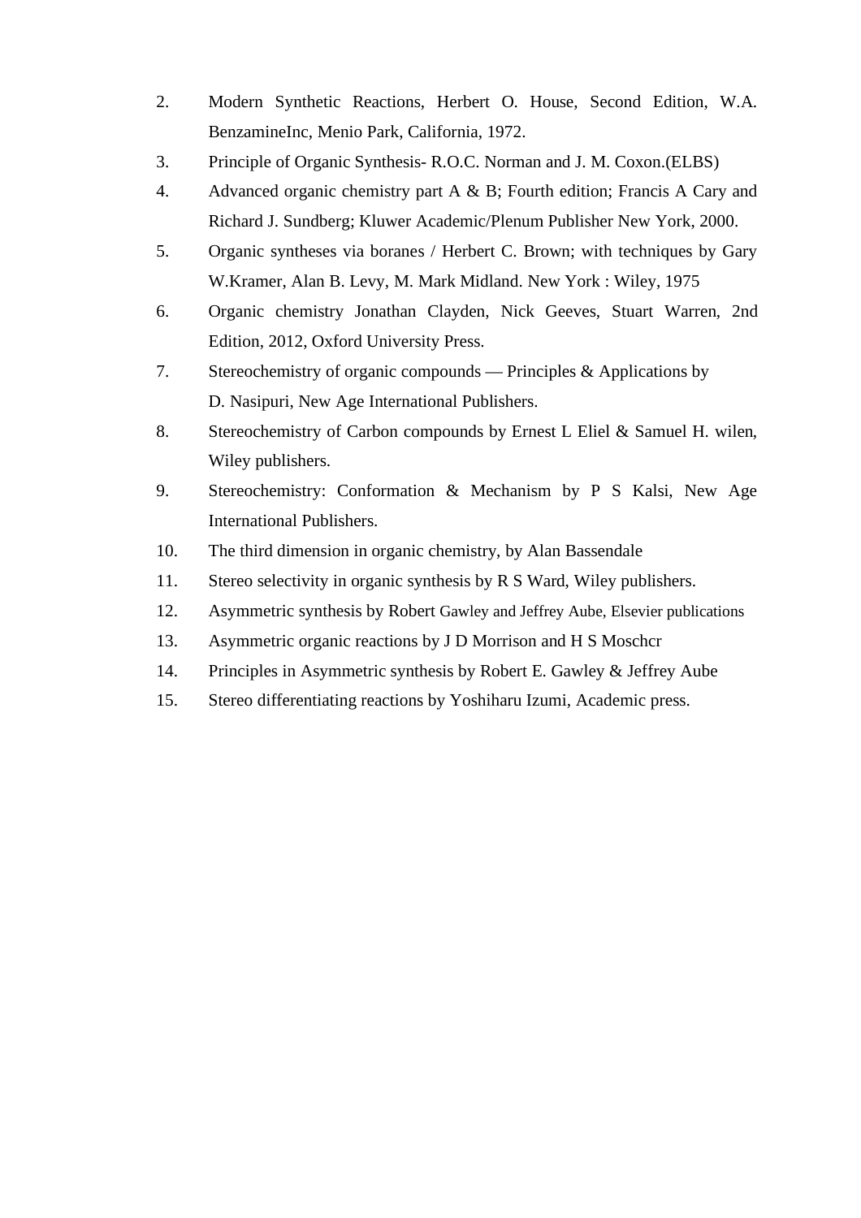2. Modern Synthetic Reactions, Herbert O. House, Second Edition, W.A. BenzamineInc, Menio Park, California, 1972.
3. Principle of Organic Synthesis- R.O.C. Norman and J. M. Coxon.(ELBS)
4. Advanced organic chemistry part A & B; Fourth edition; Francis A Cary and Richard J. Sundberg; Kluwer Academic/Plenum Publisher New York, 2000.
5. Organic syntheses via boranes / Herbert C. Brown; with techniques by Gary W.Kramer, Alan B. Levy, M. Mark Midland. New York : Wiley, 1975
6. Organic chemistry Jonathan Clayden, Nick Geeves, Stuart Warren, 2nd Edition, 2012, Oxford University Press.
7. Stereochemistry of organic compounds — Principles & Applications by D. Nasipuri, New Age International Publishers.
8. Stereochemistry of Carbon compounds by Ernest L Eliel & Samuel H. wilen, Wiley publishers.
9. Stereochemistry: Conformation & Mechanism by P S Kalsi, New Age International Publishers.
10. The third dimension in organic chemistry, by Alan Bassendale
11. Stereo selectivity in organic synthesis by R S Ward, Wiley publishers.
12. Asymmetric synthesis by Robert Gawley and Jeffrey Aube, Elsevier publications
13. Asymmetric organic reactions by J D Morrison and H S Moschcr
14. Principles in Asymmetric synthesis by Robert E. Gawley & Jeffrey Aube
15. Stereo differentiating reactions by Yoshiharu Izumi, Academic press.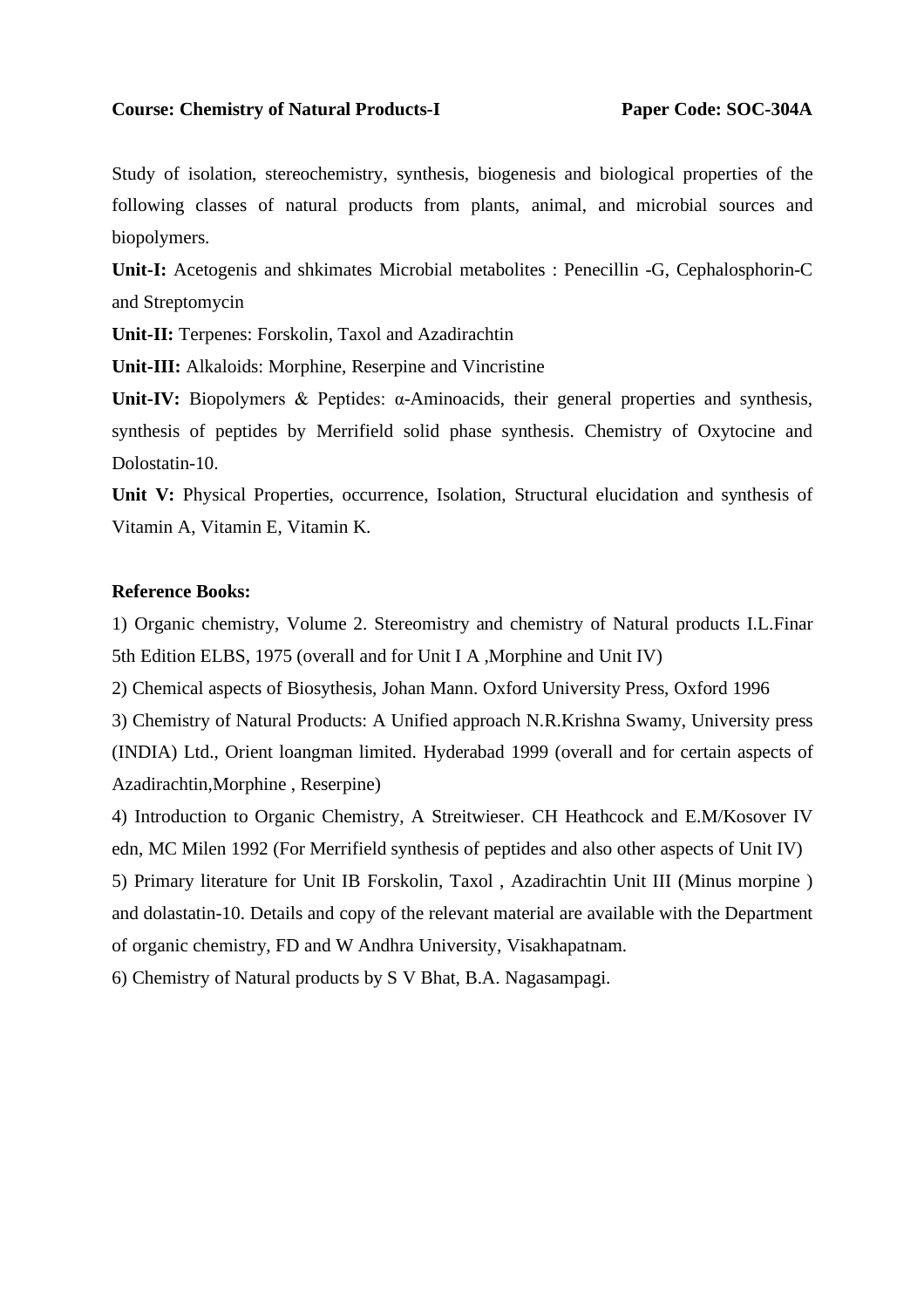**Course: Chemistry of Natural Products-I** **Paper Code: SOC-304A**

Study of isolation, stereochemistry, synthesis, biogenesis and biological properties of the following classes of natural products from plants, animal, and microbial sources and biopolymers.

**Unit-I:** Acetogenis and shkimates Microbial metabolites : Penecillin -G, Cephalosphorin-C and Streptomycin

**Unit-II:** Terpenes: Forskolin, Taxol and Azadirachtin

**Unit-III:** Alkaloids: Morphine, Reserpine and Vincristine

**Unit-IV:** Biopolymers & Peptides: α-Aminoacids, their general properties and synthesis, synthesis of peptides by Merrifield solid phase synthesis. Chemistry of Oxytocine and Dolostatin-10.

**Unit V:** Physical Properties, occurrence, Isolation, Structural elucidation and synthesis of Vitamin A, Vitamin E, Vitamin K.

**Reference Books:**

1) Organic chemistry, Volume 2. Stereomistry and chemistry of Natural products I.L.Finar 5th Edition ELBS, 1975 (overall and for Unit I A ,Morphine and Unit IV)

2) Chemical aspects of Biosythesis, Johan Mann. Oxford University Press, Oxford 1996

3) Chemistry of Natural Products: A Unified approach N.R.Krishna Swamy, University press (INDIA) Ltd., Orient loangman limited. Hyderabad 1999 (overall and for certain aspects of Azadirachtin,Morphine , Reserpine)

4) Introduction to Organic Chemistry, A Streitwieser. CH Heathcock and E.M/Kosover IV edn, MC Milen 1992 (For Merrifield synthesis of peptides and also other aspects of Unit IV)

5) Primary literature for Unit IB Forskolin, Taxol , Azadirachtin Unit III (Minus morpine ) and dolastatin-10. Details and copy of the relevant material are available with the Department of organic chemistry, FD and W Andhra University, Visakhapatnam.

6) Chemistry of Natural products by S V Bhat, B.A. Nagasampagi.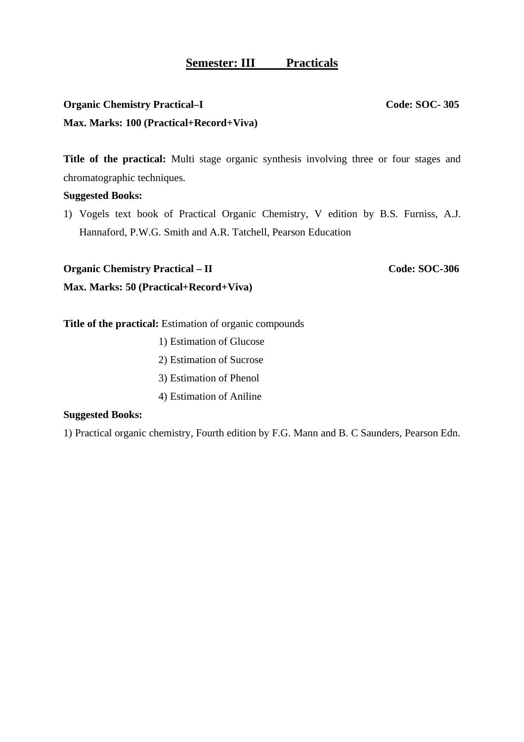# Semester: III Practicals

**Organic Chemistry Practical–I** **Code: SOC- 305**

**Max. Marks: 100 (Practical+Record+Viva)**

**Title of the practical:** Multi stage organic synthesis involving three or four stages and chromatographic techniques.

**Suggested Books:**

1) Vogels text book of Practical Organic Chemistry, V edition by B.S. Furniss, A.J. Hannaford, P.W.G. Smith and A.R. Tatchell, Pearson Education

**Organic Chemistry Practical – II** **Code: SOC-306**

**Max. Marks: 50 (Practical+Record+Viva)**

**Title of the practical:** Estimation of organic compounds

1) Estimation of Glucose
2) Estimation of Sucrose
3) Estimation of Phenol
4) Estimation of Aniline

**Suggested Books:**

1) Practical organic chemistry, Fourth edition by F.G. Mann and B. C Saunders, Pearson Edn.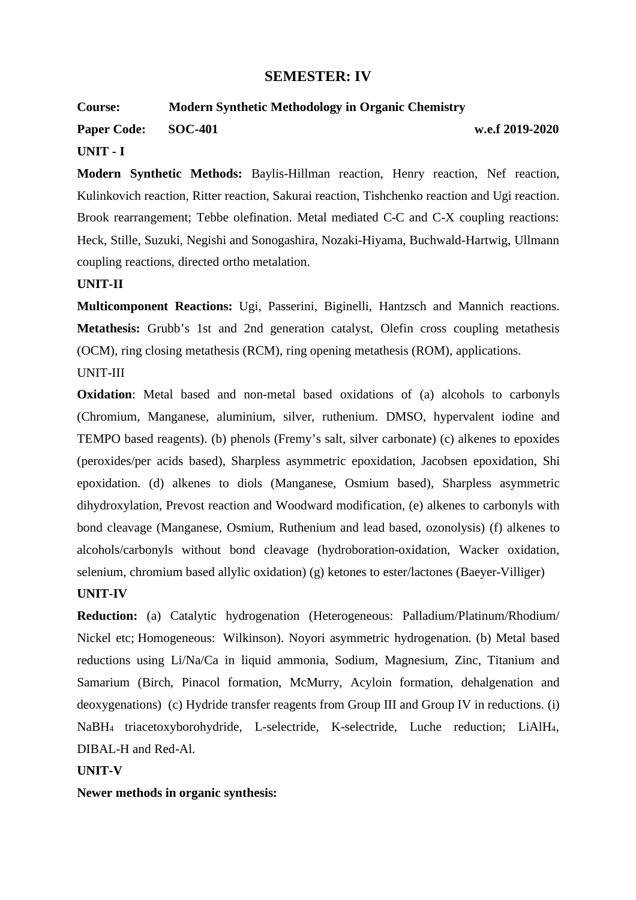# SEMESTER: IV

**Course:** **Modern Synthetic Methodology in Organic Chemistry**

**Paper Code:** **SOC-401** **w.e.f 2019-2020**

**UNIT - I**

**Modern Synthetic Methods:** Baylis-Hillman reaction, Henry reaction, Nef reaction, Kulinkovich reaction, Ritter reaction, Sakurai reaction, Tishchenko reaction and Ugi reaction. Brook rearrangement; Tebbe olefination. Metal mediated C-C and C-X coupling reactions: Heck, Stille, Suzuki, Negishi and Sonogashira, Nozaki-Hiyama, Buchwald-Hartwig, Ullmann coupling reactions, directed ortho metalation.

**UNIT-II**

**Multicomponent Reactions:** Ugi, Passerini, Biginelli, Hantzsch and Mannich reactions. **Metathesis:** Grubb's 1st and 2nd generation catalyst, Olefin cross coupling metathesis (OCM), ring closing metathesis (RCM), ring opening metathesis (ROM), applications.

UNIT-III

**Oxidation**: Metal based and non-metal based oxidations of (a) alcohols to carbonyls (Chromium, Manganese, aluminium, silver, ruthenium. DMSO, hypervalent iodine and TEMPO based reagents). (b) phenols (Fremy's salt, silver carbonate) (c) alkenes to epoxides (peroxides/per acids based), Sharpless asymmetric epoxidation, Jacobsen epoxidation, Shi epoxidation. (d) alkenes to diols (Manganese, Osmium based), Sharpless asymmetric dihydroxylation, Prevost reaction and Woodward modification, (e) alkenes to carbonyls with bond cleavage (Manganese, Osmium, Ruthenium and lead based, ozonolysis) (f) alkenes to alcohols/carbonyls without bond cleavage (hydroboration-oxidation, Wacker oxidation, selenium, chromium based allylic oxidation) (g) ketones to ester/lactones (Baeyer-Villiger)

**UNIT-IV**

**Reduction:** (a) Catalytic hydrogenation (Heterogeneous: Palladium/Platinum/Rhodium/ Nickel etc; Homogeneous: Wilkinson). Noyori asymmetric hydrogenation. (b) Metal based reductions using Li/Na/Ca in liquid ammonia, Sodium, Magnesium, Zinc, Titanium and Samarium (Birch, Pinacol formation, McMurry, Acyloin formation, dehalgenation and deoxygenations) (c) Hydride transfer reagents from Group III and Group IV in reductions. (i) $NaBH_4$ triacetoxyborohydride, L-selectride, K-selectride, Luche reduction; $LiAlH_4$, DIBAL-H and Red-Al.

**UNIT-V**

**Newer methods in organic synthesis:**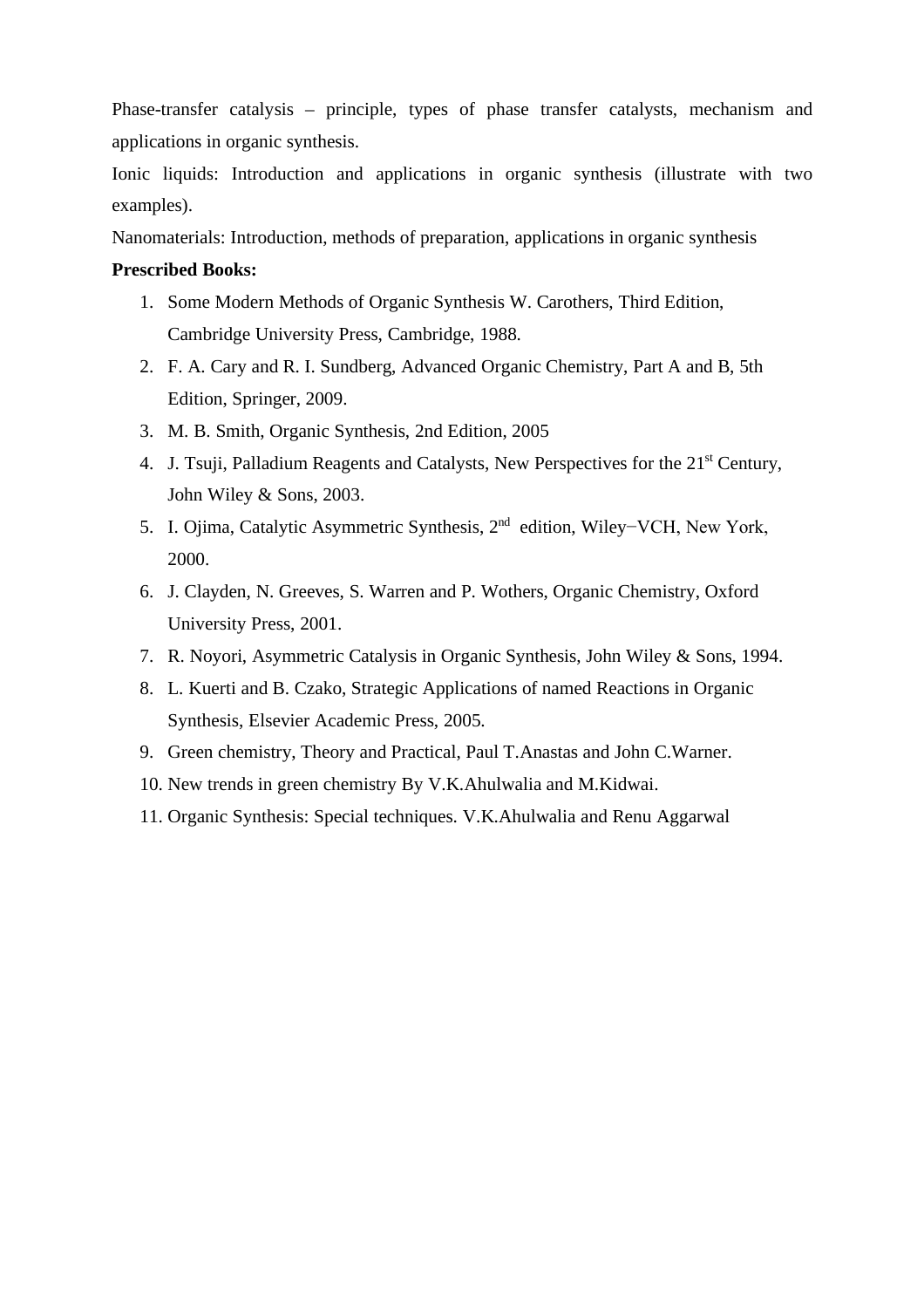Phase-transfer catalysis – principle, types of phase transfer catalysts, mechanism and applications in organic synthesis.

Ionic liquids: Introduction and applications in organic synthesis (illustrate with two examples).

Nanomaterials: Introduction, methods of preparation, applications in organic synthesis

**Prescribed Books:**

1. Some Modern Methods of Organic Synthesis W. Carothers, Third Edition, Cambridge University Press, Cambridge, 1988.
2. F. A. Cary and R. I. Sundberg, Advanced Organic Chemistry, Part A and B, 5th Edition, Springer, 2009.
3. M. B. Smith, Organic Synthesis, 2nd Edition, 2005
4. J. Tsuji, Palladium Reagents and Catalysts, New Perspectives for the 21st Century, John Wiley & Sons, 2003.
5. I. Ojima, Catalytic Asymmetric Synthesis, 2nd edition, Wiley−VCH, New York, 2000.
6. J. Clayden, N. Greeves, S. Warren and P. Wothers, Organic Chemistry, Oxford University Press, 2001.
7. R. Noyori, Asymmetric Catalysis in Organic Synthesis, John Wiley & Sons, 1994.
8. L. Kuerti and B. Czako, Strategic Applications of named Reactions in Organic Synthesis, Elsevier Academic Press, 2005.
9. Green chemistry, Theory and Practical, Paul T.Anastas and John C.Warner.
10. New trends in green chemistry By V.K.Ahulwalia and M.Kidwai.
11. Organic Synthesis: Special techniques. V.K.Ahulwalia and Renu Aggarwal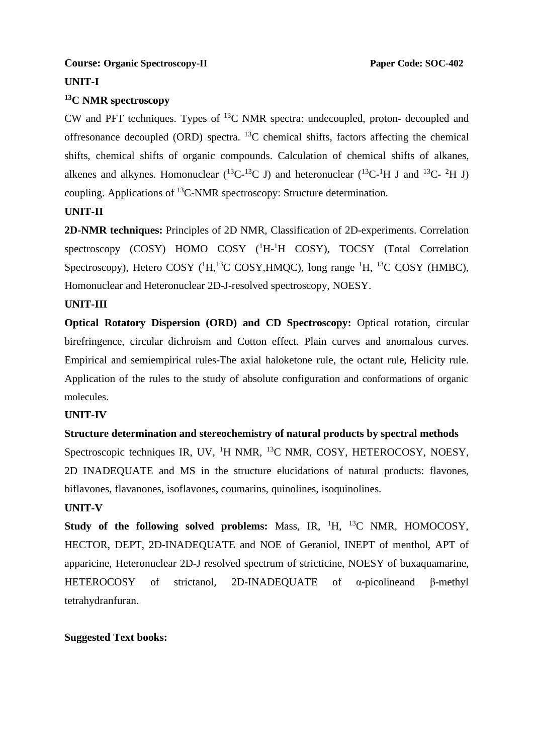**Course: Organic Spectroscopy-II** **Paper Code: SOC-402**

**UNIT-I**

**$^{13}C$ NMR spectroscopy**

CW and PFT techniques. Types of $^{13}C$ NMR spectra: undecoupled, proton- decoupled and offresonance decoupled (ORD) spectra. $^{13}C$ chemical shifts, factors affecting the chemical shifts, chemical shifts of organic compounds. Calculation of chemical shifts of alkanes, alkenes and alkynes. Homonuclear ($^{13}C$-$^{13}C$ J) and heteronuclear ($^{13}C$-$^{1}H$ J and $^{13}C$- $^{2}H$ J) coupling. Applications of $^{13}C$-NMR spectroscopy: Structure determination.

**UNIT-II**

**2D-NMR techniques:** Principles of 2D NMR, Classification of 2D-experiments. Correlation spectroscopy (COSY) HOMO COSY ($^{1}H$-$^{1}H$ COSY), TOCSY (Total Correlation Spectroscopy), Hetero COSY ($^{1}H$,$^{13}C$ COSY,HMQC), long range $^{1}H$, $^{13}C$ COSY (HMBC), Homonuclear and Heteronuclear 2D-J-resolved spectroscopy, NOESY.

**UNIT-III**

**Optical Rotatory Dispersion (ORD) and CD Spectroscopy:** Optical rotation, circular birefringence, circular dichroism and Cotton effect. Plain curves and anomalous curves. Empirical and semiempirical rules-The axial haloketone rule, the octant rule, Helicity rule. Application of the rules to the study of absolute configuration and conformations of organic molecules.

**UNIT-IV**

**Structure determination and stereochemistry of natural products by spectral methods**

Spectroscopic techniques IR, UV, $^{1}H$ NMR, $^{13}C$ NMR, COSY, HETEROCOSY, NOESY, 2D INADEQUATE and MS in the structure elucidations of natural products: flavones, biflavones, flavanones, isoflavones, coumarins, quinolines, isoquinolines.

**UNIT-V**

**Study of the following solved problems:** Mass, IR, $^{1}H$, $^{13}C$ NMR, HOMOCOSY, HECTOR, DEPT, 2D-INADEQUATE and NOE of Geraniol, INEPT of menthol, APT of apparicine, Heteronuclear 2D-J resolved spectrum of stricticine, NOESY of buxaquamarine, HETEROCOSY of strictanol, 2D-INADEQUATE of α-picolineand β-methyl tetrahydranfuran.

**Suggested Text books:**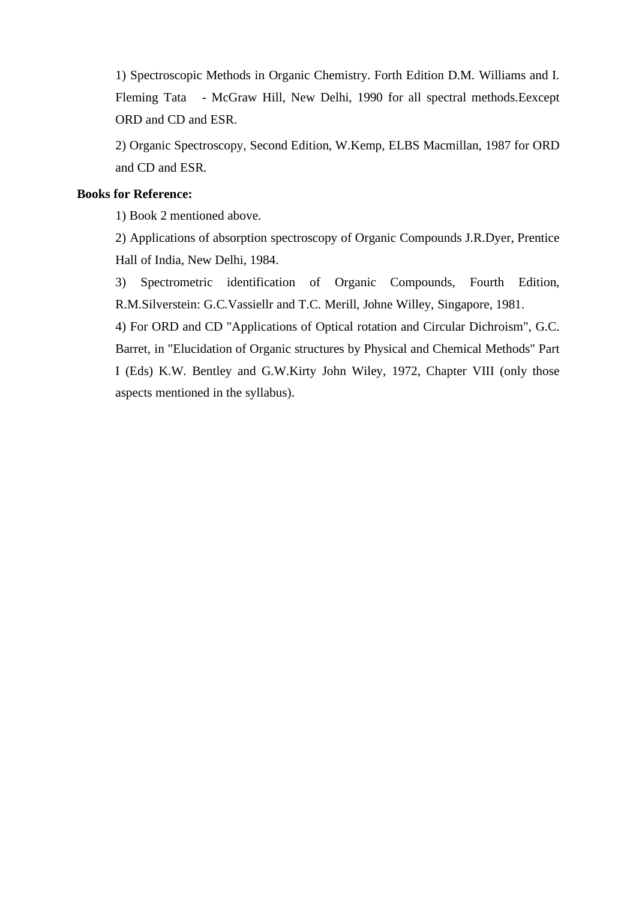1) Spectroscopic Methods in Organic Chemistry. Forth Edition D.M. Williams and I. Fleming Tata - McGraw Hill, New Delhi, 1990 for all spectral methods.Eexcept ORD and CD and ESR.

2) Organic Spectroscopy, Second Edition, W.Kemp, ELBS Macmillan, 1987 for ORD and CD and ESR.

**Books for Reference:**

1) Book 2 mentioned above.

2) Applications of absorption spectroscopy of Organic Compounds J.R.Dyer, Prentice Hall of India, New Delhi, 1984.

3) Spectrometric identification of Organic Compounds, Fourth Edition, R.M.Silverstein: G.C.Vassiellr and T.C. Merill, Johne Willey, Singapore, 1981.

4) For ORD and CD "Applications of Optical rotation and Circular Dichroism", G.C. Barret, in "Elucidation of Organic structures by Physical and Chemical Methods" Part I (Eds) K.W. Bentley and G.W.Kirty John Wiley, 1972, Chapter VIII (only those aspects mentioned in the syllabus).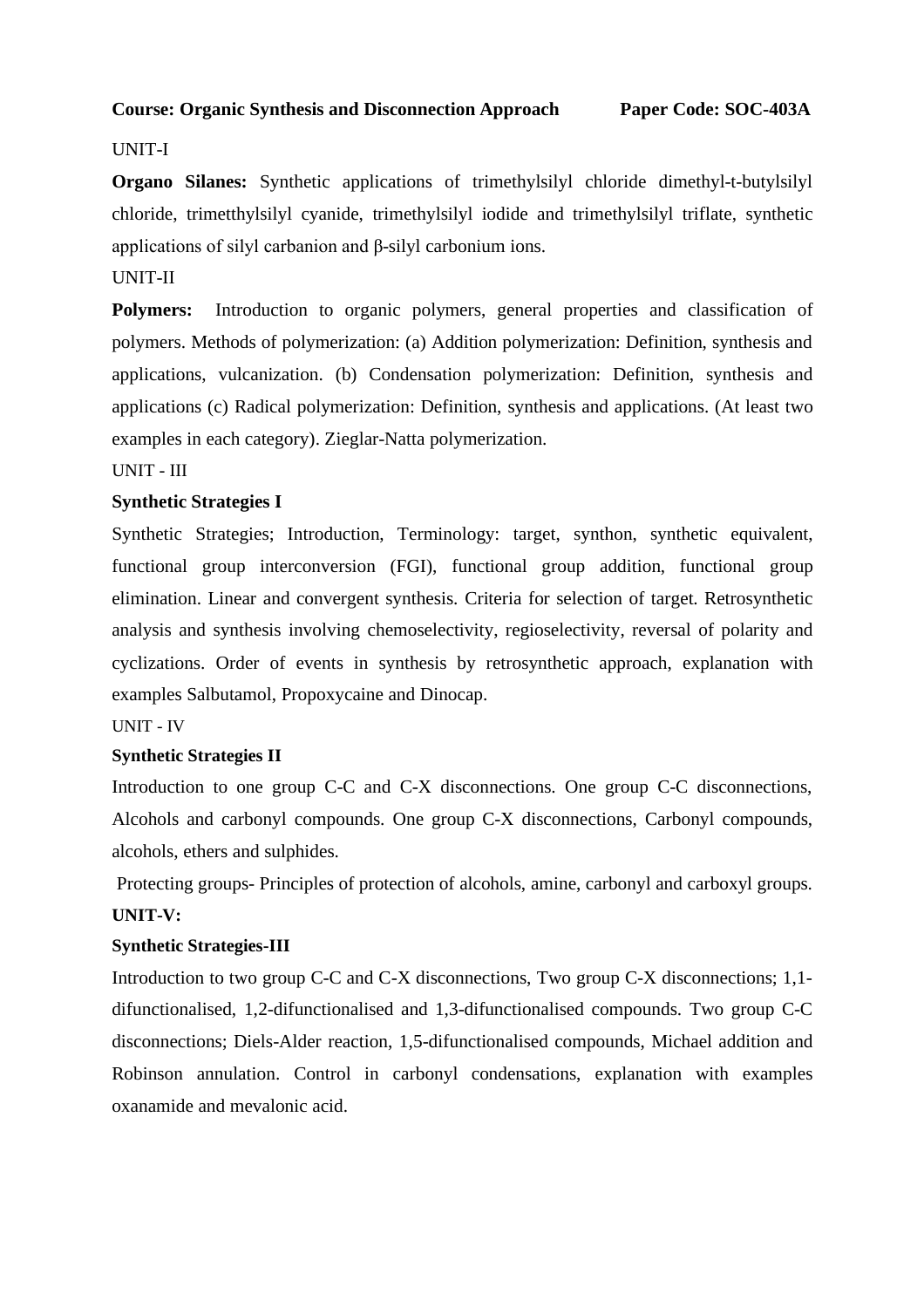**Course: Organic Synthesis and Disconnection Approach Paper Code: SOC-403A**

UNIT-I

**Organo Silanes:** Synthetic applications of trimethylsilyl chloride dimethyl-t-butylsilyl chloride, trimetthylsilyl cyanide, trimethylsilyl iodide and trimethylsilyl triflate, synthetic applications of silyl carbanion and β-silyl carbonium ions.

UNIT-II

**Polymers:** Introduction to organic polymers, general properties and classification of polymers. Methods of polymerization: (a) Addition polymerization: Definition, synthesis and applications, vulcanization. (b) Condensation polymerization: Definition, synthesis and applications (c) Radical polymerization: Definition, synthesis and applications. (At least two examples in each category). Zieglar-Natta polymerization.

UNIT - III

**Synthetic Strategies I**

Synthetic Strategies; Introduction, Terminology: target, synthon, synthetic equivalent, functional group interconversion (FGI), functional group addition, functional group elimination. Linear and convergent synthesis. Criteria for selection of target. Retrosynthetic analysis and synthesis involving chemoselectivity, regioselectivity, reversal of polarity and cyclizations. Order of events in synthesis by retrosynthetic approach, explanation with examples Salbutamol, Propoxycaine and Dinocap.

UNIT - IV

**Synthetic Strategies II**

Introduction to one group C-C and C-X disconnections. One group C-C disconnections, Alcohols and carbonyl compounds. One group C-X disconnections, Carbonyl compounds, alcohols, ethers and sulphides.

Protecting groups- Principles of protection of alcohols, amine, carbonyl and carboxyl groups.

**UNIT-V:**

**Synthetic Strategies-III**

Introduction to two group C-C and C-X disconnections, Two group C-X disconnections; 1,1-difunctionalised, 1,2-difunctionalised and 1,3-difunctionalised compounds. Two group C-C disconnections; Diels-Alder reaction, 1,5-difunctionalised compounds, Michael addition and Robinson annulation. Control in carbonyl condensations, explanation with examples oxanamide and mevalonic acid.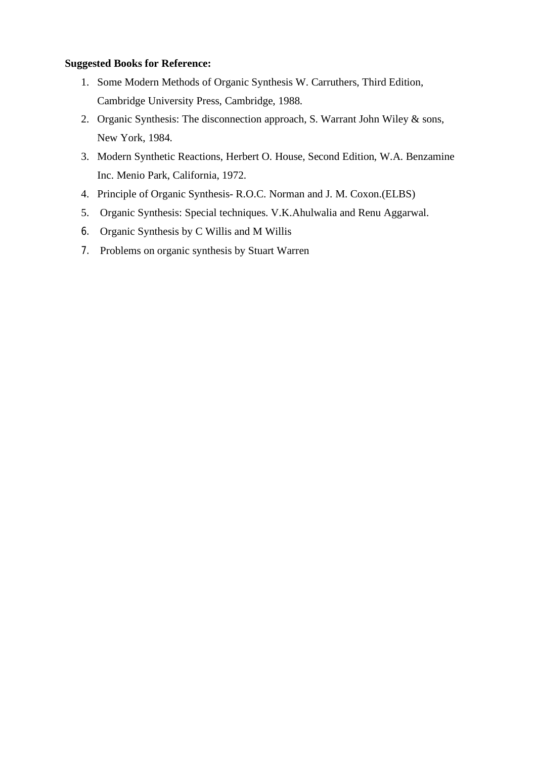**Suggested Books for Reference:**

1. Some Modern Methods of Organic Synthesis W. Carruthers, Third Edition, Cambridge University Press, Cambridge, 1988.
2. Organic Synthesis: The disconnection approach, S. Warrant John Wiley & sons, New York, 1984.
3. Modern Synthetic Reactions, Herbert O. House, Second Edition, W.A. Benzamine Inc. Menio Park, California, 1972.
4. Principle of Organic Synthesis- R.O.C. Norman and J. M. Coxon.(ELBS)
5. Organic Synthesis: Special techniques. V.K.Ahulwalia and Renu Aggarwal.
6. Organic Synthesis by C Willis and M Willis
7. Problems on organic synthesis by Stuart Warren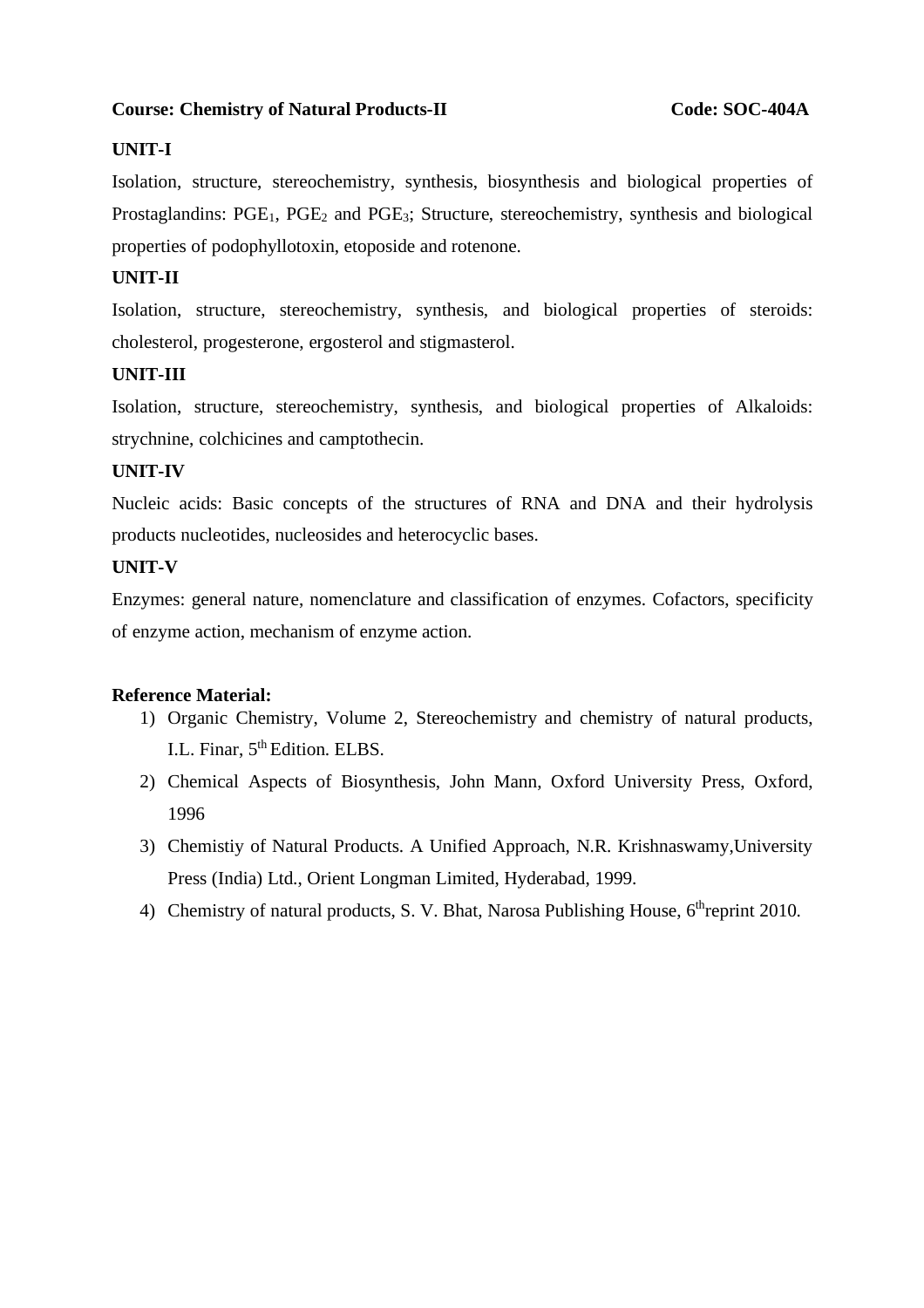**Course: Chemistry of Natural Products-II** **Code: SOC-404A**

**UNIT-I**

Isolation, structure, stereochemistry, synthesis, biosynthesis and biological properties of Prostaglandins: $PGE_1$, $PGE_2$ and $PGE_3$; Structure, stereochemistry, synthesis and biological properties of podophyllotoxin, etoposide and rotenone.

**UNIT-II**

Isolation, structure, stereochemistry, synthesis, and biological properties of steroids: cholesterol, progesterone, ergosterol and stigmasterol.

**UNIT-III**

Isolation, structure, stereochemistry, synthesis, and biological properties of Alkaloids: strychnine, colchicines and camptothecin.

**UNIT-IV**

Nucleic acids: Basic concepts of the structures of RNA and DNA and their hydrolysis products nucleotides, nucleosides and heterocyclic bases.

**UNIT-V**

Enzymes: general nature, nomenclature and classification of enzymes. Cofactors, specificity of enzyme action, mechanism of enzyme action.

**Reference Material:**

1) Organic Chemistry, Volume 2, Stereochemistry and chemistry of natural products, I.L. Finar, 5th Edition. ELBS.
2) Chemical Aspects of Biosynthesis, John Mann, Oxford University Press, Oxford, 1996
3) Chemistiy of Natural Products. A Unified Approach, N.R. Krishnaswamy,University Press (India) Ltd., Orient Longman Limited, Hyderabad, 1999.
4) Chemistry of natural products, S. V. Bhat, Narosa Publishing House, 6threprint 2010.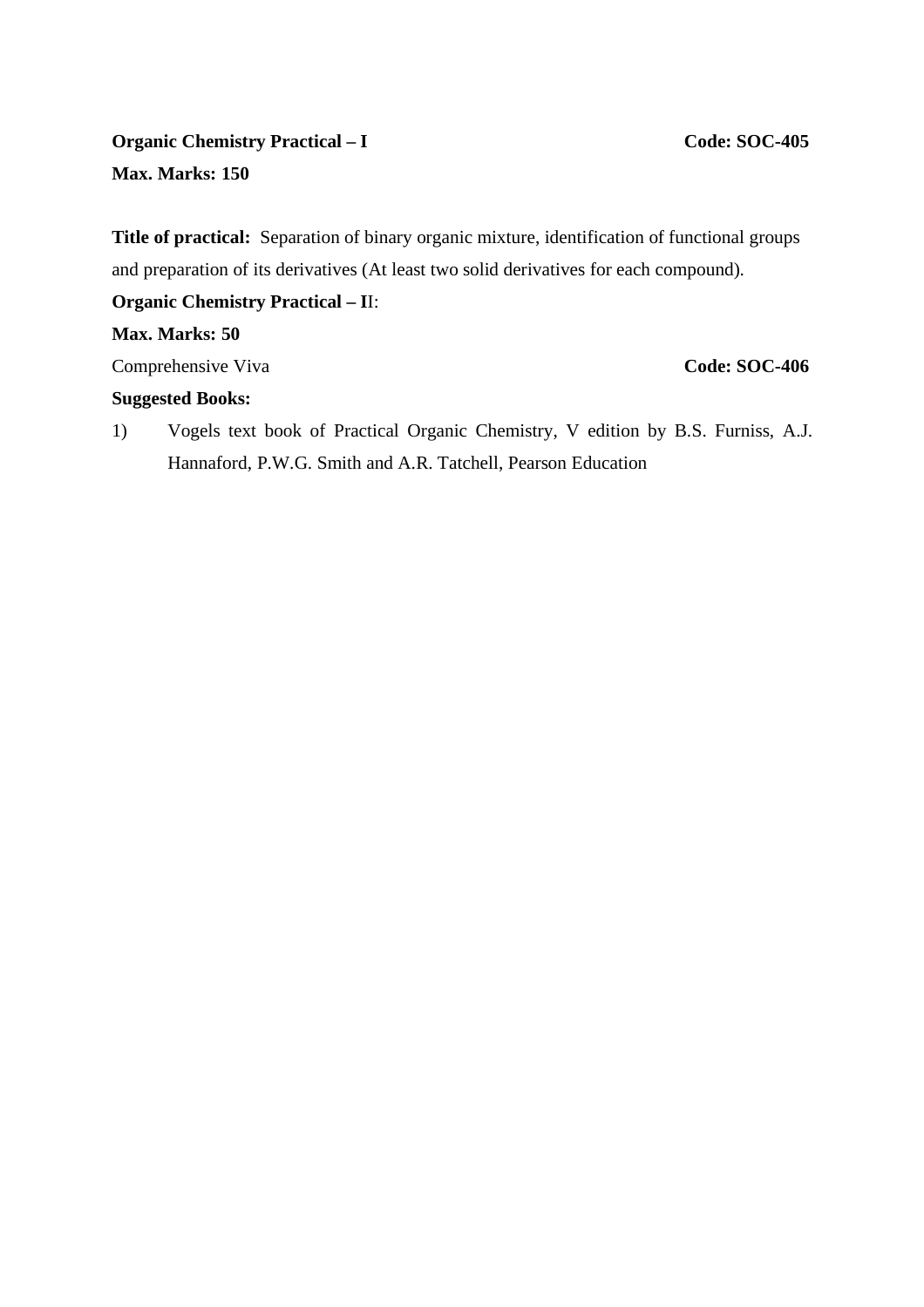**Organic Chemistry Practical – I** **Code: SOC-405**

**Max. Marks: 150**

**Title of practical:** Separation of binary organic mixture, identification of functional groups and preparation of its derivatives (At least two solid derivatives for each compound).

**Organic Chemistry Practical – II**:

**Max. Marks: 50**

Comprehensive Viva **Code: SOC-406**

**Suggested Books:**

1) Vogels text book of Practical Organic Chemistry, V edition by B.S. Furniss, A.J. Hannaford, P.W.G. Smith and A.R. Tatchell, Pearson Education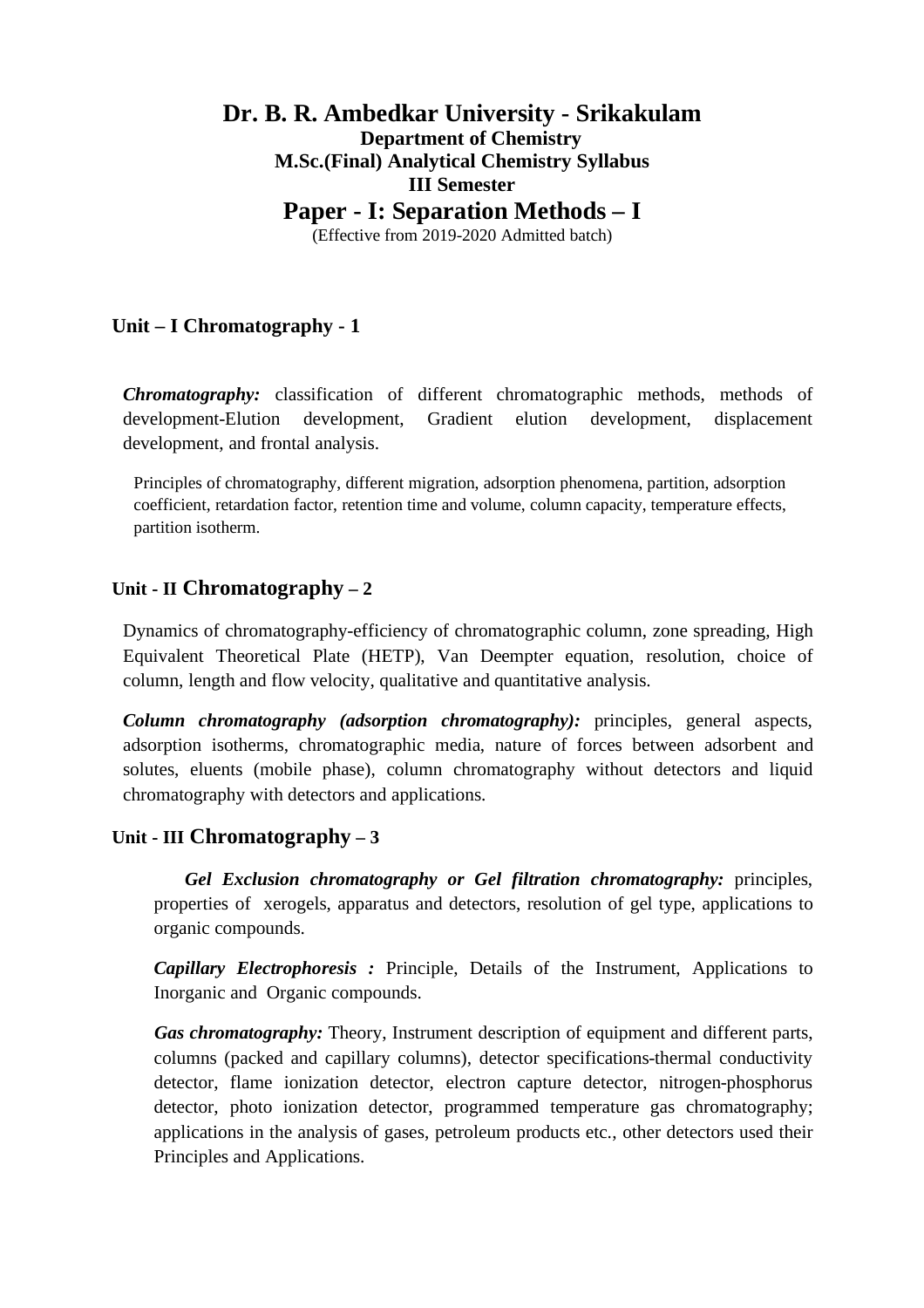# Dr. B. R. Ambedkar University - Srikakulam

**Department of Chemistry**

**M.Sc.(Final) Analytical Chemistry Syllabus**

**III Semester**

## Paper - I: Separation Methods – I

(Effective from 2019-2020 Admitted batch)

### Unit – I Chromatography - 1

***Chromatography:*** classification of different chromatographic methods, methods of development-Elution development, Gradient elution development, displacement development, and frontal analysis.

Principles of chromatography, different migration, adsorption phenomena, partition, adsorption coefficient, retardation factor, retention time and volume, column capacity, temperature effects, partition isotherm.

### Unit - II Chromatography – 2

Dynamics of chromatography-efficiency of chromatographic column, zone spreading, High Equivalent Theoretical Plate (HETP), Van Deempter equation, resolution, choice of column, length and flow velocity, qualitative and quantitative analysis.

***Column chromatography (adsorption chromatography):*** principles, general aspects, adsorption isotherms, chromatographic media, nature of forces between adsorbent and solutes, eluents (mobile phase), column chromatography without detectors and liquid chromatography with detectors and applications.

### Unit - III Chromatography – 3

***Gel Exclusion chromatography or Gel filtration chromatography:*** principles, properties of xerogels, apparatus and detectors, resolution of gel type, applications to organic compounds.

***Capillary Electrophoresis :*** Principle, Details of the Instrument, Applications to Inorganic and Organic compounds.

***Gas chromatography:*** Theory, Instrument description of equipment and different parts, columns (packed and capillary columns), detector specifications-thermal conductivity detector, flame ionization detector, electron capture detector, nitrogen-phosphorus detector, photo ionization detector, programmed temperature gas chromatography; applications in the analysis of gases, petroleum products etc., other detectors used their Principles and Applications.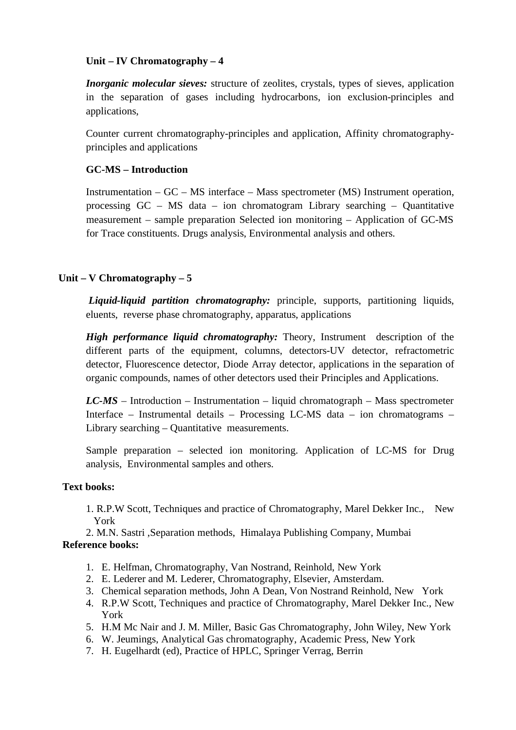**Unit – IV Chromatography – 4**

***Inorganic molecular sieves:*** structure of zeolites, crystals, types of sieves, application in the separation of gases including hydrocarbons, ion exclusion-principles and applications,

Counter current chromatography-principles and application, Affinity chromatography-principles and applications

**GC-MS – Introduction**

Instrumentation – GC – MS interface – Mass spectrometer (MS) Instrument operation, processing GC – MS data – ion chromatogram Library searching – Quantitative measurement – sample preparation Selected ion monitoring – Application of GC-MS for Trace constituents. Drugs analysis, Environmental analysis and others.

**Unit – V Chromatography – 5**

***Liquid-liquid partition chromatography:*** principle, supports, partitioning liquids, eluents, reverse phase chromatography, apparatus, applications

***High performance liquid chromatography:*** Theory, Instrument description of the different parts of the equipment, columns, detectors-UV detector, refractometric detector, Fluorescence detector, Diode Array detector, applications in the separation of organic compounds, names of other detectors used their Principles and Applications.

***LC-MS*** – Introduction – Instrumentation – liquid chromatograph – Mass spectrometer Interface – Instrumental details – Processing LC-MS data – ion chromatograms – Library searching – Quantitative measurements.

Sample preparation – selected ion monitoring. Application of LC-MS for Drug analysis, Environmental samples and others.

**Text books:**

1. R.P.W Scott, Techniques and practice of Chromatography, Marel Dekker Inc., New York
2. M.N. Sastri ,Separation methods, Himalaya Publishing Company, Mumbai

**Reference books:**

1. E. Helfman, Chromatography, Van Nostrand, Reinhold, New York
2. E. Lederer and M. Lederer, Chromatography, Elsevier, Amsterdam.
3. Chemical separation methods, John A Dean, Von Nostrand Reinhold, New York
4. R.P.W Scott, Techniques and practice of Chromatography, Marel Dekker Inc., New York
5. H.M Mc Nair and J. M. Miller, Basic Gas Chromatography, John Wiley, New York
6. W. Jeumings, Analytical Gas chromatography, Academic Press, New York
7. H. Eugelhardt (ed), Practice of HPLC, Springer Verrag, Berrin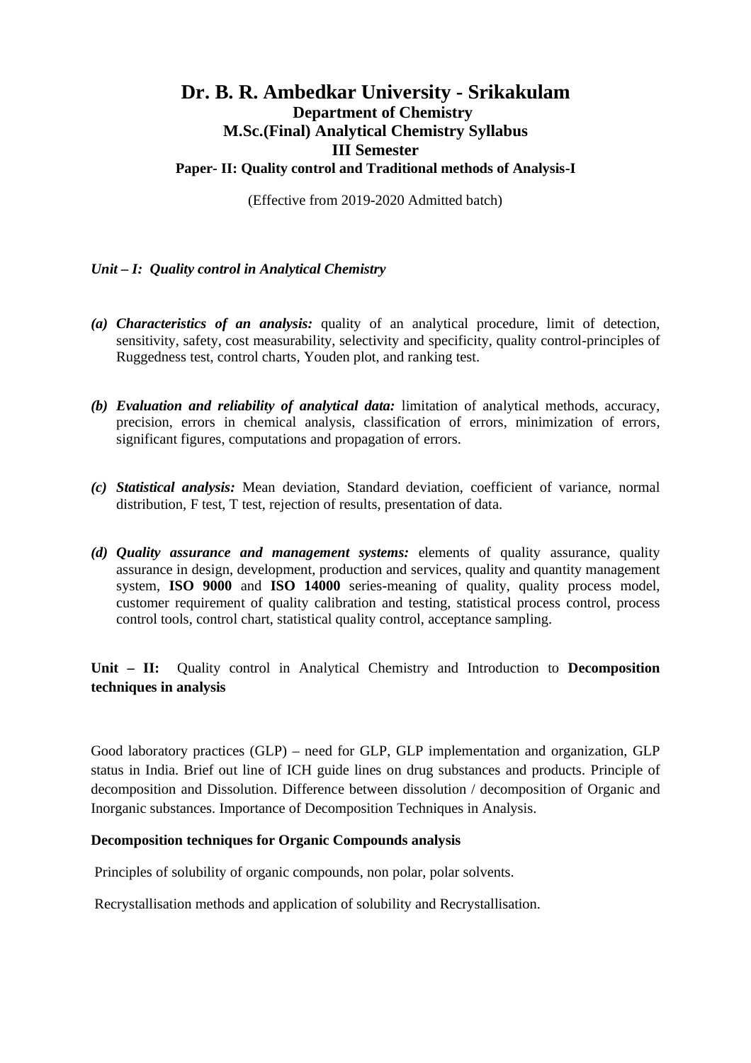# Dr. B. R. Ambedkar University - Srikakulam

## Department of Chemistry

## M.Sc.(Final) Analytical Chemistry Syllabus

## III Semester

### Paper- II: Quality control and Traditional methods of Analysis-I

(Effective from 2019-2020 Admitted batch)

***Unit – I: Quality control in Analytical Chemistry***

*(a)* ***Characteristics of an analysis:*** quality of an analytical procedure, limit of detection, sensitivity, safety, cost measurability, selectivity and specificity, quality control-principles of Ruggedness test, control charts, Youden plot, and ranking test.

*(b)* ***Evaluation and reliability of analytical data:*** limitation of analytical methods, accuracy, precision, errors in chemical analysis, classification of errors, minimization of errors, significant figures, computations and propagation of errors.

*(c)* ***Statistical analysis:*** Mean deviation, Standard deviation, coefficient of variance, normal distribution, F test, T test, rejection of results, presentation of data.

*(d)* ***Quality assurance and management systems:*** elements of quality assurance, quality assurance in design, development, production and services, quality and quantity management system, **ISO 9000** and **ISO 14000** series-meaning of quality, quality process model, customer requirement of quality calibration and testing, statistical process control, process control tools, control chart, statistical quality control, acceptance sampling.

**Unit – II:** Quality control in Analytical Chemistry and Introduction to **Decomposition techniques in analysis**

Good laboratory practices (GLP) – need for GLP, GLP implementation and organization, GLP status in India. Brief out line of ICH guide lines on drug substances and products. Principle of decomposition and Dissolution. Difference between dissolution / decomposition of Organic and Inorganic substances. Importance of Decomposition Techniques in Analysis.

**Decomposition techniques for Organic Compounds analysis**

Principles of solubility of organic compounds, non polar, polar solvents.

Recrystallisation methods and application of solubility and Recrystallisation.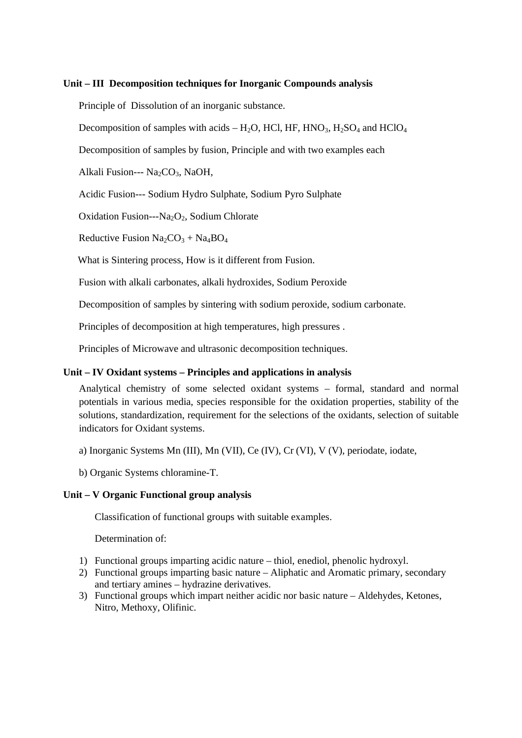**Unit – III Decomposition techniques for Inorganic Compounds analysis**

Principle of Dissolution of an inorganic substance.

Decomposition of samples with acids – $H_2O$, HCl, HF, $HNO_3$, $H_2SO_4$ and $HClO_4$

Decomposition of samples by fusion, Principle and with two examples each

Alkali Fusion--- $Na_2CO_3$, NaOH,

Acidic Fusion--- Sodium Hydro Sulphate, Sodium Pyro Sulphate

Oxidation Fusion---$Na_2O_2$, Sodium Chlorate

Reductive Fusion $Na_2CO_3$ + $Na_4BO_4$

What is Sintering process, How is it different from Fusion.

Fusion with alkali carbonates, alkali hydroxides, Sodium Peroxide

Decomposition of samples by sintering with sodium peroxide, sodium carbonate.

Principles of decomposition at high temperatures, high pressures .

Principles of Microwave and ultrasonic decomposition techniques.

**Unit – IV Oxidant systems – Principles and applications in analysis**

Analytical chemistry of some selected oxidant systems – formal, standard and normal potentials in various media, species responsible for the oxidation properties, stability of the solutions, standardization, requirement for the selections of the oxidants, selection of suitable indicators for Oxidant systems.

a) Inorganic Systems Mn (III), Mn (VII), Ce (IV), Cr (VI), V (V), periodate, iodate,

b) Organic Systems chloramine-T.

**Unit – V Organic Functional group analysis**

Classification of functional groups with suitable examples.

Determination of:

1) Functional groups imparting acidic nature – thiol, enediol, phenolic hydroxyl.
2) Functional groups imparting basic nature – Aliphatic and Aromatic primary, secondary and tertiary amines – hydrazine derivatives.
3) Functional groups which impart neither acidic nor basic nature – Aldehydes, Ketones, Nitro, Methoxy, Olifinic.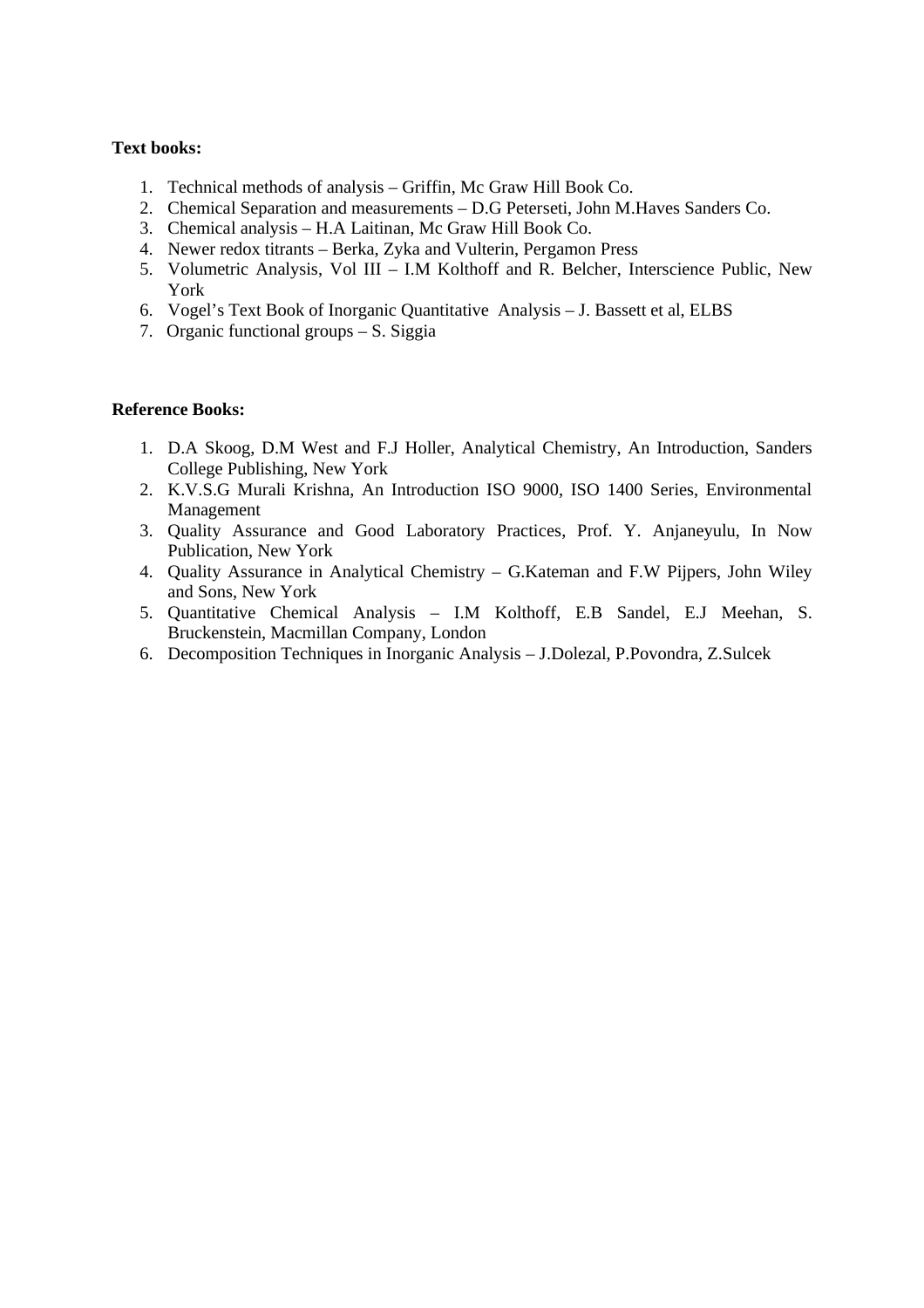**Text books:**

1. Technical methods of analysis – Griffin, Mc Graw Hill Book Co.
2. Chemical Separation and measurements – D.G Peterseti, John M.Haves Sanders Co.
3. Chemical analysis – H.A Laitinan, Mc Graw Hill Book Co.
4. Newer redox titrants – Berka, Zyka and Vulterin, Pergamon Press
5. Volumetric Analysis, Vol III – I.M Kolthoff and R. Belcher, Interscience Public, New York
6. Vogel's Text Book of Inorganic Quantitative Analysis – J. Bassett et al, ELBS
7. Organic functional groups – S. Siggia

**Reference Books:**

1. D.A Skoog, D.M West and F.J Holler, Analytical Chemistry, An Introduction, Sanders College Publishing, New York
2. K.V.S.G Murali Krishna, An Introduction ISO 9000, ISO 1400 Series, Environmental Management
3. Quality Assurance and Good Laboratory Practices, Prof. Y. Anjaneyulu, In Now Publication, New York
4. Quality Assurance in Analytical Chemistry – G.Kateman and F.W Pijpers, John Wiley and Sons, New York
5. Quantitative Chemical Analysis – I.M Kolthoff, E.B Sandel, E.J Meehan, S. Bruckenstein, Macmillan Company, London
6. Decomposition Techniques in Inorganic Analysis – J.Dolezal, P.Povondra, Z.Sulcek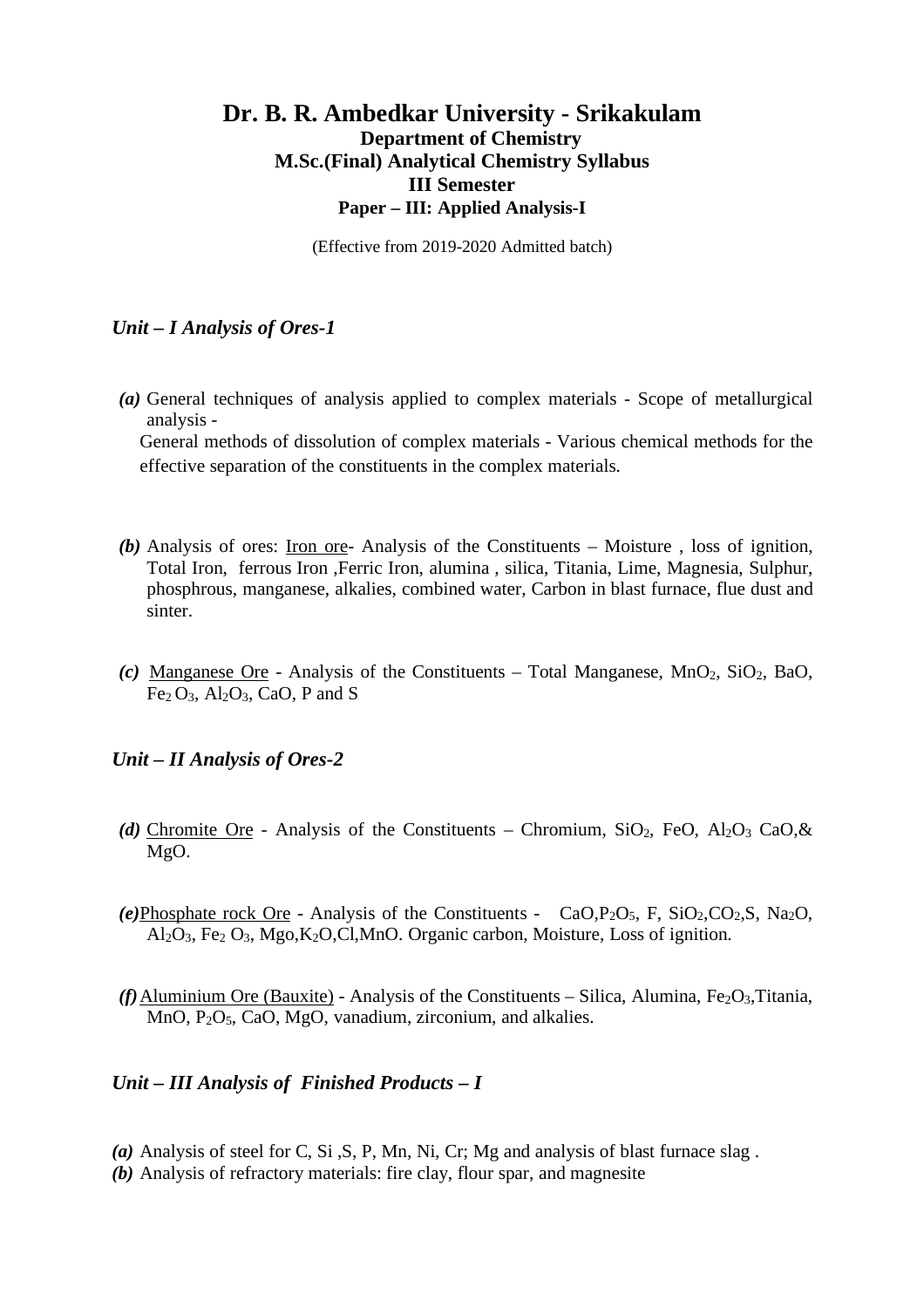# Dr. B. R. Ambedkar University - Srikakulam

**Department of Chemistry**

**M.Sc.(Final) Analytical Chemistry Syllabus**

**III Semester**

**Paper – III: Applied Analysis-I**

(Effective from 2019-2020 Admitted batch)

### *Unit – I Analysis of Ores-1*

***(a)*** General techniques of analysis applied to complex materials - Scope of metallurgical analysis -
General methods of dissolution of complex materials - Various chemical methods for the effective separation of the constituents in the complex materials.

***(b)*** Analysis of ores: Iron ore- Analysis of the Constituents – Moisture , loss of ignition, Total Iron, ferrous Iron ,Ferric Iron, alumina , silica, Titania, Lime, Magnesia, Sulphur, phosphrous, manganese, alkalies, combined water, Carbon in blast furnace, flue dust and sinter.

***(c)*** Manganese Ore - Analysis of the Constituents – Total Manganese, $MnO_2$, $SiO_2$, BaO, $Fe_2O_3$, $Al_2O_3$, CaO, P and S

### *Unit – II Analysis of Ores-2*

***(d)*** Chromite Ore - Analysis of the Constituents – Chromium, $SiO_2$, FeO, $Al_2O_3$ CaO,& MgO.

***(e)*** Phosphate rock Ore - Analysis of the Constituents - CaO,$P_2O_5$, F, $SiO_2$,$CO_2$,S, $Na_2O$, $Al_2O_3$, $Fe_2O_3$, Mgo,$K_2O$,Cl,MnO. Organic carbon, Moisture, Loss of ignition.

***(f)*** Aluminium Ore (Bauxite) - Analysis of the Constituents – Silica, Alumina, $Fe_2O_3$,Titania, MnO, $P_2O_5$, CaO, MgO, vanadium, zirconium, and alkalies.

### *Unit – III Analysis of Finished Products – I*

***(a)*** Analysis of steel for C, Si ,S, P, Mn, Ni, Cr; Mg and analysis of blast furnace slag .
***(b)*** Analysis of refractory materials: fire clay, flour spar, and magnesite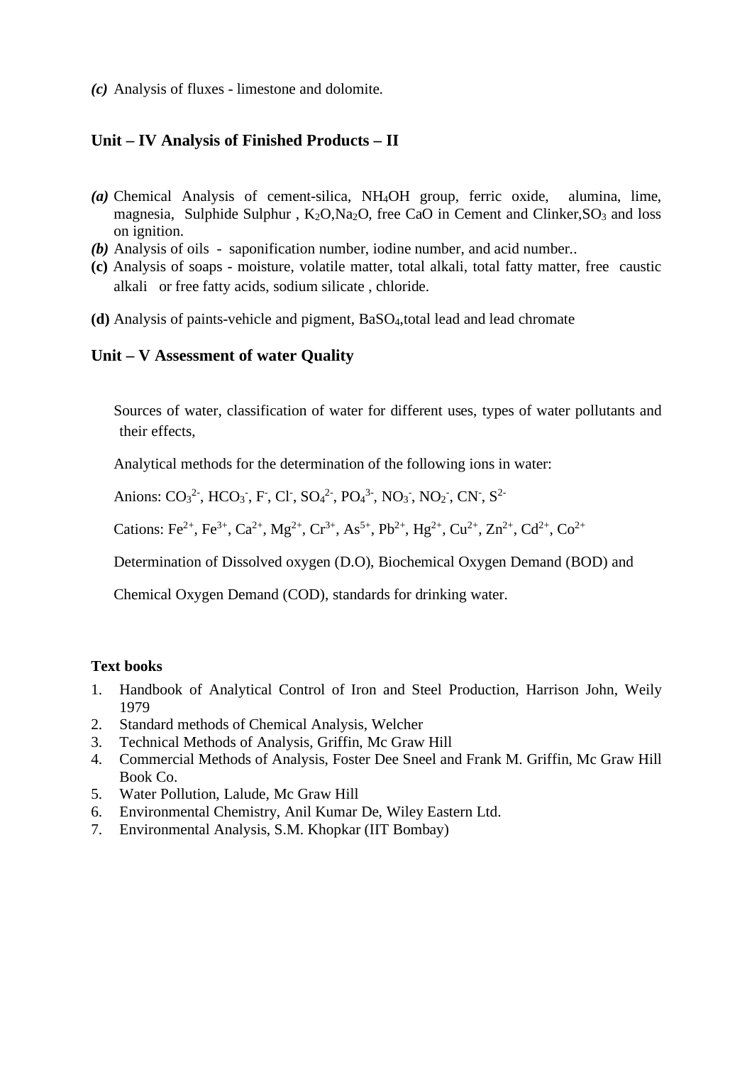***(c)*** Analysis of fluxes - limestone and dolomite.

## Unit – IV Analysis of Finished Products – II

***(a)*** Chemical Analysis of cement-silica, $NH_4OH$ group, ferric oxide, alumina, lime, magnesia, Sulphide Sulphur , $K_2O$,$Na_2O$, free CaO in Cement and Clinker,$SO_3$ and loss on ignition.

***(b)*** Analysis of oils - saponification number, iodine number, and acid number..

**(c)** Analysis of soaps - moisture, volatile matter, total alkali, total fatty matter, free caustic alkali or free fatty acids, sodium silicate , chloride.

**(d)** Analysis of paints-vehicle and pigment, $BaSO_4$,total lead and lead chromate

## Unit – V Assessment of water Quality

Sources of water, classification of water for different uses, types of water pollutants and their effects,

Analytical methods for the determination of the following ions in water:

Anions: $CO_3^{2-}$, $HCO_3^-$, $F^-$, $Cl^-$, $SO_4^{2-}$, $PO_4^{3-}$, $NO_3^-$, $NO_2^-$, $CN^-$, $S^{2-}$

Cations: $Fe^{2+}$, $Fe^{3+}$, $Ca^{2+}$, $Mg^{2+}$, $Cr^{3+}$, $As^{5+}$, $Pb^{2+}$, $Hg^{2+}$, $Cu^{2+}$, $Zn^{2+}$, $Cd^{2+}$, $Co^{2+}$

Determination of Dissolved oxygen (D.O), Biochemical Oxygen Demand (BOD) and

Chemical Oxygen Demand (COD), standards for drinking water.

**Text books**

1. Handbook of Analytical Control of Iron and Steel Production, Harrison John, Weily 1979
2. Standard methods of Chemical Analysis, Welcher
3. Technical Methods of Analysis, Griffin, Mc Graw Hill
4. Commercial Methods of Analysis, Foster Dee Sneel and Frank M. Griffin, Mc Graw Hill Book Co.
5. Water Pollution, Lalude, Mc Graw Hill
6. Environmental Chemistry, Anil Kumar De, Wiley Eastern Ltd.
7. Environmental Analysis, S.M. Khopkar (IIT Bombay)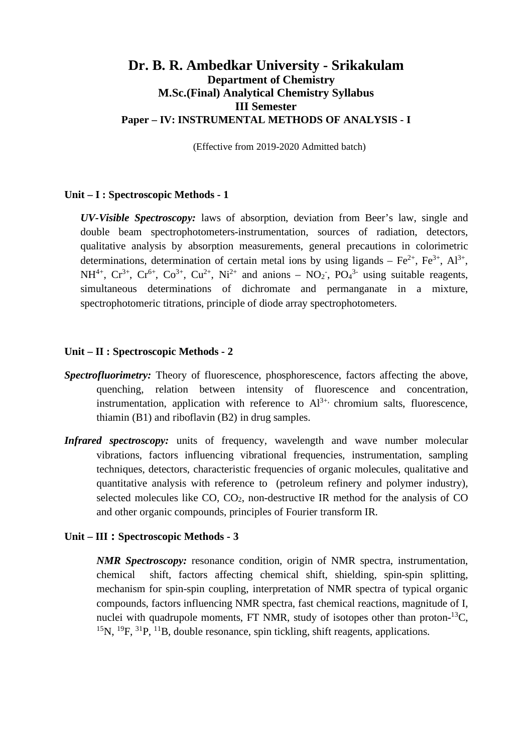# Dr. B. R. Ambedkar University - Srikakulam

## Department of Chemistry

## M.Sc.(Final) Analytical Chemistry Syllabus

## III Semester

## Paper – IV: INSTRUMENTAL METHODS OF ANALYSIS - I

(Effective from 2019-2020 Admitted batch)

**Unit – I : Spectroscopic Methods - 1**

***UV-Visible Spectroscopy:*** laws of absorption, deviation from Beer's law, single and double beam spectrophotometers-instrumentation, sources of radiation, detectors, qualitative analysis by absorption measurements, general precautions in colorimetric determinations, determination of certain metal ions by using ligands – $Fe^{2+}$, $Fe^{3+}$, $Al^{3+}$, $NH^{4+}$, $Cr^{3+}$, $Cr^{6+}$, $Co^{3+}$, $Cu^{2+}$, $Ni^{2+}$ and anions – $NO_2^-$, $PO_4^{3-}$ using suitable reagents, simultaneous determinations of dichromate and permanganate in a mixture, spectrophotomeric titrations, principle of diode array spectrophotometers.

**Unit – II : Spectroscopic Methods - 2**

***Spectrofluorimetry:*** Theory of fluorescence, phosphorescence, factors affecting the above, quenching, relation between intensity of fluorescence and concentration, instrumentation, application with reference to $Al^{3+,}$ chromium salts, fluorescence, thiamin (B1) and riboflavin (B2) in drug samples.

***Infrared spectroscopy:*** units of frequency, wavelength and wave number molecular vibrations, factors influencing vibrational frequencies, instrumentation, sampling techniques, detectors, characteristic frequencies of organic molecules, qualitative and quantitative analysis with reference to (petroleum refinery and polymer industry), selected molecules like CO, $CO_2$, non-destructive IR method for the analysis of CO and other organic compounds, principles of Fourier transform IR.

**Unit – III : Spectroscopic Methods - 3**

***NMR Spectroscopy:*** resonance condition, origin of NMR spectra, instrumentation, chemical shift, factors affecting chemical shift, shielding, spin-spin splitting, mechanism for spin-spin coupling, interpretation of NMR spectra of typical organic compounds, factors influencing NMR spectra, fast chemical reactions, magnitude of I, nuclei with quadrupole moments, FT NMR, study of isotopes other than proton-$^{13}C$, $^{15}N$, $^{19}F$, $^{31}P$, $^{11}B$, double resonance, spin tickling, shift reagents, applications.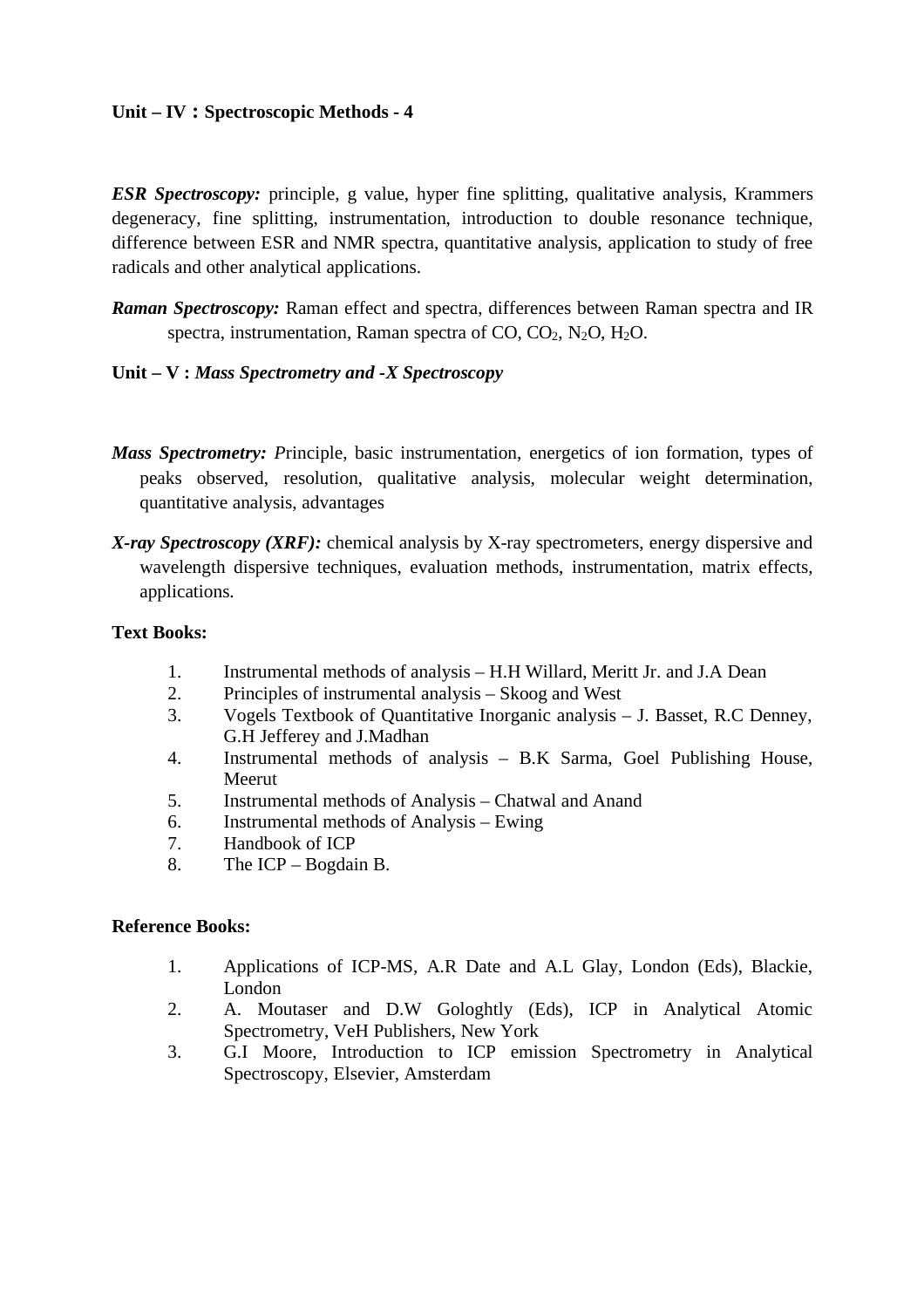**Unit – IV : Spectroscopic Methods - 4**

***ESR Spectroscopy:*** principle, g value, hyper fine splitting, qualitative analysis, Krammers degeneracy, fine splitting, instrumentation, introduction to double resonance technique, difference between ESR and NMR spectra, quantitative analysis, application to study of free radicals and other analytical applications.

***Raman Spectroscopy:*** Raman effect and spectra, differences between Raman spectra and IR spectra, instrumentation, Raman spectra of CO, $CO_2$, $N_2O$, $H_2O$.

**Unit – V : *Mass Spectrometry and -X Spectroscopy***

***Mass Spectrometry:*** *P*rinciple, basic instrumentation, energetics of ion formation, types of peaks observed, resolution, qualitative analysis, molecular weight determination, quantitative analysis, advantages

***X-ray Spectroscopy (XRF):*** chemical analysis by X-ray spectrometers, energy dispersive and wavelength dispersive techniques, evaluation methods, instrumentation, matrix effects, applications.

**Text Books:**

1. Instrumental methods of analysis – H.H Willard, Meritt Jr. and J.A Dean
2. Principles of instrumental analysis – Skoog and West
3. Vogels Textbook of Quantitative Inorganic analysis – J. Basset, R.C Denney, G.H Jefferey and J.Madhan
4. Instrumental methods of analysis – B.K Sarma, Goel Publishing House, Meerut
5. Instrumental methods of Analysis – Chatwal and Anand
6. Instrumental methods of Analysis – Ewing
7. Handbook of ICP
8. The ICP – Bogdain B.

**Reference Books:**

1. Applications of ICP-MS, A.R Date and A.L Glay, London (Eds), Blackie, London
2. A. Moutaser and D.W Gologhtly (Eds), ICP in Analytical Atomic Spectrometry, VeH Publishers, New York
3. G.I Moore, Introduction to ICP emission Spectrometry in Analytical Spectroscopy, Elsevier, Amsterdam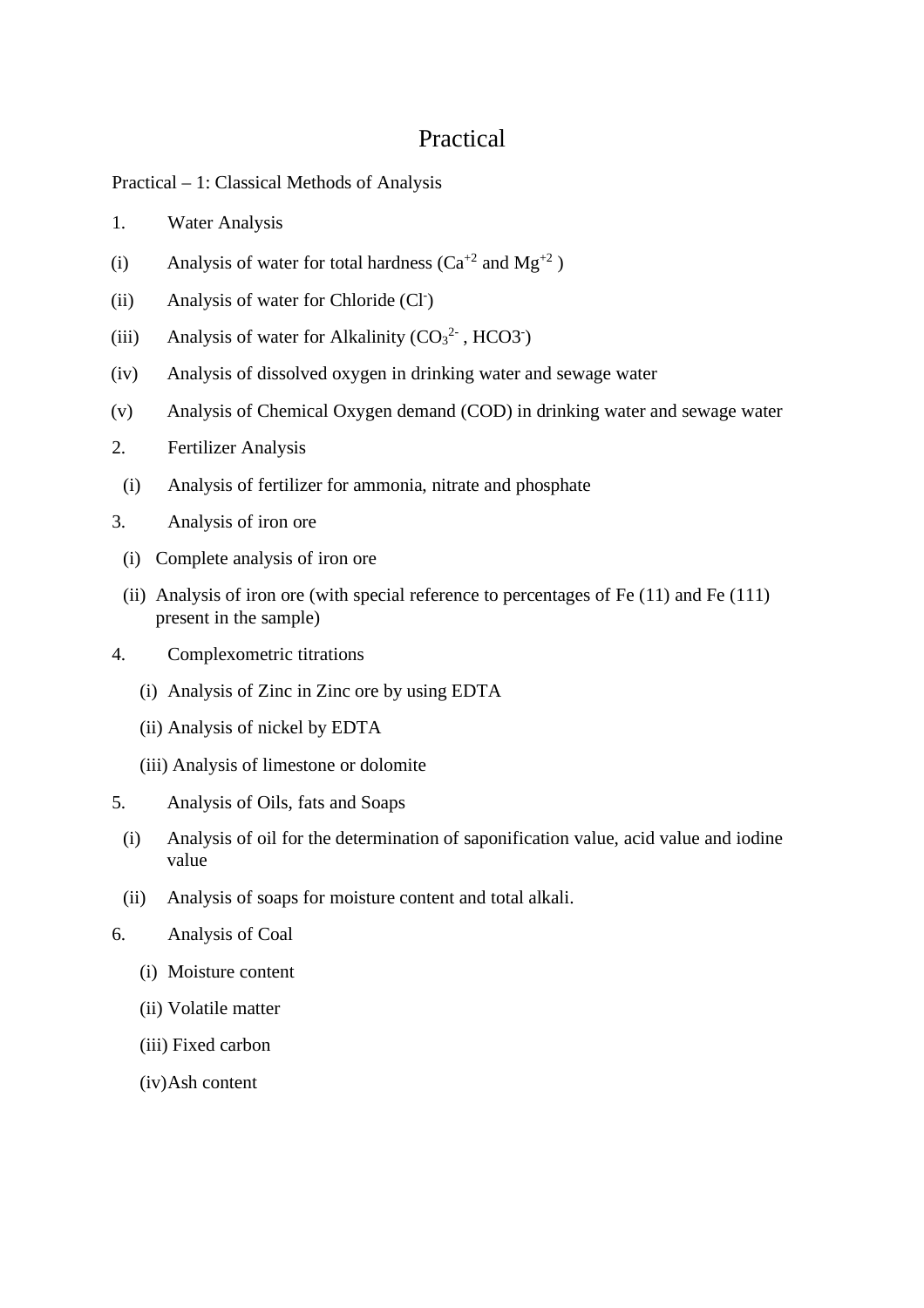# Practical

Practical – 1: Classical Methods of Analysis

1. Water Analysis

(i) Analysis of water for total hardness ($Ca^{+2}$ and $Mg^{+2}$ )

(ii) Analysis of water for Chloride ($Cl^{-}$)

(iii) Analysis of water for Alkalinity ($CO_3^{2-}$ , $HCO3^{-}$)

(iv) Analysis of dissolved oxygen in drinking water and sewage water

(v) Analysis of Chemical Oxygen demand (COD) in drinking water and sewage water

2. Fertilizer Analysis

(i) Analysis of fertilizer for ammonia, nitrate and phosphate

3. Analysis of iron ore

(i) Complete analysis of iron ore

(ii) Analysis of iron ore (with special reference to percentages of Fe (11) and Fe (111) present in the sample)

4. Complexometric titrations

(i) Analysis of Zinc in Zinc ore by using EDTA

(ii) Analysis of nickel by EDTA

(iii) Analysis of limestone or dolomite

5. Analysis of Oils, fats and Soaps

(i) Analysis of oil for the determination of saponification value, acid value and iodine value

(ii) Analysis of soaps for moisture content and total alkali.

6. Analysis of Coal

(i) Moisture content

(ii) Volatile matter

(iii) Fixed carbon

(iv) Ash content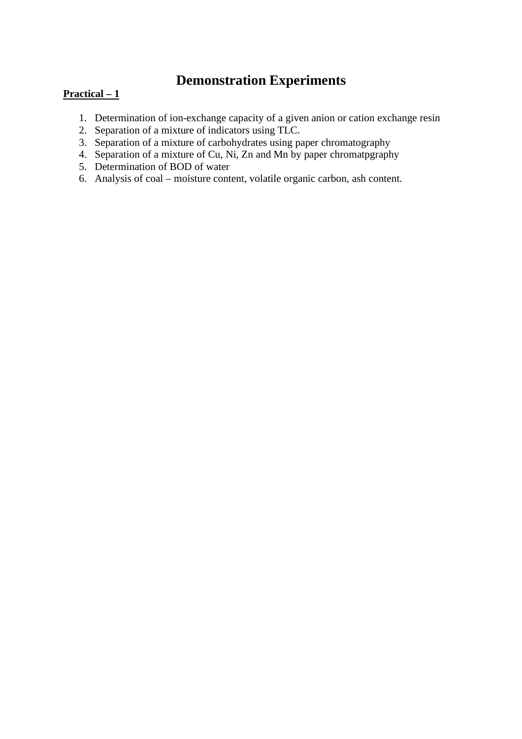# Demonstration Experiments

**Practical – 1**

1. Determination of ion-exchange capacity of a given anion or cation exchange resin
2. Separation of a mixture of indicators using TLC.
3. Separation of a mixture of carbohydrates using paper chromatography
4. Separation of a mixture of Cu, Ni, Zn and Mn by paper chromatpgraphy
5. Determination of BOD of water
6. Analysis of coal – moisture content, volatile organic carbon, ash content.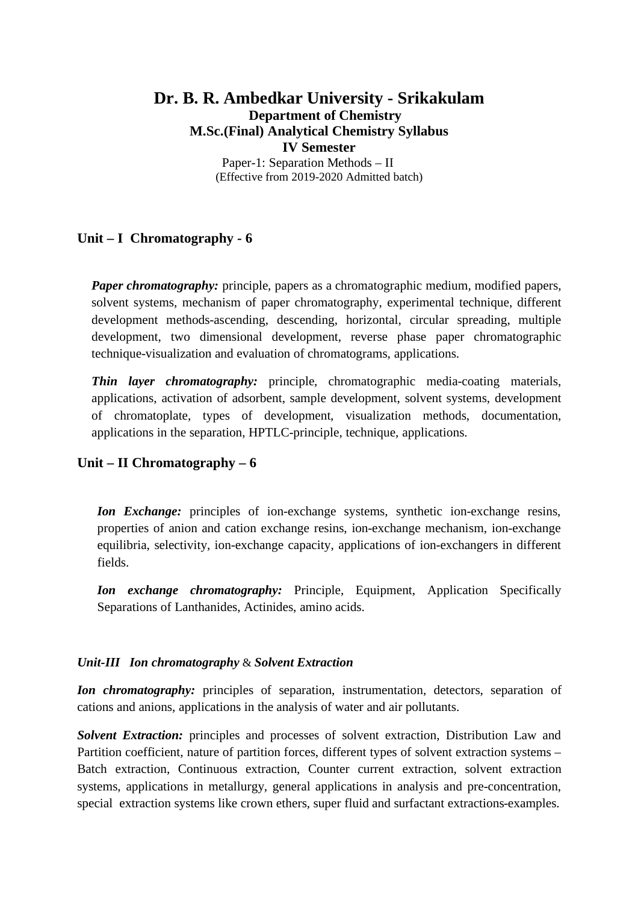# Dr. B. R. Ambedkar University - Srikakulam

**Department of Chemistry**

**M.Sc.(Final) Analytical Chemistry Syllabus**

**IV Semester**

Paper-1: Separation Methods – II

(Effective from 2019-2020 Admitted batch)

## Unit – I Chromatography - 6

***Paper chromatography:*** principle, papers as a chromatographic medium, modified papers, solvent systems, mechanism of paper chromatography, experimental technique, different development methods-ascending, descending, horizontal, circular spreading, multiple development, two dimensional development, reverse phase paper chromatographic technique-visualization and evaluation of chromatograms, applications.

***Thin layer chromatography:*** principle, chromatographic media-coating materials, applications, activation of adsorbent, sample development, solvent systems, development of chromatoplate, types of development, visualization methods, documentation, applications in the separation, HPTLC-principle, technique, applications.

## Unit – II Chromatography – 6

***Ion Exchange:*** principles of ion-exchange systems, synthetic ion-exchange resins, properties of anion and cation exchange resins, ion-exchange mechanism, ion-exchange equilibria, selectivity, ion-exchange capacity, applications of ion-exchangers in different fields.

***Ion exchange chromatography:*** Principle, Equipment, Application Specifically Separations of Lanthanides, Actinides, amino acids.

### *Unit-III Ion chromatography* & *Solvent Extraction*

***Ion chromatography:*** principles of separation, instrumentation, detectors, separation of cations and anions, applications in the analysis of water and air pollutants.

***Solvent Extraction:*** principles and processes of solvent extraction, Distribution Law and Partition coefficient, nature of partition forces, different types of solvent extraction systems – Batch extraction, Continuous extraction, Counter current extraction, solvent extraction systems, applications in metallurgy, general applications in analysis and pre-concentration, special extraction systems like crown ethers, super fluid and surfactant extractions-examples.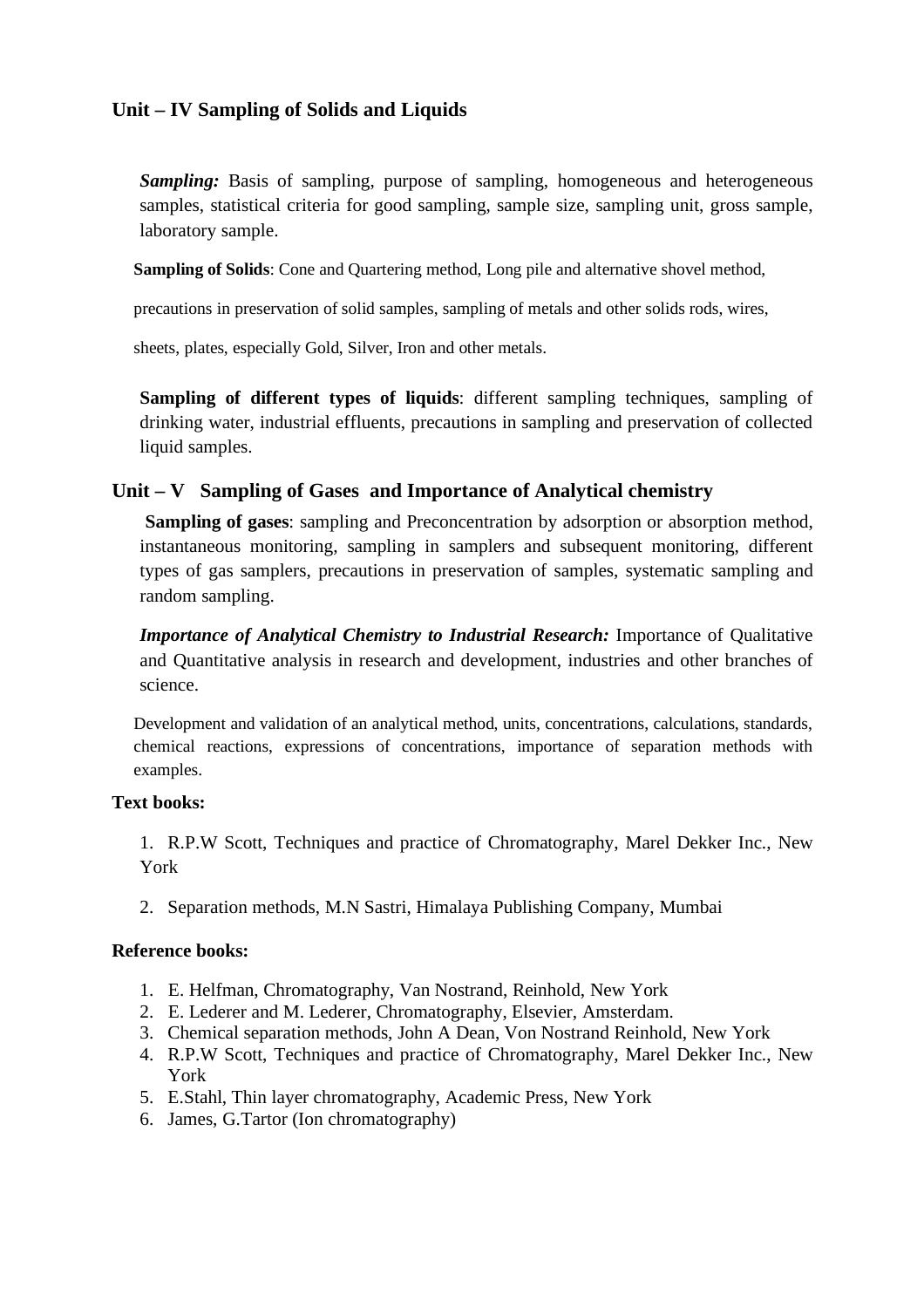## Unit – IV Sampling of Solids and Liquids

***Sampling:*** Basis of sampling, purpose of sampling, homogeneous and heterogeneous samples, statistical criteria for good sampling, sample size, sampling unit, gross sample, laboratory sample.

**Sampling of Solids**: Cone and Quartering method, Long pile and alternative shovel method, precautions in preservation of solid samples, sampling of metals and other solids rods, wires, sheets, plates, especially Gold, Silver, Iron and other metals.

**Sampling of different types of liquids**: different sampling techniques, sampling of drinking water, industrial effluents, precautions in sampling and preservation of collected liquid samples.

## Unit – V Sampling of Gases and Importance of Analytical chemistry

**Sampling of gases**: sampling and Preconcentration by adsorption or absorption method, instantaneous monitoring, sampling in samplers and subsequent monitoring, different types of gas samplers, precautions in preservation of samples, systematic sampling and random sampling.

***Importance of Analytical Chemistry to Industrial Research:*** Importance of Qualitative and Quantitative analysis in research and development, industries and other branches of science.

Development and validation of an analytical method, units, concentrations, calculations, standards, chemical reactions, expressions of concentrations, importance of separation methods with examples.

**Text books:**

1. R.P.W Scott, Techniques and practice of Chromatography, Marel Dekker Inc., New York
2. Separation methods, M.N Sastri, Himalaya Publishing Company, Mumbai

**Reference books:**

1. E. Helfman, Chromatography, Van Nostrand, Reinhold, New York
2. E. Lederer and M. Lederer, Chromatography, Elsevier, Amsterdam.
3. Chemical separation methods, John A Dean, Von Nostrand Reinhold, New York
4. R.P.W Scott, Techniques and practice of Chromatography, Marel Dekker Inc., New York
5. E.Stahl, Thin layer chromatography, Academic Press, New York
6. James, G.Tartor (Ion chromatography)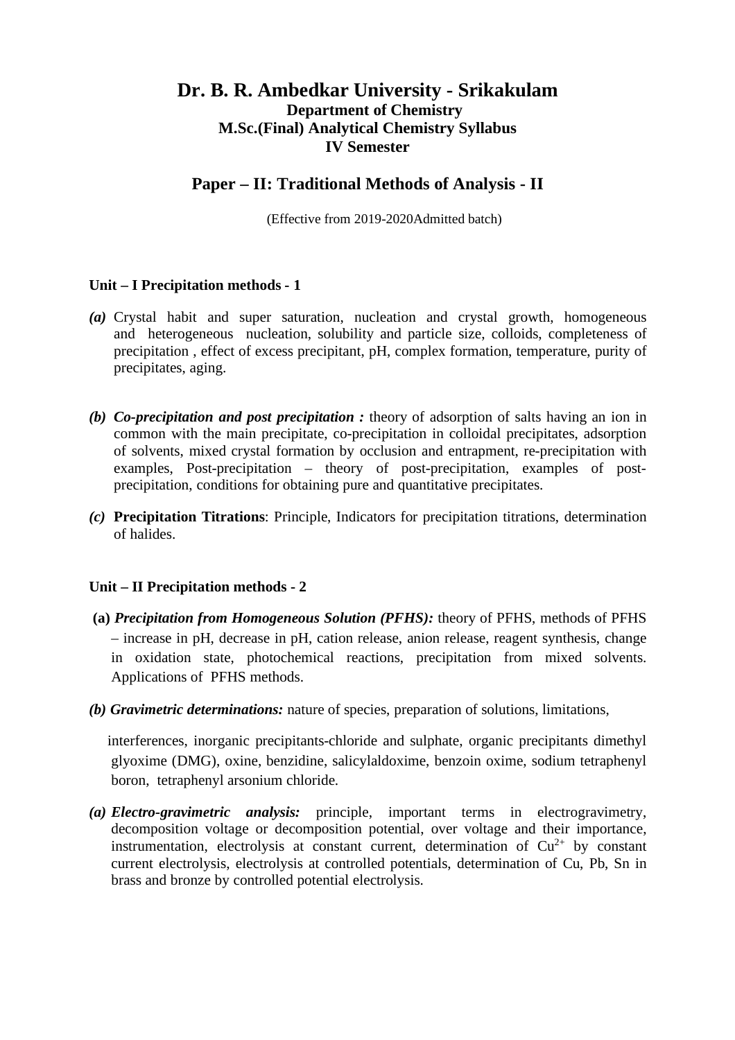# Dr. B. R. Ambedkar University - Srikakulam

## Department of Chemistry

## M.Sc.(Final) Analytical Chemistry Syllabus

## IV Semester

## Paper – II: Traditional Methods of Analysis - II

(Effective from 2019-2020Admitted batch)

**Unit – I Precipitation methods - 1**

***(a)*** Crystal habit and super saturation, nucleation and crystal growth, homogeneous and heterogeneous nucleation, solubility and particle size, colloids, completeness of precipitation , effect of excess precipitant, pH, complex formation, temperature, purity of precipitates, aging.

***(b)*** ***Co-precipitation and post precipitation :*** theory of adsorption of salts having an ion in common with the main precipitate, co-precipitation in colloidal precipitates, adsorption of solvents, mixed crystal formation by occlusion and entrapment, re-precipitation with examples, Post-precipitation – theory of post-precipitation, examples of post-precipitation, conditions for obtaining pure and quantitative precipitates.

***(c)*** **Precipitation Titrations**: Principle, Indicators for precipitation titrations, determination of halides.

**Unit – II Precipitation methods - 2**

**(a)** ***Precipitation from Homogeneous Solution (PFHS):*** theory of PFHS, methods of PFHS – increase in pH, decrease in pH, cation release, anion release, reagent synthesis, change in oxidation state, photochemical reactions, precipitation from mixed solvents. Applications of PFHS methods.

***(b)*** ***Gravimetric determinations:*** nature of species, preparation of solutions, limitations, interferences, inorganic precipitants-chloride and sulphate, organic precipitants dimethyl glyoxime (DMG), oxine, benzidine, salicylaldoxime, benzoin oxime, sodium tetraphenyl boron, tetraphenyl arsonium chloride.

***(a)*** ***Electro-gravimetric analysis:*** principle, important terms in electrogravimetry, decomposition voltage or decomposition potential, over voltage and their importance, instrumentation, electrolysis at constant current, determination of $Cu^{2+}$ by constant current electrolysis, electrolysis at controlled potentials, determination of Cu, Pb, Sn in brass and bronze by controlled potential electrolysis.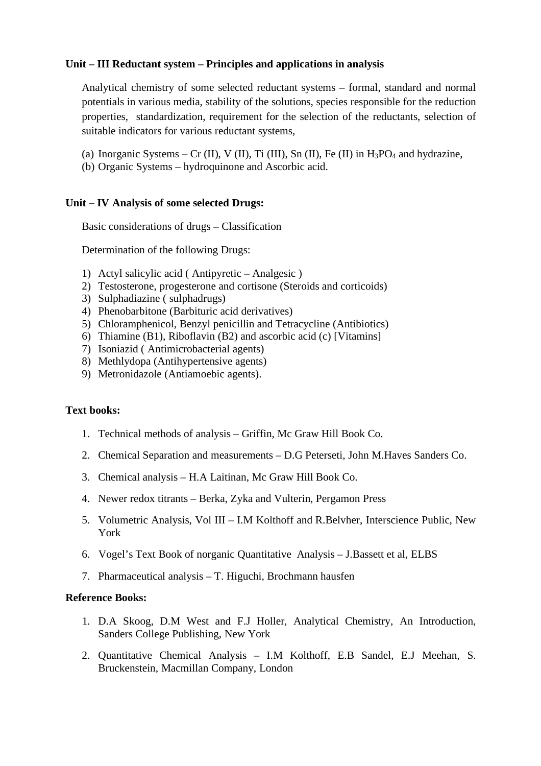**Unit – III Reductant system – Principles and applications in analysis**

Analytical chemistry of some selected reductant systems – formal, standard and normal potentials in various media, stability of the solutions, species responsible for the reduction properties, standardization, requirement for the selection of the reductants, selection of suitable indicators for various reductant systems,

(a) Inorganic Systems – Cr (II), V (II), Ti (III), Sn (II), Fe (II) in $H_3PO_4$ and hydrazine,
(b) Organic Systems – hydroquinone and Ascorbic acid.

**Unit – IV Analysis of some selected Drugs:**

Basic considerations of drugs – Classification

Determination of the following Drugs:

1) Actyl salicylic acid ( Antipyretic – Analgesic )
2) Testosterone, progesterone and cortisone (Steroids and corticoids)
3) Sulphadiazine ( sulphadrugs)
4) Phenobarbitone (Barbituric acid derivatives)
5) Chloramphenicol, Benzyl penicillin and Tetracycline (Antibiotics)
6) Thiamine (B1), Riboflavin (B2) and ascorbic acid (c) [Vitamins]
7) Isoniazid ( Antimicrobacterial agents)
8) Methlydopa (Antihypertensive agents)
9) Metronidazole (Antiamoebic agents).

**Text books:**

1. Technical methods of analysis – Griffin, Mc Graw Hill Book Co.
2. Chemical Separation and measurements – D.G Peterseti, John M.Haves Sanders Co.
3. Chemical analysis – H.A Laitinan, Mc Graw Hill Book Co.
4. Newer redox titrants – Berka, Zyka and Vulterin, Pergamon Press
5. Volumetric Analysis, Vol III – I.M Kolthoff and R.Belvher, Interscience Public, New York
6. Vogel's Text Book of norganic Quantitative Analysis – J.Bassett et al, ELBS
7. Pharmaceutical analysis – T. Higuchi, Brochmann hausfen

**Reference Books:**

1. D.A Skoog, D.M West and F.J Holler, Analytical Chemistry, An Introduction, Sanders College Publishing, New York
2. Quantitative Chemical Analysis – I.M Kolthoff, E.B Sandel, E.J Meehan, S. Bruckenstein, Macmillan Company, London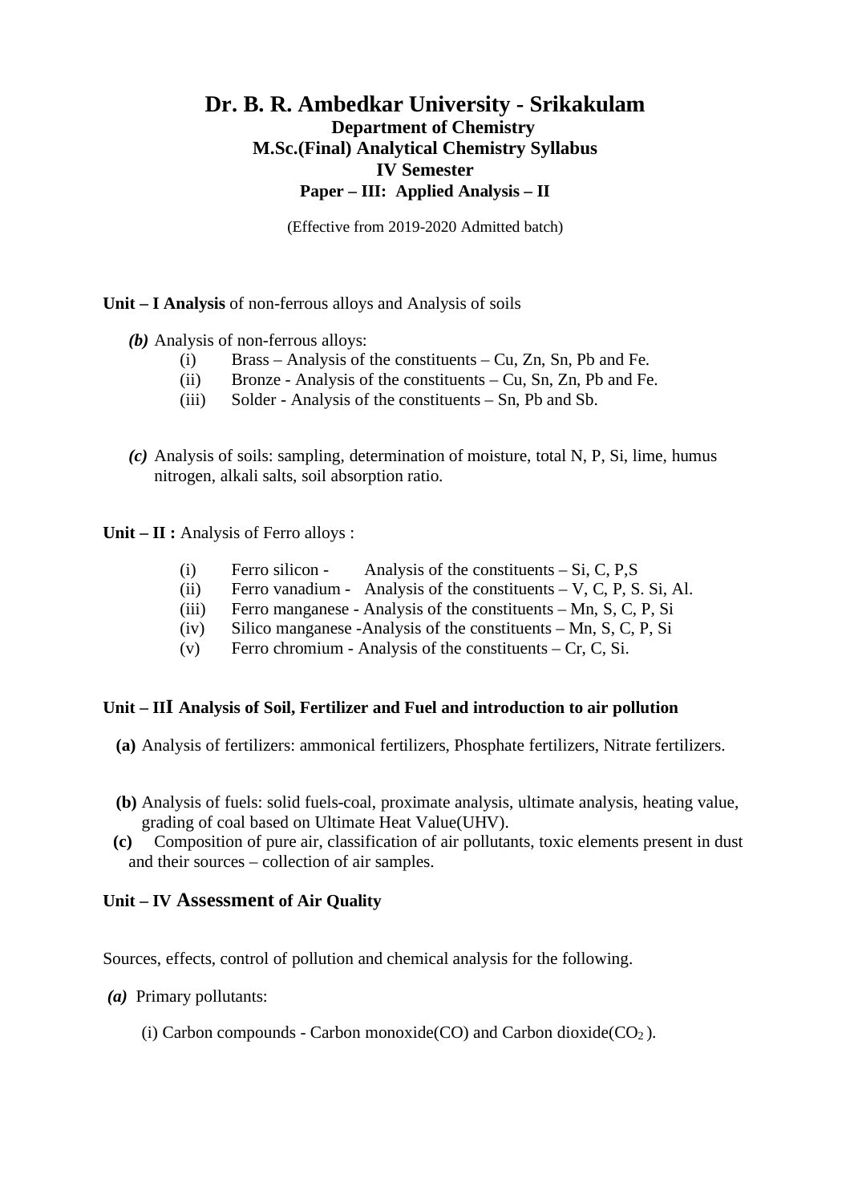# Dr. B. R. Ambedkar University - Srikakulam

## Department of Chemistry

## M.Sc.(Final) Analytical Chemistry Syllabus

## IV Semester

### Paper – III: Applied Analysis – II

(Effective from 2019-2020 Admitted batch)

**Unit – I Analysis** of non-ferrous alloys and Analysis of soils

***(b)*** Analysis of non-ferrous alloys:

- (i) Brass – Analysis of the constituents – Cu, Zn, Sn, Pb and Fe.
- (ii) Bronze - Analysis of the constituents – Cu, Sn, Zn, Pb and Fe.
- (iii) Solder - Analysis of the constituents – Sn, Pb and Sb.

***(c)*** Analysis of soils: sampling, determination of moisture, total N, P, Si, lime, humus nitrogen, alkali salts, soil absorption ratio.

**Unit – II :** Analysis of Ferro alloys :

- (i) Ferro silicon - Analysis of the constituents – Si, C, P,S
- (ii) Ferro vanadium - Analysis of the constituents – V, C, P, S. Si, Al.
- (iii) Ferro manganese - Analysis of the constituents – Mn, S, C, P, Si
- (iv) Silico manganese -Analysis of the constituents – Mn, S, C, P, Si
- (v) Ferro chromium - Analysis of the constituents – Cr, C, Si.

**Unit – III Analysis of Soil, Fertilizer and Fuel and introduction to air pollution**

**(a)** Analysis of fertilizers: ammonical fertilizers, Phosphate fertilizers, Nitrate fertilizers.

**(b)** Analysis of fuels: solid fuels-coal, proximate analysis, ultimate analysis, heating value, grading of coal based on Ultimate Heat Value(UHV).

**(c)** Composition of pure air, classification of air pollutants, toxic elements present in dust and their sources – collection of air samples.

**Unit – IV Assessment of Air Quality**

Sources, effects, control of pollution and chemical analysis for the following.

***(a)*** Primary pollutants:

(i) Carbon compounds - Carbon monoxide(CO) and Carbon dioxide($CO_2$ ).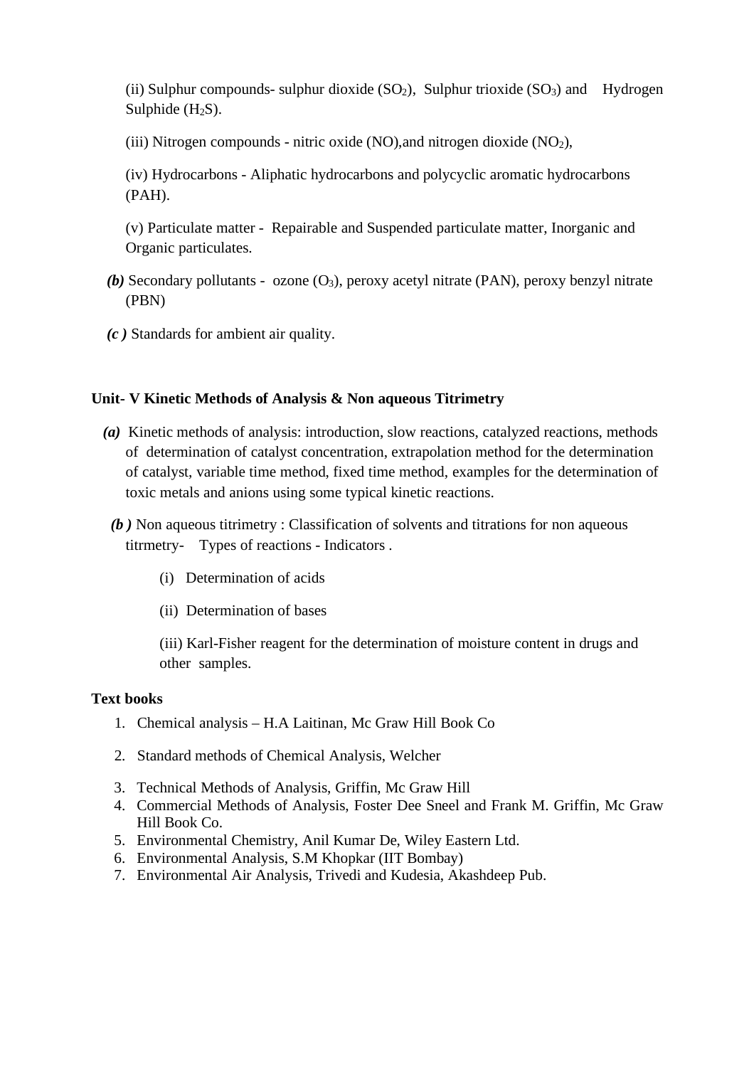(ii) Sulphur compounds- sulphur dioxide ($SO_2$), Sulphur trioxide ($SO_3$) and Hydrogen Sulphide ($H_2S$).

(iii) Nitrogen compounds - nitric oxide (NO),and nitrogen dioxide ($NO_2$),

(iv) Hydrocarbons - Aliphatic hydrocarbons and polycyclic aromatic hydrocarbons (PAH).

(v) Particulate matter - Repairable and Suspended particulate matter, Inorganic and Organic particulates.

***(b)*** Secondary pollutants - ozone ($O_3$), peroxy acetyl nitrate (PAN), peroxy benzyl nitrate (PBN)

***(c )*** Standards for ambient air quality.

**Unit- V Kinetic Methods of Analysis & Non aqueous Titrimetry**

***(a)*** Kinetic methods of analysis: introduction, slow reactions, catalyzed reactions, methods of determination of catalyst concentration, extrapolation method for the determination of catalyst, variable time method, fixed time method, examples for the determination of toxic metals and anions using some typical kinetic reactions.

***(b )*** Non aqueous titrimetry : Classification of solvents and titrations for non aqueous titrmetry- Types of reactions - Indicators .

(i) Determination of acids

(ii) Determination of bases

(iii) Karl-Fisher reagent for the determination of moisture content in drugs and other samples.

**Text books**

1. Chemical analysis – H.A Laitinan, Mc Graw Hill Book Co
2. Standard methods of Chemical Analysis, Welcher
3. Technical Methods of Analysis, Griffin, Mc Graw Hill
4. Commercial Methods of Analysis, Foster Dee Sneel and Frank M. Griffin, Mc Graw Hill Book Co.
5. Environmental Chemistry, Anil Kumar De, Wiley Eastern Ltd.
6. Environmental Analysis, S.M Khopkar (IIT Bombay)
7. Environmental Air Analysis, Trivedi and Kudesia, Akashdeep Pub.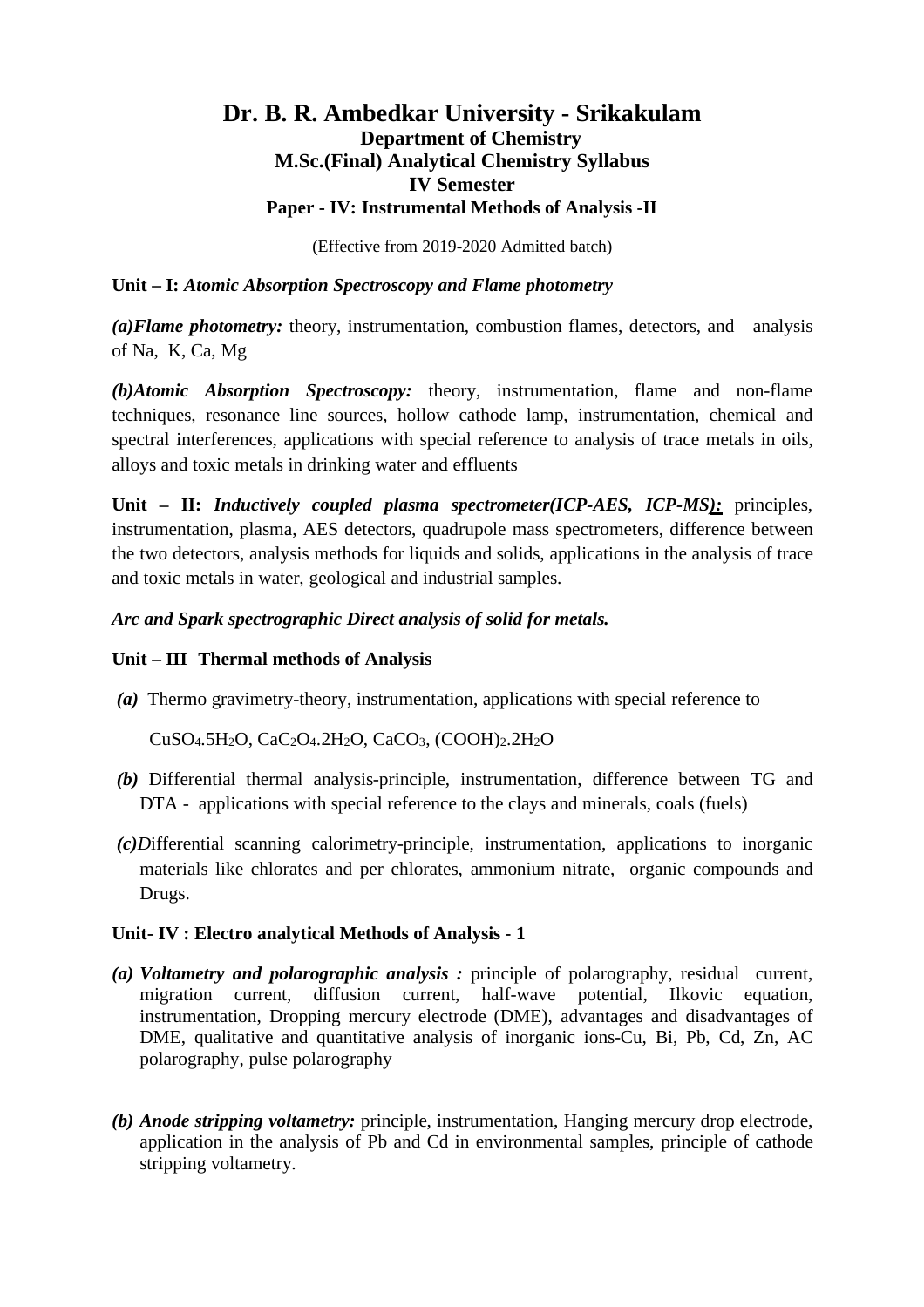# Dr. B. R. Ambedkar University - Srikakulam

## Department of Chemistry

## M.Sc.(Final) Analytical Chemistry Syllabus

## IV Semester

### Paper - IV: Instrumental Methods of Analysis -II

(Effective from 2019-2020 Admitted batch)

**Unit – I:** ***Atomic Absorption Spectroscopy and Flame photometry***

***(a)Flame photometry:*** theory, instrumentation, combustion flames, detectors, and analysis of Na, K, Ca, Mg

***(b)Atomic Absorption Spectroscopy:*** theory, instrumentation, flame and non-flame techniques, resonance line sources, hollow cathode lamp, instrumentation, chemical and spectral interferences, applications with special reference to analysis of trace metals in oils, alloys and toxic metals in drinking water and effluents

**Unit – II:** ***Inductively coupled plasma spectrometer(ICP-AES, ICP-MS):*** principles, instrumentation, plasma, AES detectors, quadrupole mass spectrometers, difference between the two detectors, analysis methods for liquids and solids, applications in the analysis of trace and toxic metals in water, geological and industrial samples.

***Arc and Spark spectrographic Direct analysis of solid for metals.***

**Unit – III Thermal methods of Analysis**

***(a)*** Thermo gravimetry-theory, instrumentation, applications with special reference to

$CuSO_4.5H_2O$, $CaC_2O_4.2H_2O$, $CaCO_3$, $(COOH)_2.2H_2O$

***(b)*** Differential thermal analysis-principle, instrumentation, difference between TG and DTA - applications with special reference to the clays and minerals, coals (fuels)

***(c)D***ifferential scanning calorimetry-principle, instrumentation, applications to inorganic materials like chlorates and per chlorates, ammonium nitrate, organic compounds and Drugs.

**Unit- IV : Electro analytical Methods of Analysis - 1**

***(a) Voltametry and polarographic analysis :*** principle of polarography, residual current, migration current, diffusion current, half-wave potential, Ilkovic equation, instrumentation, Dropping mercury electrode (DME), advantages and disadvantages of DME, qualitative and quantitative analysis of inorganic ions-Cu, Bi, Pb, Cd, Zn, AC polarography, pulse polarography

***(b) Anode stripping voltametry:*** principle, instrumentation, Hanging mercury drop electrode, application in the analysis of Pb and Cd in environmental samples, principle of cathode stripping voltametry.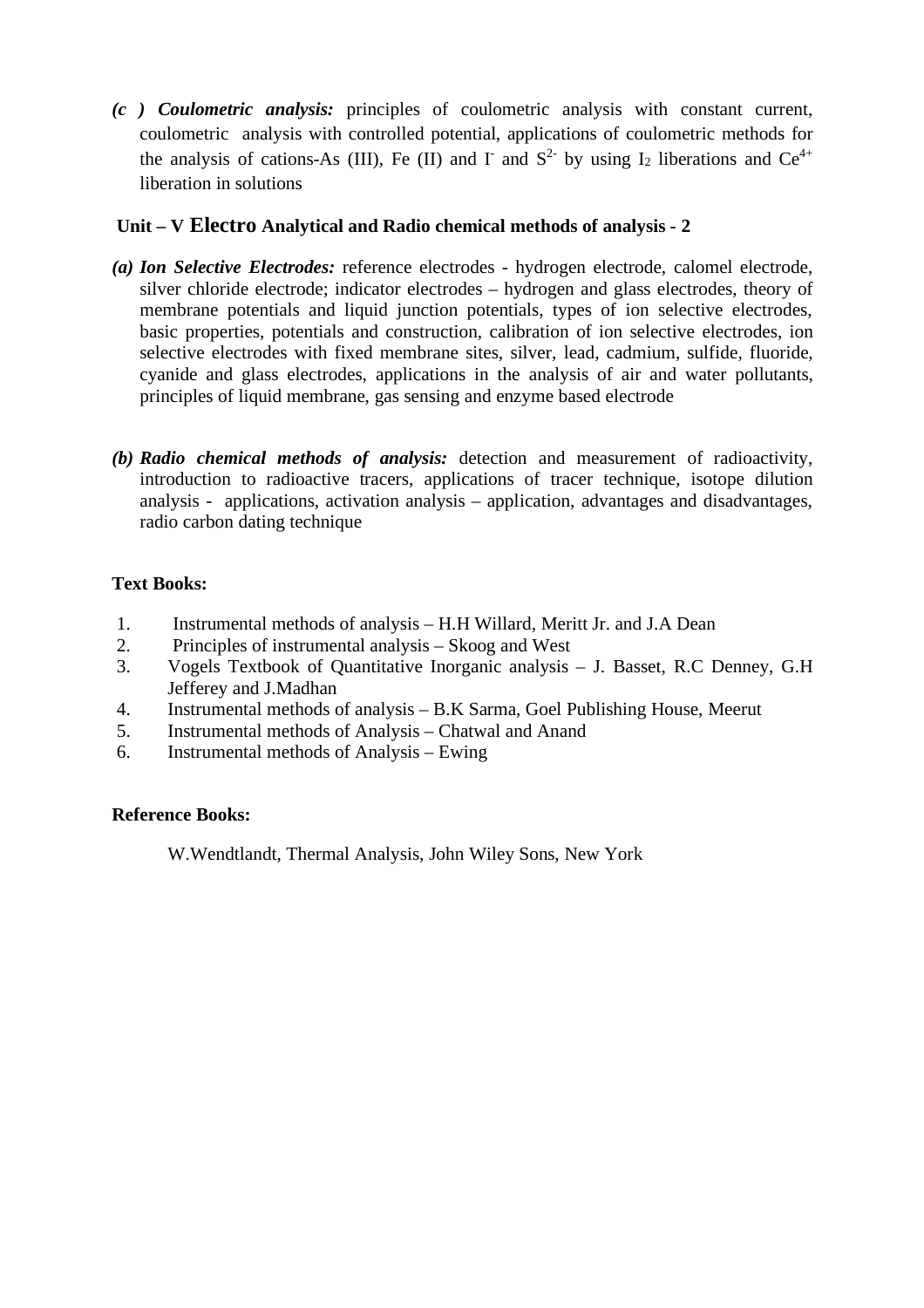**(c ) *Coulometric analysis:*** principles of coulometric analysis with constant current, coulometric analysis with controlled potential, applications of coulometric methods for the analysis of cations-As (III), Fe (II) and $I^-$ and $S^{2-}$ by using $I_2$ liberations and $Ce^{4+}$ liberation in solutions

### Unit – V Electro Analytical and Radio chemical methods of analysis - 2

**(a) *Ion Selective Electrodes:*** reference electrodes - hydrogen electrode, calomel electrode, silver chloride electrode; indicator electrodes – hydrogen and glass electrodes, theory of membrane potentials and liquid junction potentials, types of ion selective electrodes, basic properties, potentials and construction, calibration of ion selective electrodes, ion selective electrodes with fixed membrane sites, silver, lead, cadmium, sulfide, fluoride, cyanide and glass electrodes, applications in the analysis of air and water pollutants, principles of liquid membrane, gas sensing and enzyme based electrode

**(b) *Radio chemical methods of analysis:*** detection and measurement of radioactivity, introduction to radioactive tracers, applications of tracer technique, isotope dilution analysis - applications, activation analysis – application, advantages and disadvantages, radio carbon dating technique

**Text Books:**

1. Instrumental methods of analysis – H.H Willard, Meritt Jr. and J.A Dean
2. Principles of instrumental analysis – Skoog and West
3. Vogels Textbook of Quantitative Inorganic analysis – J. Basset, R.C Denney, G.H Jefferey and J.Madhan
4. Instrumental methods of analysis – B.K Sarma, Goel Publishing House, Meerut
5. Instrumental methods of Analysis – Chatwal and Anand
6. Instrumental methods of Analysis – Ewing

**Reference Books:**

W.Wendtlandt, Thermal Analysis, John Wiley Sons, New York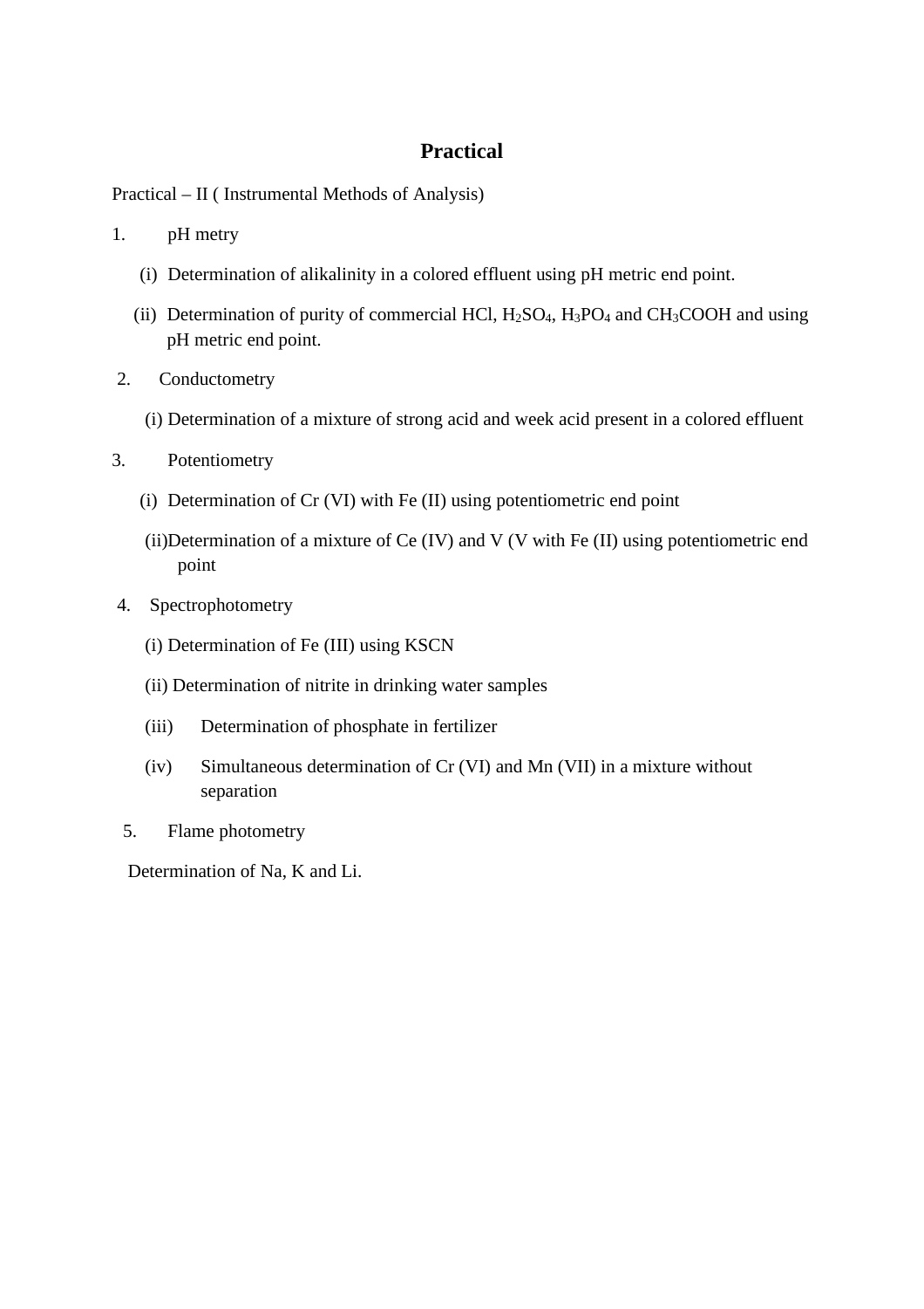# Practical

Practical – II ( Instrumental Methods of Analysis)

1. pH metry

   (i) Determination of alikalinity in a colored effluent using pH metric end point.

   (ii) Determination of purity of commercial HCl, $H_2SO_4$, $H_3PO_4$ and $CH_3COOH$ and using pH metric end point.

2. Conductometry

   (i) Determination of a mixture of strong acid and week acid present in a colored effluent

3. Potentiometry

   (i) Determination of Cr (VI) with Fe (II) using potentiometric end point

   (ii) Determination of a mixture of Ce (IV) and V (V with Fe (II) using potentiometric end point

4. Spectrophotometry

   (i) Determination of Fe (III) using KSCN

   (ii) Determination of nitrite in drinking water samples

   (iii) Determination of phosphate in fertilizer

   (iv) Simultaneous determination of Cr (VI) and Mn (VII) in a mixture without separation

5. Flame photometry

Determination of Na, K and Li.